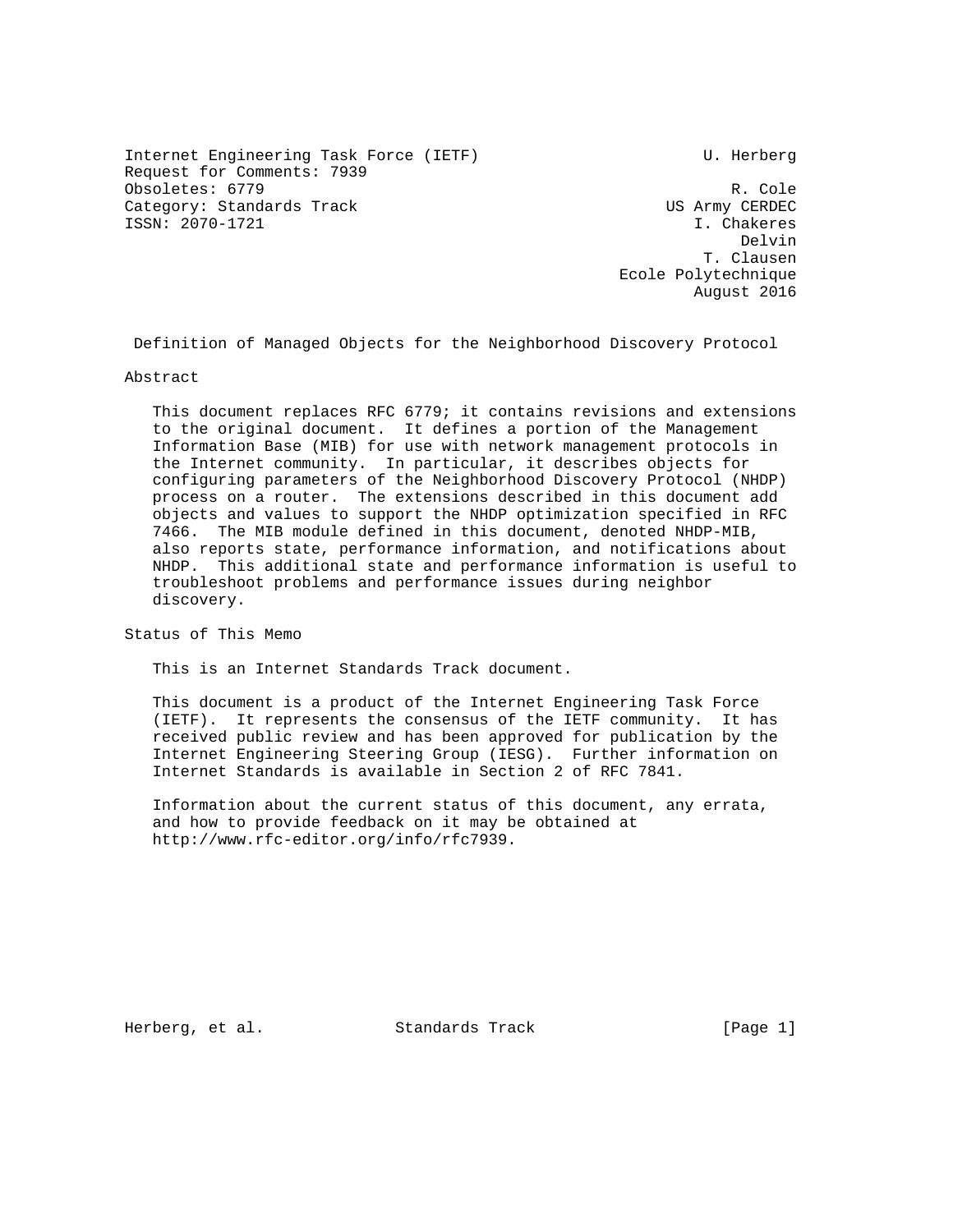Internet Engineering Task Force (IETF)                        U. Herberg
Request for Comments: 7939
Obsoletes: 6779                                                  R. Cole
Category: Standards Track                                 US Army CERDEC
ISSN: 2070-1721                                              I. Chakeres
                                                                  Delvin
                                                              T. Clausen
                                                     Ecole Polytechnique
                                                             August 2016

# Definition of Managed Objects for the Neighborhood Discovery Protocol

## Abstract

This document replaces RFC 6779; it contains revisions and extensions to the original document. It defines a portion of the Management Information Base (MIB) for use with network management protocols in the Internet community. In particular, it describes objects for configuring parameters of the Neighborhood Discovery Protocol (NHDP) process on a router. The extensions described in this document add objects and values to support the NHDP optimization specified in RFC 7466. The MIB module defined in this document, denoted NHDP-MIB, also reports state, performance information, and notifications about NHDP. This additional state and performance information is useful to troubleshoot problems and performance issues during neighbor discovery.

## Status of This Memo

This is an Internet Standards Track document.

This document is a product of the Internet Engineering Task Force (IETF). It represents the consensus of the IETF community. It has received public review and has been approved for publication by the Internet Engineering Steering Group (IESG). Further information on Internet Standards is available in Section 2 of RFC 7841.

Information about the current status of this document, any errata, and how to provide feedback on it may be obtained at http://www.rfc-editor.org/info/rfc7939.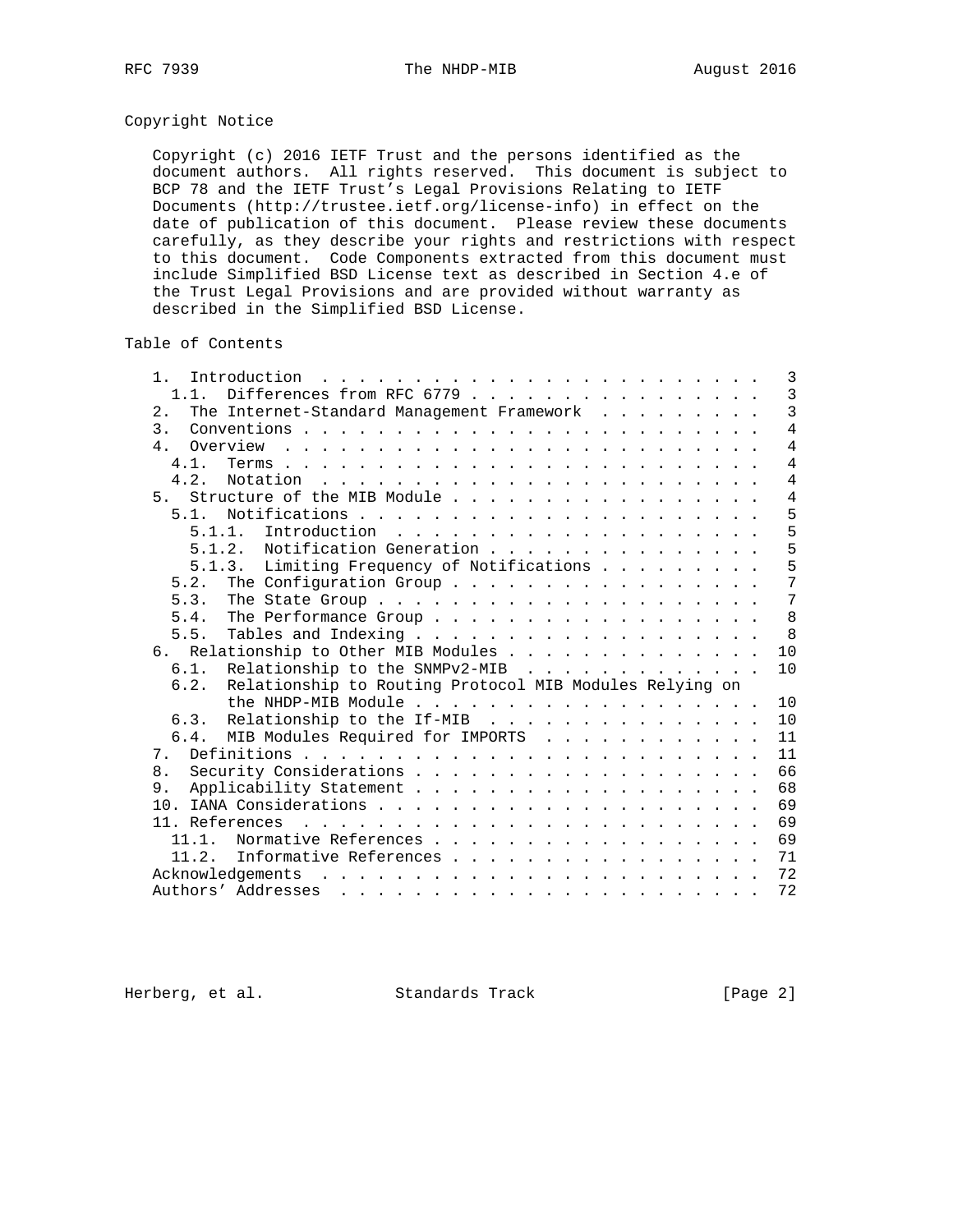## Copyright Notice

Copyright (c) 2016 IETF Trust and the persons identified as the document authors. All rights reserved. This document is subject to BCP 78 and the IETF Trust's Legal Provisions Relating to IETF Documents (http://trustee.ietf.org/license-info) in effect on the date of publication of this document. Please review these documents carefully, as they describe your rights and restrictions with respect to this document. Code Components extracted from this document must include Simplified BSD License text as described in Section 4.e of the Trust Legal Provisions and are provided without warranty as described in the Simplified BSD License.

## Table of Contents

```
   1.  Introduction . . . . . . . . . . . . . . . . . . . . . . . .   3
     1.1.  Differences from RFC 6779 . . . . . . . . . . . . . . . .   3
   2.  The Internet-Standard Management Framework  . . . . . . . . .   3
   3.  Conventions . . . . . . . . . . . . . . . . . . . . . . . . .   4
   4.  Overview  . . . . . . . . . . . . . . . . . . . . . . . . . .   4
     4.1.  Terms . . . . . . . . . . . . . . . . . . . . . . . . . .   4
     4.2.  Notation  . . . . . . . . . . . . . . . . . . . . . . . .   4
   5.  Structure of the MIB Module . . . . . . . . . . . . . . . . .   4
     5.1.  Notifications . . . . . . . . . . . . . . . . . . . . . .   5
       5.1.1.  Introduction  . . . . . . . . . . . . . . . . . . . .   5
       5.1.2.  Notification Generation . . . . . . . . . . . . . . .   5
       5.1.3.  Limiting Frequency of Notifications . . . . . . . . .   5
     5.2.  The Configuration Group . . . . . . . . . . . . . . . . .   7
     5.3.  The State Group . . . . . . . . . . . . . . . . . . . . .   7
     5.4.  The Performance Group . . . . . . . . . . . . . . . . . .   8
     5.5.  Tables and Indexing . . . . . . . . . . . . . . . . . . .   8
   6.  Relationship to Other MIB Modules . . . . . . . . . . . . . .  10
     6.1.  Relationship to the SNMPv2-MIB  . . . . . . . . . . . . .  10
     6.2.  Relationship to Routing Protocol MIB Modules Relying on
           the NHDP-MIB Module . . . . . . . . . . . . . . . . . . .  10
     6.3.  Relationship to the If-MIB  . . . . . . . . . . . . . . .  10
     6.4.  MIB Modules Required for IMPORTS  . . . . . . . . . . . .  11
   7.  Definitions . . . . . . . . . . . . . . . . . . . . . . . . .  11
   8.  Security Considerations . . . . . . . . . . . . . . . . . . .  66
   9.  Applicability Statement . . . . . . . . . . . . . . . . . . .  68
   10. IANA Considerations . . . . . . . . . . . . . . . . . . . . .  69
   11. References  . . . . . . . . . . . . . . . . . . . . . . . . .  69
     11.1.  Normative References . . . . . . . . . . . . . . . . . .  69
     11.2.  Informative References . . . . . . . . . . . . . . . . .  71
   Acknowledgements  . . . . . . . . . . . . . . . . . . . . . . . .  72
   Authors' Addresses  . . . . . . . . . . . . . . . . . . . . . . .  72
```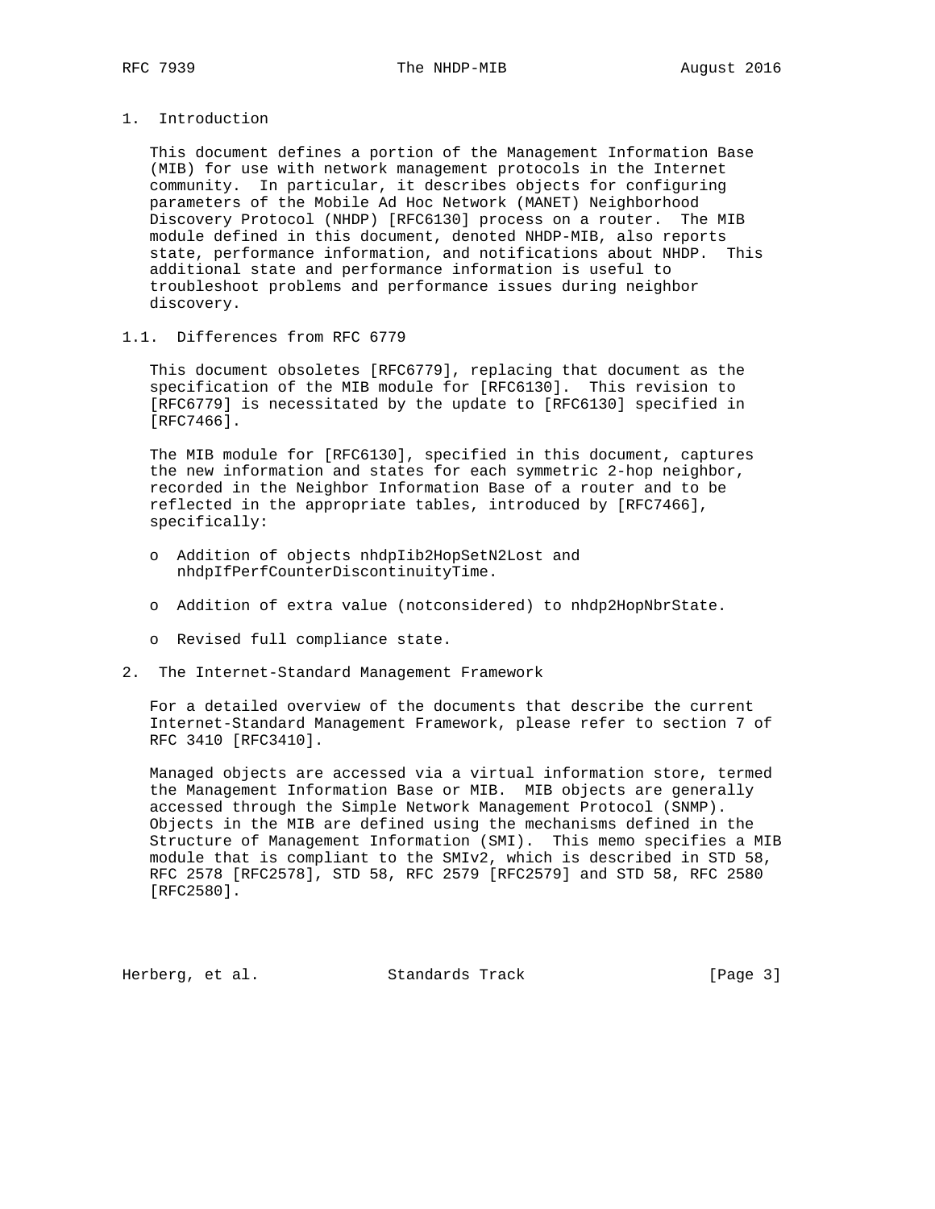# 1. Introduction

This document defines a portion of the Management Information Base (MIB) for use with network management protocols in the Internet community. In particular, it describes objects for configuring parameters of the Mobile Ad Hoc Network (MANET) Neighborhood Discovery Protocol (NHDP) [RFC6130] process on a router. The MIB module defined in this document, denoted NHDP-MIB, also reports state, performance information, and notifications about NHDP. This additional state and performance information is useful to troubleshoot problems and performance issues during neighbor discovery.

## 1.1. Differences from RFC 6779

This document obsoletes [RFC6779], replacing that document as the specification of the MIB module for [RFC6130]. This revision to [RFC6779] is necessitated by the update to [RFC6130] specified in [RFC7466].

The MIB module for [RFC6130], specified in this document, captures the new information and states for each symmetric 2-hop neighbor, recorded in the Neighbor Information Base of a router and to be reflected in the appropriate tables, introduced by [RFC7466], specifically:

- Addition of objects nhdpIib2HopSetN2Lost and nhdpIfPerfCounterDiscontinuityTime.
- Addition of extra value (notconsidered) to nhdp2HopNbrState.
- Revised full compliance state.

# 2. The Internet-Standard Management Framework

For a detailed overview of the documents that describe the current Internet-Standard Management Framework, please refer to section 7 of RFC 3410 [RFC3410].

Managed objects are accessed via a virtual information store, termed the Management Information Base or MIB. MIB objects are generally accessed through the Simple Network Management Protocol (SNMP). Objects in the MIB are defined using the mechanisms defined in the Structure of Management Information (SMI). This memo specifies a MIB module that is compliant to the SMIv2, which is described in STD 58, RFC 2578 [RFC2578], STD 58, RFC 2579 [RFC2579] and STD 58, RFC 2580 [RFC2580].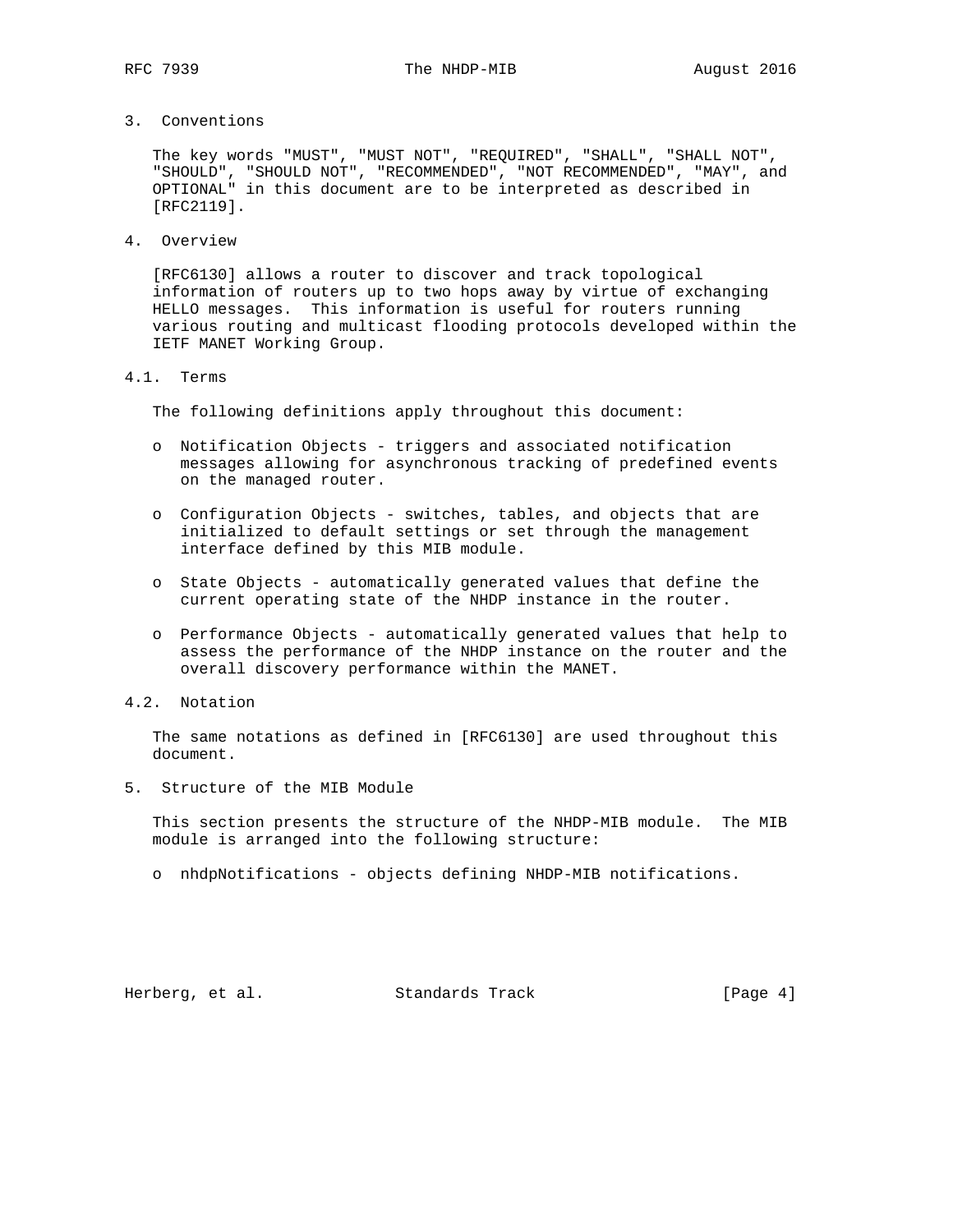## 3. Conventions

The key words "MUST", "MUST NOT", "REQUIRED", "SHALL", "SHALL NOT", "SHOULD", "SHOULD NOT", "RECOMMENDED", "NOT RECOMMENDED", "MAY", and OPTIONAL" in this document are to be interpreted as described in [RFC2119].

## 4. Overview

[RFC6130] allows a router to discover and track topological information of routers up to two hops away by virtue of exchanging HELLO messages. This information is useful for routers running various routing and multicast flooding protocols developed within the IETF MANET Working Group.

### 4.1. Terms

The following definitions apply throughout this document:

- Notification Objects - triggers and associated notification messages allowing for asynchronous tracking of predefined events on the managed router.
- Configuration Objects - switches, tables, and objects that are initialized to default settings or set through the management interface defined by this MIB module.
- State Objects - automatically generated values that define the current operating state of the NHDP instance in the router.
- Performance Objects - automatically generated values that help to assess the performance of the NHDP instance on the router and the overall discovery performance within the MANET.

### 4.2. Notation

The same notations as defined in [RFC6130] are used throughout this document.

## 5. Structure of the MIB Module

This section presents the structure of the NHDP-MIB module. The MIB module is arranged into the following structure:

- nhdpNotifications - objects defining NHDP-MIB notifications.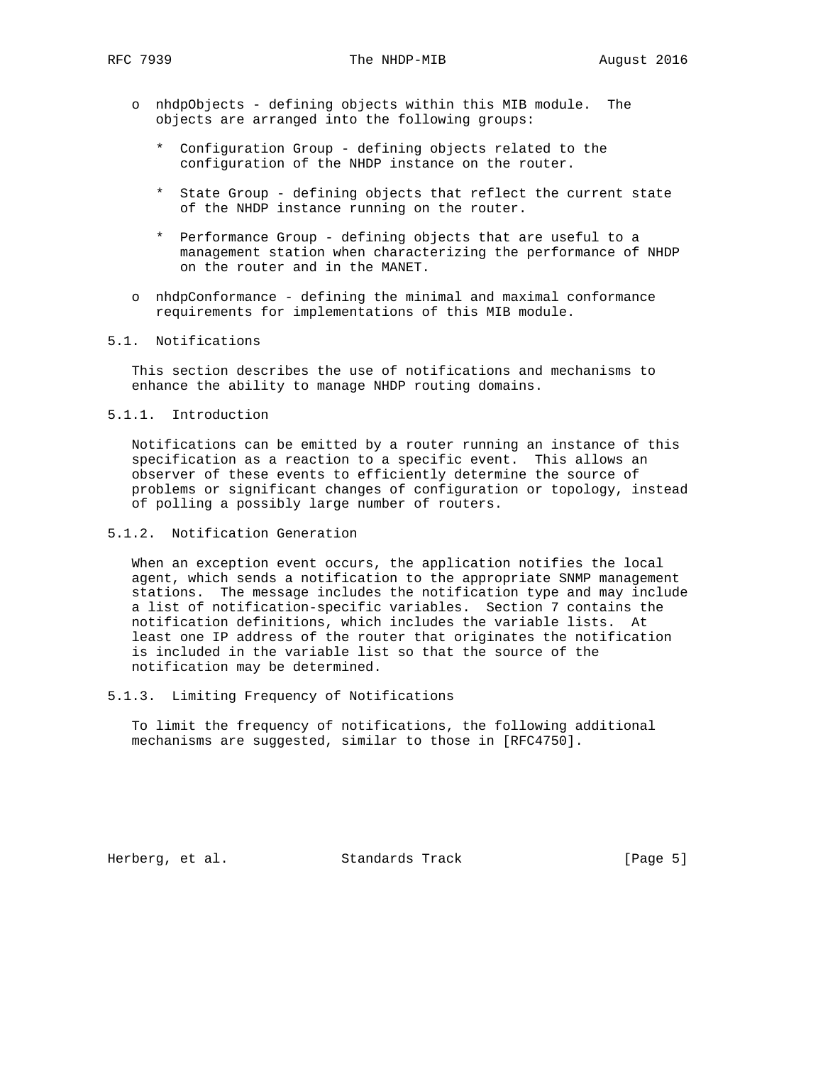- nhdpObjects - defining objects within this MIB module. The objects are arranged into the following groups:

  * Configuration Group - defining objects related to the configuration of the NHDP instance on the router.

  * State Group - defining objects that reflect the current state of the NHDP instance running on the router.

  * Performance Group - defining objects that are useful to a management station when characterizing the performance of NHDP on the router and in the MANET.

- nhdpConformance - defining the minimal and maximal conformance requirements for implementations of this MIB module.

### 5.1. Notifications

This section describes the use of notifications and mechanisms to enhance the ability to manage NHDP routing domains.

#### 5.1.1. Introduction

Notifications can be emitted by a router running an instance of this specification as a reaction to a specific event. This allows an observer of these events to efficiently determine the source of problems or significant changes of configuration or topology, instead of polling a possibly large number of routers.

#### 5.1.2. Notification Generation

When an exception event occurs, the application notifies the local agent, which sends a notification to the appropriate SNMP management stations. The message includes the notification type and may include a list of notification-specific variables. Section 7 contains the notification definitions, which includes the variable lists. At least one IP address of the router that originates the notification is included in the variable list so that the source of the notification may be determined.

#### 5.1.3. Limiting Frequency of Notifications

To limit the frequency of notifications, the following additional mechanisms are suggested, similar to those in [RFC4750].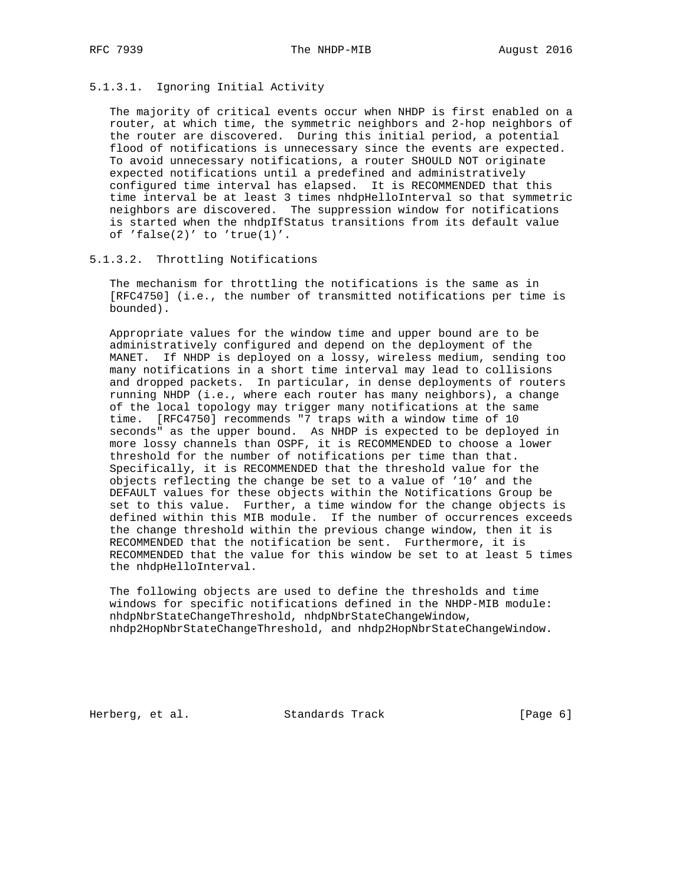#### 5.1.3.1. Ignoring Initial Activity

The majority of critical events occur when NHDP is first enabled on a router, at which time, the symmetric neighbors and 2-hop neighbors of the router are discovered. During this initial period, a potential flood of notifications is unnecessary since the events are expected. To avoid unnecessary notifications, a router SHOULD NOT originate expected notifications until a predefined and administratively configured time interval has elapsed. It is RECOMMENDED that this time interval be at least 3 times nhdpHelloInterval so that symmetric neighbors are discovered. The suppression window for notifications is started when the nhdpIfStatus transitions from its default value of 'false(2)' to 'true(1)'.

#### 5.1.3.2. Throttling Notifications

The mechanism for throttling the notifications is the same as in [RFC4750] (i.e., the number of transmitted notifications per time is bounded).

Appropriate values for the window time and upper bound are to be administratively configured and depend on the deployment of the MANET. If NHDP is deployed on a lossy, wireless medium, sending too many notifications in a short time interval may lead to collisions and dropped packets. In particular, in dense deployments of routers running NHDP (i.e., where each router has many neighbors), a change of the local topology may trigger many notifications at the same time. [RFC4750] recommends "7 traps with a window time of 10 seconds" as the upper bound. As NHDP is expected to be deployed in more lossy channels than OSPF, it is RECOMMENDED to choose a lower threshold for the number of notifications per time than that. Specifically, it is RECOMMENDED that the threshold value for the objects reflecting the change be set to a value of '10' and the DEFAULT values for these objects within the Notifications Group be set to this value. Further, a time window for the change objects is defined within this MIB module. If the number of occurrences exceeds the change threshold within the previous change window, then it is RECOMMENDED that the notification be sent. Furthermore, it is RECOMMENDED that the value for this window be set to at least 5 times the nhdpHelloInterval.

The following objects are used to define the thresholds and time windows for specific notifications defined in the NHDP-MIB module: nhdpNbrStateChangeThreshold, nhdpNbrStateChangeWindow, nhdp2HopNbrStateChangeThreshold, and nhdp2HopNbrStateChangeWindow.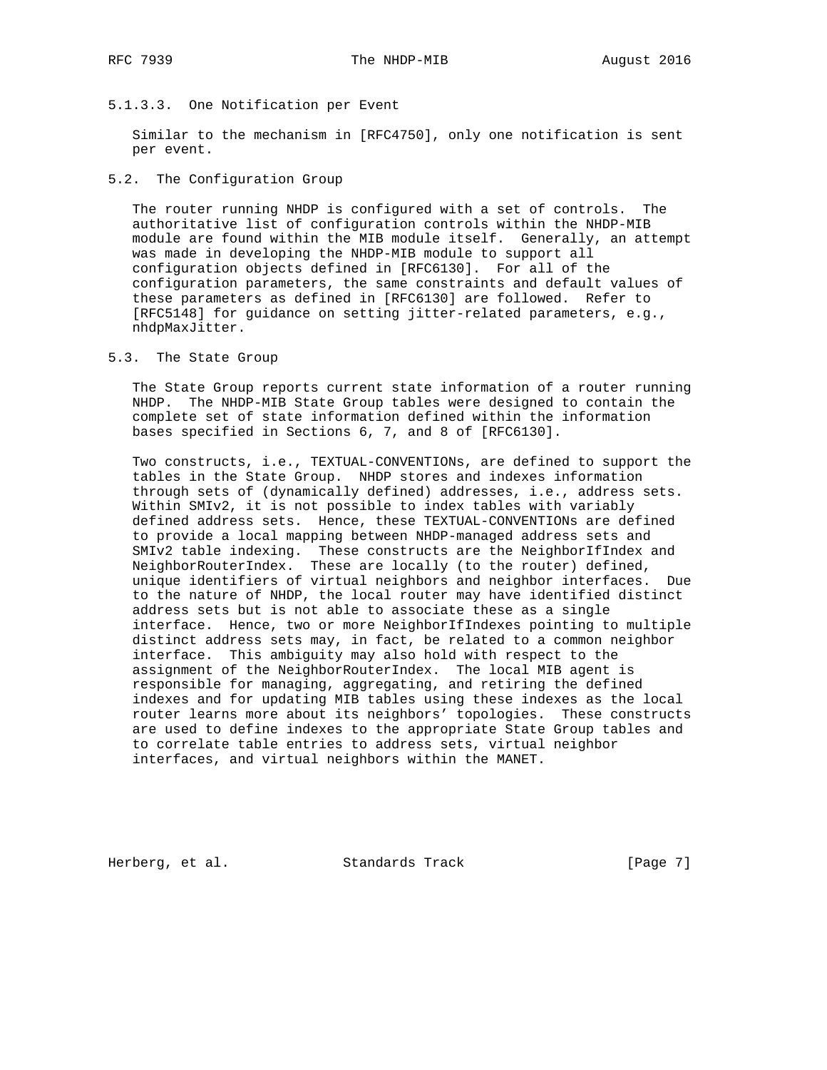#### 5.1.3.3. One Notification per Event

Similar to the mechanism in [RFC4750], only one notification is sent per event.

### 5.2. The Configuration Group

The router running NHDP is configured with a set of controls. The authoritative list of configuration controls within the NHDP-MIB module are found within the MIB module itself. Generally, an attempt was made in developing the NHDP-MIB module to support all configuration objects defined in [RFC6130]. For all of the configuration parameters, the same constraints and default values of these parameters as defined in [RFC6130] are followed. Refer to [RFC5148] for guidance on setting jitter-related parameters, e.g., nhdpMaxJitter.

### 5.3. The State Group

The State Group reports current state information of a router running NHDP. The NHDP-MIB State Group tables were designed to contain the complete set of state information defined within the information bases specified in Sections 6, 7, and 8 of [RFC6130].

Two constructs, i.e., TEXTUAL-CONVENTIONs, are defined to support the tables in the State Group. NHDP stores and indexes information through sets of (dynamically defined) addresses, i.e., address sets. Within SMIv2, it is not possible to index tables with variably defined address sets. Hence, these TEXTUAL-CONVENTIONs are defined to provide a local mapping between NHDP-managed address sets and SMIv2 table indexing. These constructs are the NeighborIfIndex and NeighborRouterIndex. These are locally (to the router) defined, unique identifiers of virtual neighbors and neighbor interfaces. Due to the nature of NHDP, the local router may have identified distinct address sets but is not able to associate these as a single interface. Hence, two or more NeighborIfIndexes pointing to multiple distinct address sets may, in fact, be related to a common neighbor interface. This ambiguity may also hold with respect to the assignment of the NeighborRouterIndex. The local MIB agent is responsible for managing, aggregating, and retiring the defined indexes and for updating MIB tables using these indexes as the local router learns more about its neighbors' topologies. These constructs are used to define indexes to the appropriate State Group tables and to correlate table entries to address sets, virtual neighbor interfaces, and virtual neighbors within the MANET.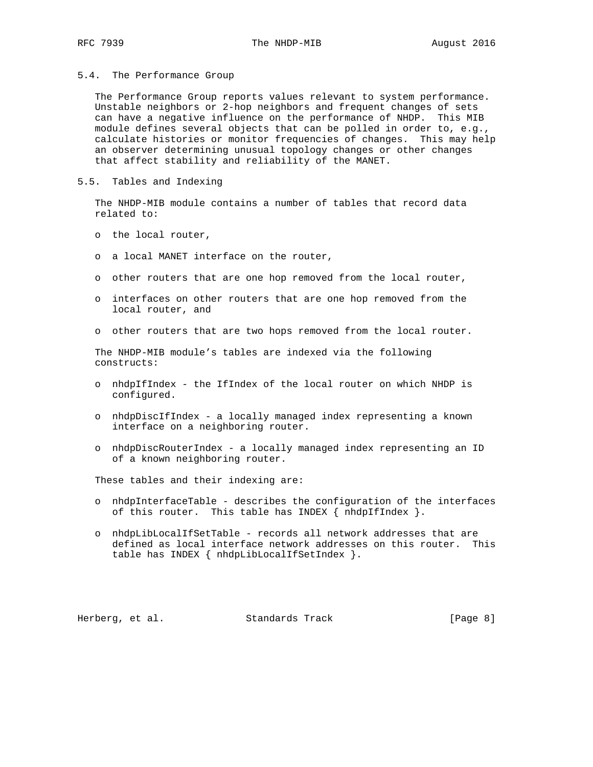### 5.4. The Performance Group

The Performance Group reports values relevant to system performance. Unstable neighbors or 2-hop neighbors and frequent changes of sets can have a negative influence on the performance of NHDP. This MIB module defines several objects that can be polled in order to, e.g., calculate histories or monitor frequencies of changes. This may help an observer determining unusual topology changes or other changes that affect stability and reliability of the MANET.

### 5.5. Tables and Indexing

The NHDP-MIB module contains a number of tables that record data related to:

- the local router,
- a local MANET interface on the router,
- other routers that are one hop removed from the local router,
- interfaces on other routers that are one hop removed from the local router, and
- other routers that are two hops removed from the local router.

The NHDP-MIB module's tables are indexed via the following constructs:

- nhdpIfIndex - the IfIndex of the local router on which NHDP is configured.
- nhdpDiscIfIndex - a locally managed index representing a known interface on a neighboring router.
- nhdpDiscRouterIndex - a locally managed index representing an ID of a known neighboring router.

These tables and their indexing are:

- nhdpInterfaceTable - describes the configuration of the interfaces of this router. This table has INDEX { nhdpIfIndex }.
- nhdpLibLocalIfSetTable - records all network addresses that are defined as local interface network addresses on this router. This table has INDEX { nhdpLibLocalIfSetIndex }.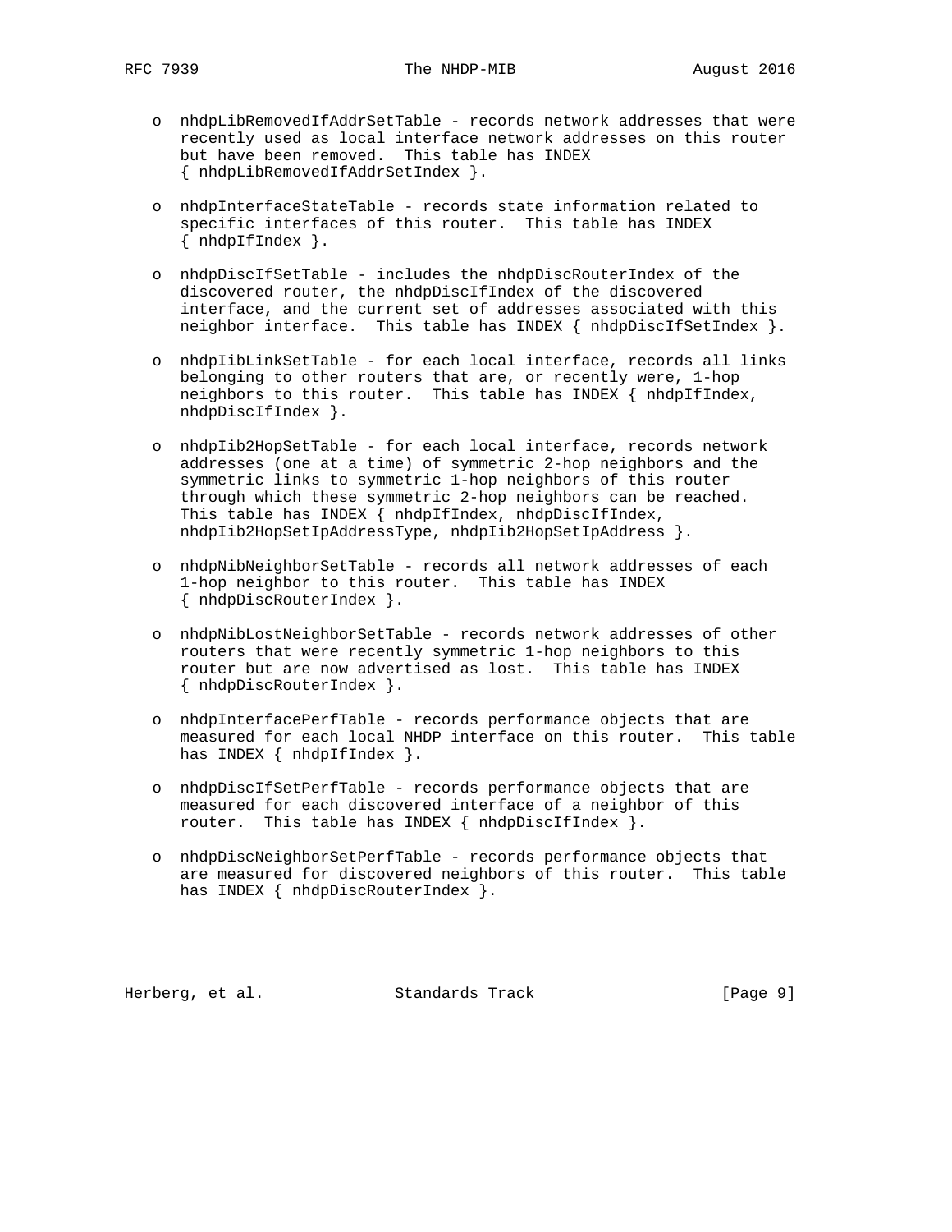- nhdpLibRemovedIfAddrSetTable - records network addresses that were recently used as local interface network addresses on this router but have been removed. This table has INDEX { nhdpLibRemovedIfAddrSetIndex }.

- nhdpInterfaceStateTable - records state information related to specific interfaces of this router. This table has INDEX { nhdpIfIndex }.

- nhdpDiscIfSetTable - includes the nhdpDiscRouterIndex of the discovered router, the nhdpDiscIfIndex of the discovered interface, and the current set of addresses associated with this neighbor interface. This table has INDEX { nhdpDiscIfSetIndex }.

- nhdpIibLinkSetTable - for each local interface, records all links belonging to other routers that are, or recently were, 1-hop neighbors to this router. This table has INDEX { nhdpIfIndex, nhdpDiscIfIndex }.

- nhdpIib2HopSetTable - for each local interface, records network addresses (one at a time) of symmetric 2-hop neighbors and the symmetric links to symmetric 1-hop neighbors of this router through which these symmetric 2-hop neighbors can be reached. This table has INDEX { nhdpIfIndex, nhdpDiscIfIndex, nhdpIib2HopSetIpAddressType, nhdpIib2HopSetIpAddress }.

- nhdpNibNeighborSetTable - records all network addresses of each 1-hop neighbor to this router. This table has INDEX { nhdpDiscRouterIndex }.

- nhdpNibLostNeighborSetTable - records network addresses of other routers that were recently symmetric 1-hop neighbors to this router but are now advertised as lost. This table has INDEX { nhdpDiscRouterIndex }.

- nhdpInterfacePerfTable - records performance objects that are measured for each local NHDP interface on this router. This table has INDEX { nhdpIfIndex }.

- nhdpDiscIfSetPerfTable - records performance objects that are measured for each discovered interface of a neighbor of this router. This table has INDEX { nhdpDiscIfIndex }.

- nhdpDiscNeighborSetPerfTable - records performance objects that are measured for discovered neighbors of this router. This table has INDEX { nhdpDiscRouterIndex }.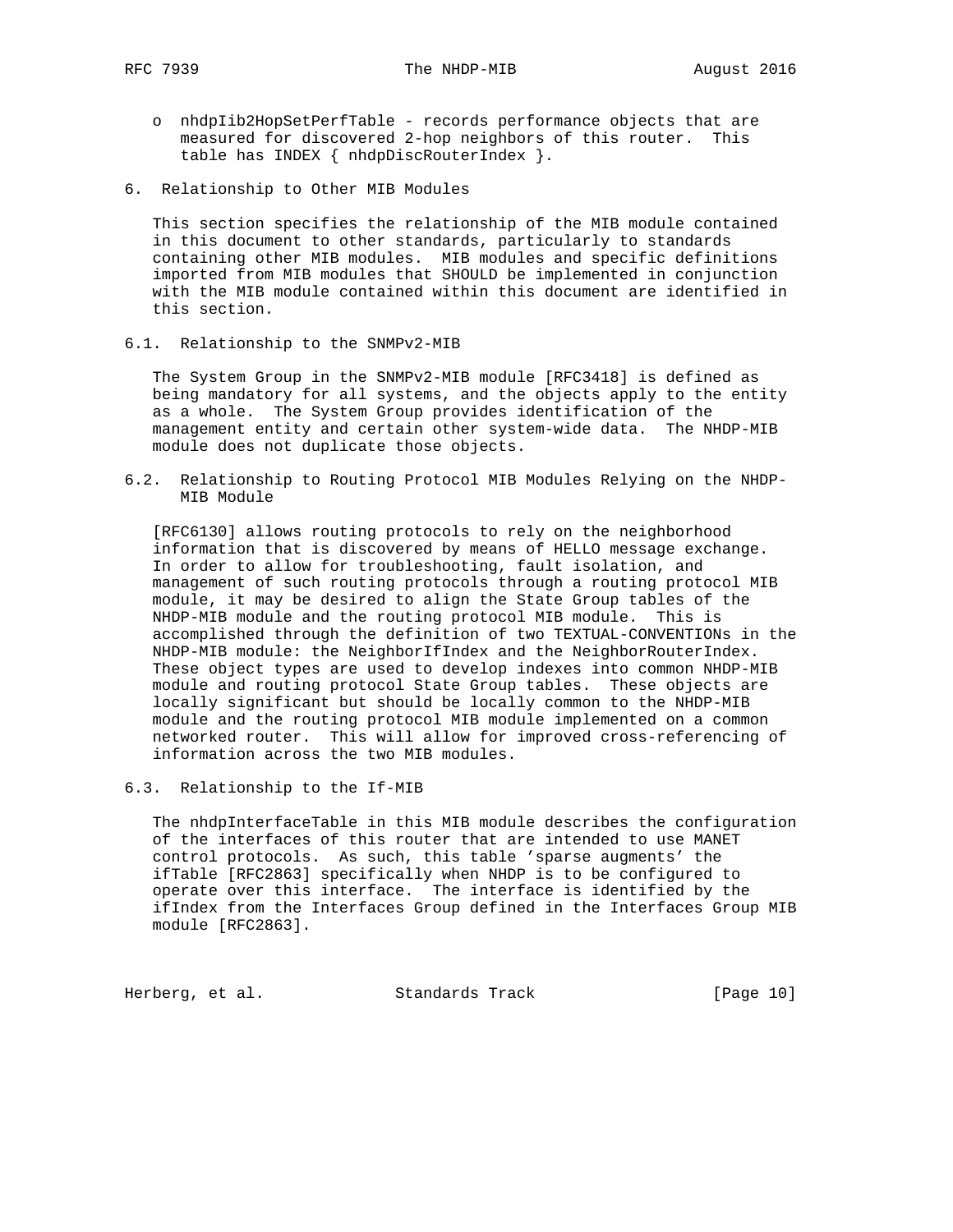- nhdpIib2HopSetPerfTable - records performance objects that are measured for discovered 2-hop neighbors of this router. This table has INDEX { nhdpDiscRouterIndex }.

## 6. Relationship to Other MIB Modules

This section specifies the relationship of the MIB module contained in this document to other standards, particularly to standards containing other MIB modules. MIB modules and specific definitions imported from MIB modules that SHOULD be implemented in conjunction with the MIB module contained within this document are identified in this section.

### 6.1. Relationship to the SNMPv2-MIB

The System Group in the SNMPv2-MIB module [RFC3418] is defined as being mandatory for all systems, and the objects apply to the entity as a whole. The System Group provides identification of the management entity and certain other system-wide data. The NHDP-MIB module does not duplicate those objects.

### 6.2. Relationship to Routing Protocol MIB Modules Relying on the NHDP-MIB Module

[RFC6130] allows routing protocols to rely on the neighborhood information that is discovered by means of HELLO message exchange. In order to allow for troubleshooting, fault isolation, and management of such routing protocols through a routing protocol MIB module, it may be desired to align the State Group tables of the NHDP-MIB module and the routing protocol MIB module. This is accomplished through the definition of two TEXTUAL-CONVENTIONs in the NHDP-MIB module: the NeighborIfIndex and the NeighborRouterIndex. These object types are used to develop indexes into common NHDP-MIB module and routing protocol State Group tables. These objects are locally significant but should be locally common to the NHDP-MIB module and the routing protocol MIB module implemented on a common networked router. This will allow for improved cross-referencing of information across the two MIB modules.

### 6.3. Relationship to the If-MIB

The nhdpInterfaceTable in this MIB module describes the configuration of the interfaces of this router that are intended to use MANET control protocols. As such, this table 'sparse augments' the ifTable [RFC2863] specifically when NHDP is to be configured to operate over this interface. The interface is identified by the ifIndex from the Interfaces Group defined in the Interfaces Group MIB module [RFC2863].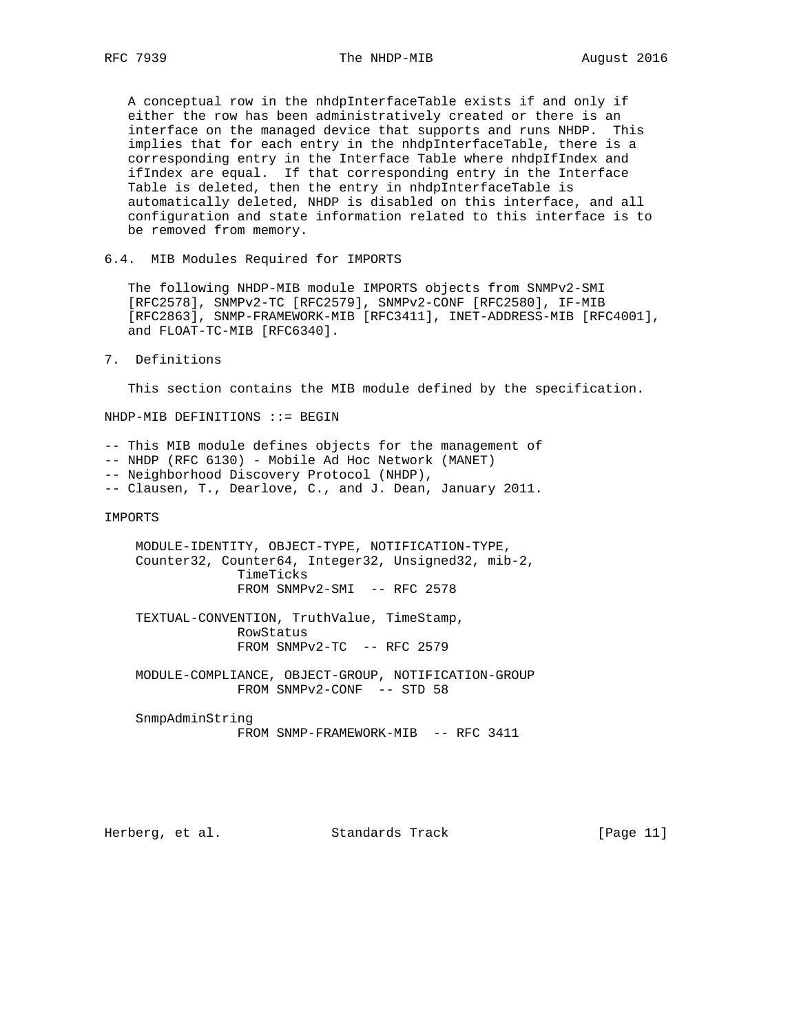A conceptual row in the nhdpInterfaceTable exists if and only if either the row has been administratively created or there is an interface on the managed device that supports and runs NHDP. This implies that for each entry in the nhdpInterfaceTable, there is a corresponding entry in the Interface Table where nhdpIfIndex and ifIndex are equal. If that corresponding entry in the Interface Table is deleted, then the entry in nhdpInterfaceTable is automatically deleted, NHDP is disabled on this interface, and all configuration and state information related to this interface is to be removed from memory.

### 6.4. MIB Modules Required for IMPORTS

The following NHDP-MIB module IMPORTS objects from SNMPv2-SMI [RFC2578], SNMPv2-TC [RFC2579], SNMPv2-CONF [RFC2580], IF-MIB [RFC2863], SNMP-FRAMEWORK-MIB [RFC3411], INET-ADDRESS-MIB [RFC4001], and FLOAT-TC-MIB [RFC6340].

## 7. Definitions

This section contains the MIB module defined by the specification.

```
NHDP-MIB DEFINITIONS ::= BEGIN

-- This MIB module defines objects for the management of
-- NHDP (RFC 6130) - Mobile Ad Hoc Network (MANET)
-- Neighborhood Discovery Protocol (NHDP),
-- Clausen, T., Dearlove, C., and J. Dean, January 2011.

IMPORTS

    MODULE-IDENTITY, OBJECT-TYPE, NOTIFICATION-TYPE,
    Counter32, Counter64, Integer32, Unsigned32, mib-2,
                 TimeTicks
                 FROM SNMPv2-SMI  -- RFC 2578

    TEXTUAL-CONVENTION, TruthValue, TimeStamp,
                 RowStatus
                 FROM SNMPv2-TC  -- RFC 2579

    MODULE-COMPLIANCE, OBJECT-GROUP, NOTIFICATION-GROUP
                 FROM SNMPv2-CONF  -- STD 58

    SnmpAdminString
                 FROM SNMP-FRAMEWORK-MIB  -- RFC 3411
```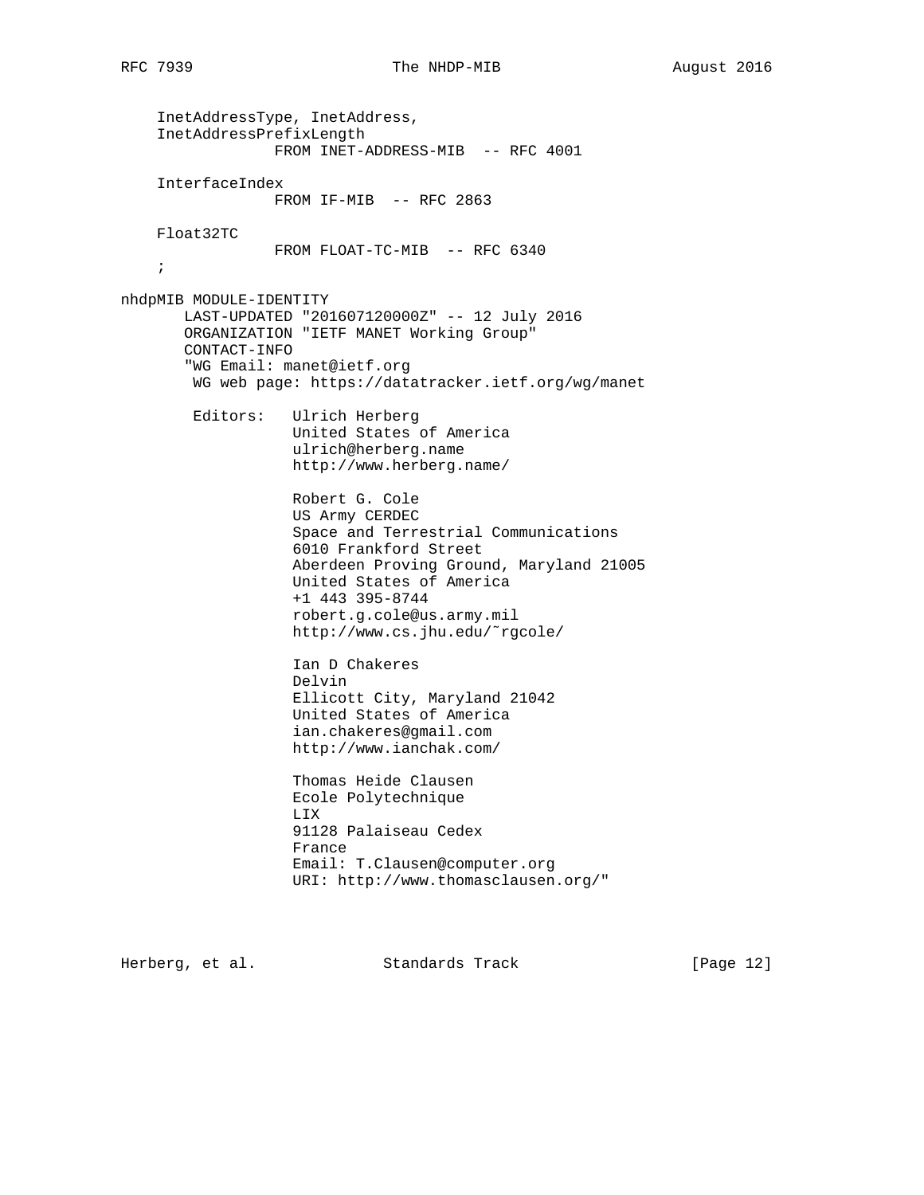```
    InetAddressType, InetAddress,
    InetAddressPrefixLength
                 FROM INET-ADDRESS-MIB  -- RFC 4001

    InterfaceIndex
                 FROM IF-MIB  -- RFC 2863

    Float32TC
                 FROM FLOAT-TC-MIB  -- RFC 6340
    ;

nhdpMIB MODULE-IDENTITY
       LAST-UPDATED "201607120000Z" -- 12 July 2016
       ORGANIZATION "IETF MANET Working Group"
       CONTACT-INFO
       "WG Email: manet@ietf.org
        WG web page: https://datatracker.ietf.org/wg/manet

        Editors:   Ulrich Herberg
                   United States of America
                   ulrich@herberg.name
                   http://www.herberg.name/

                   Robert G. Cole
                   US Army CERDEC
                   Space and Terrestrial Communications
                   6010 Frankford Street
                   Aberdeen Proving Ground, Maryland 21005
                   United States of America
                   +1 443 395-8744
                   robert.g.cole@us.army.mil
                   http://www.cs.jhu.edu/~rgcole/

                   Ian D Chakeres
                   Delvin
                   Ellicott City, Maryland 21042
                   United States of America
                   ian.chakeres@gmail.com
                   http://www.ianchak.com/

                   Thomas Heide Clausen
                   Ecole Polytechnique
                   LIX
                   91128 Palaiseau Cedex
                   France
                   Email: T.Clausen@computer.org
                   URI: http://www.thomasclausen.org/"
```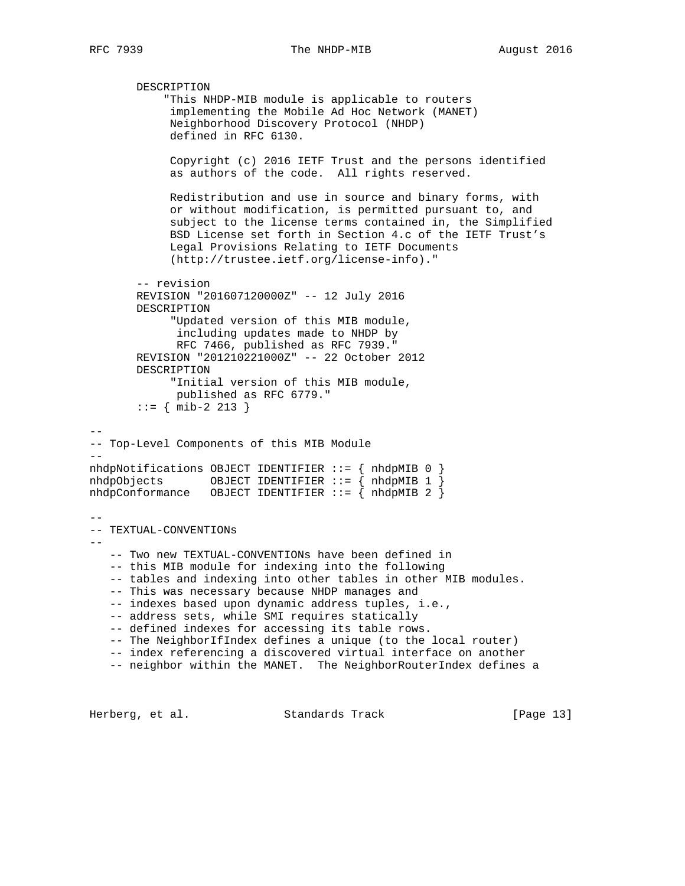```
       DESCRIPTION
           "This NHDP-MIB module is applicable to routers
            implementing the Mobile Ad Hoc Network (MANET)
            Neighborhood Discovery Protocol (NHDP)
            defined in RFC 6130.

            Copyright (c) 2016 IETF Trust and the persons identified
            as authors of the code.  All rights reserved.

            Redistribution and use in source and binary forms, with
            or without modification, is permitted pursuant to, and
            subject to the license terms contained in, the Simplified
            BSD License set forth in Section 4.c of the IETF Trust's
            Legal Provisions Relating to IETF Documents
            (http://trustee.ietf.org/license-info)."

       -- revision
       REVISION "201607120000Z" -- 12 July 2016
       DESCRIPTION
            "Updated version of this MIB module,
             including updates made to NHDP by
             RFC 7466, published as RFC 7939."
       REVISION "201210221000Z" -- 22 October 2012
       DESCRIPTION
            "Initial version of this MIB module,
             published as RFC 6779."
       ::= { mib-2 213 }

--
-- Top-Level Components of this MIB Module
--
nhdpNotifications OBJECT IDENTIFIER ::= { nhdpMIB 0 }
nhdpObjects       OBJECT IDENTIFIER ::= { nhdpMIB 1 }
nhdpConformance   OBJECT IDENTIFIER ::= { nhdpMIB 2 }

--
-- TEXTUAL-CONVENTIONs
--
   -- Two new TEXTUAL-CONVENTIONs have been defined in
   -- this MIB module for indexing into the following
   -- tables and indexing into other tables in other MIB modules.
   -- This was necessary because NHDP manages and
   -- indexes based upon dynamic address tuples, i.e.,
   -- address sets, while SMI requires statically
   -- defined indexes for accessing its table rows.
   -- The NeighborIfIndex defines a unique (to the local router)
   -- index referencing a discovered virtual interface on another
   -- neighbor within the MANET.  The NeighborRouterIndex defines a
```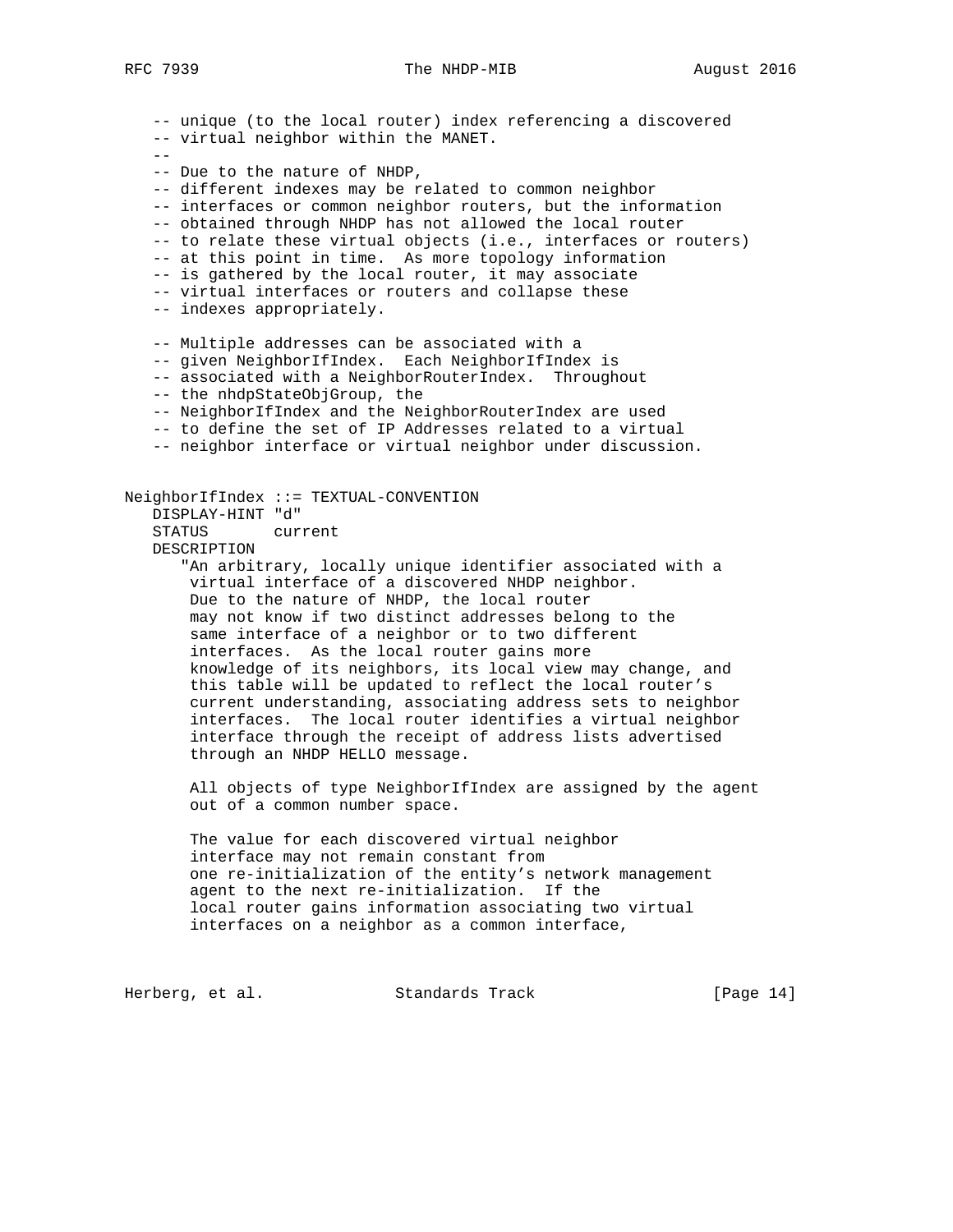```
   -- unique (to the local router) index referencing a discovered
   -- virtual neighbor within the MANET.
   --
   -- Due to the nature of NHDP,
   -- different indexes may be related to common neighbor
   -- interfaces or common neighbor routers, but the information
   -- obtained through NHDP has not allowed the local router
   -- to relate these virtual objects (i.e., interfaces or routers)
   -- at this point in time.  As more topology information
   -- is gathered by the local router, it may associate
   -- virtual interfaces or routers and collapse these
   -- indexes appropriately.

   -- Multiple addresses can be associated with a
   -- given NeighborIfIndex.  Each NeighborIfIndex is
   -- associated with a NeighborRouterIndex.  Throughout
   -- the nhdpStateObjGroup, the
   -- NeighborIfIndex and the NeighborRouterIndex are used
   -- to define the set of IP Addresses related to a virtual
   -- neighbor interface or virtual neighbor under discussion.


NeighborIfIndex ::= TEXTUAL-CONVENTION
   DISPLAY-HINT "d"
   STATUS       current
   DESCRIPTION
      "An arbitrary, locally unique identifier associated with a
       virtual interface of a discovered NHDP neighbor.
       Due to the nature of NHDP, the local router
       may not know if two distinct addresses belong to the
       same interface of a neighbor or to two different
       interfaces.  As the local router gains more
       knowledge of its neighbors, its local view may change, and
       this table will be updated to reflect the local router's
       current understanding, associating address sets to neighbor
       interfaces.  The local router identifies a virtual neighbor
       interface through the receipt of address lists advertised
       through an NHDP HELLO message.

       All objects of type NeighborIfIndex are assigned by the agent
       out of a common number space.

       The value for each discovered virtual neighbor
       interface may not remain constant from
       one re-initialization of the entity's network management
       agent to the next re-initialization.  If the
       local router gains information associating two virtual
       interfaces on a neighbor as a common interface,
```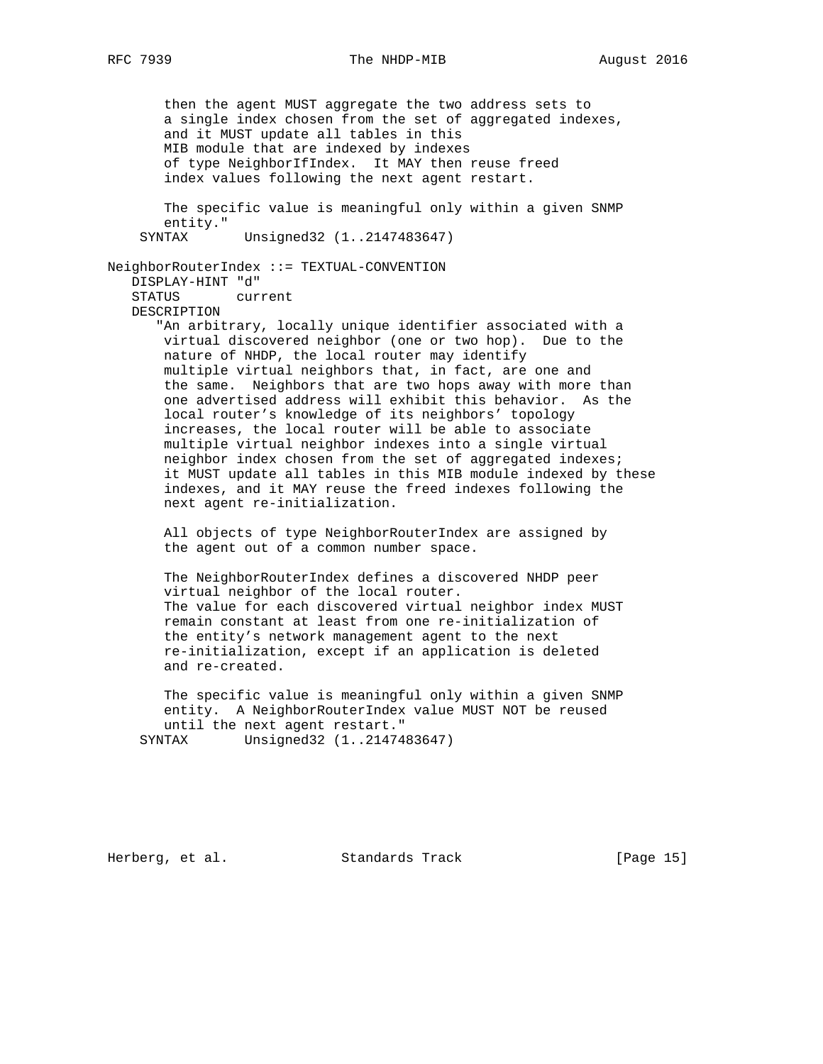```
       then the agent MUST aggregate the two address sets to
       a single index chosen from the set of aggregated indexes,
       and it MUST update all tables in this
       MIB module that are indexed by indexes
       of type NeighborIfIndex.  It MAY then reuse freed
       index values following the next agent restart.

       The specific value is meaningful only within a given SNMP
       entity."
    SYNTAX       Unsigned32 (1..2147483647)

NeighborRouterIndex ::= TEXTUAL-CONVENTION
   DISPLAY-HINT "d"
   STATUS       current
   DESCRIPTION
      "An arbitrary, locally unique identifier associated with a
       virtual discovered neighbor (one or two hop).  Due to the
       nature of NHDP, the local router may identify
       multiple virtual neighbors that, in fact, are one and
       the same.  Neighbors that are two hops away with more than
       one advertised address will exhibit this behavior.  As the
       local router's knowledge of its neighbors' topology
       increases, the local router will be able to associate
       multiple virtual neighbor indexes into a single virtual
       neighbor index chosen from the set of aggregated indexes;
       it MUST update all tables in this MIB module indexed by these
       indexes, and it MAY reuse the freed indexes following the
       next agent re-initialization.

       All objects of type NeighborRouterIndex are assigned by
       the agent out of a common number space.

       The NeighborRouterIndex defines a discovered NHDP peer
       virtual neighbor of the local router.
       The value for each discovered virtual neighbor index MUST
       remain constant at least from one re-initialization of
       the entity's network management agent to the next
       re-initialization, except if an application is deleted
       and re-created.

       The specific value is meaningful only within a given SNMP
       entity.  A NeighborRouterIndex value MUST NOT be reused
       until the next agent restart."
    SYNTAX       Unsigned32 (1..2147483647)
```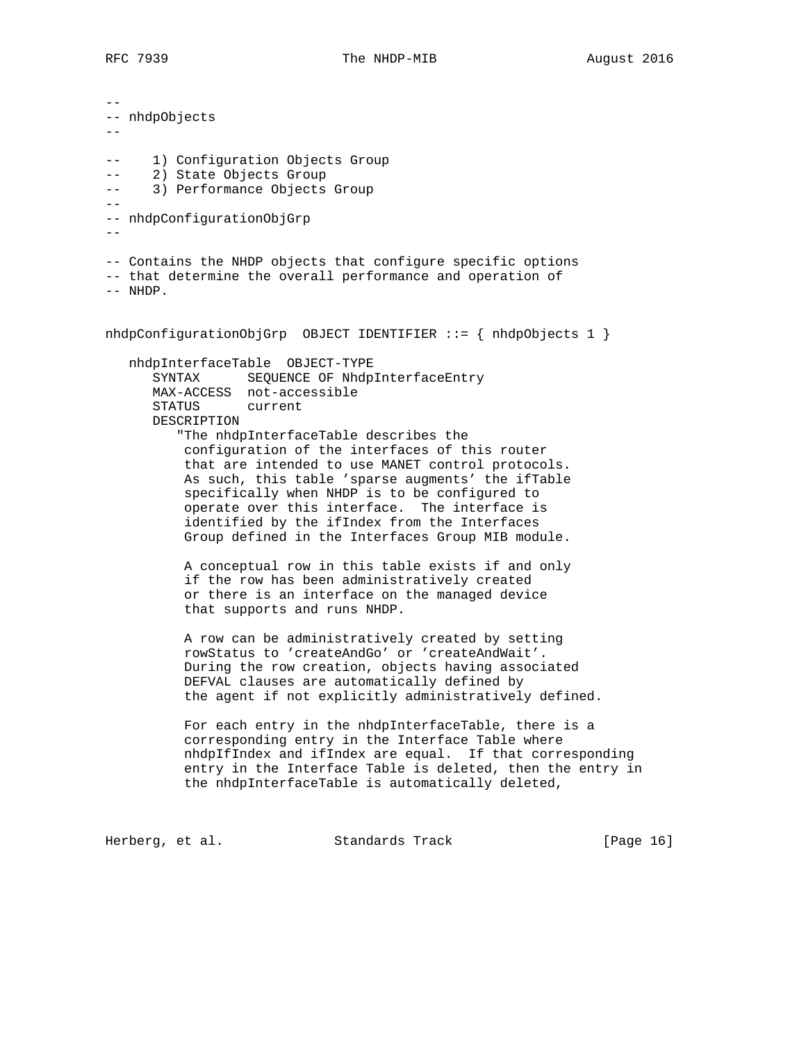```
--
-- nhdpObjects
--

--     1) Configuration Objects Group
--     2) State Objects Group
--     3) Performance Objects Group
--
-- nhdpConfigurationObjGrp
--

-- Contains the NHDP objects that configure specific options
-- that determine the overall performance and operation of
-- NHDP.


nhdpConfigurationObjGrp  OBJECT IDENTIFIER ::= { nhdpObjects 1 }

   nhdpInterfaceTable  OBJECT-TYPE
      SYNTAX      SEQUENCE OF NhdpInterfaceEntry
      MAX-ACCESS  not-accessible
      STATUS      current
      DESCRIPTION
         "The nhdpInterfaceTable describes the
          configuration of the interfaces of this router
          that are intended to use MANET control protocols.
          As such, this table 'sparse augments' the ifTable
          specifically when NHDP is to be configured to
          operate over this interface.  The interface is
          identified by the ifIndex from the Interfaces
          Group defined in the Interfaces Group MIB module.

          A conceptual row in this table exists if and only
          if the row has been administratively created
          or there is an interface on the managed device
          that supports and runs NHDP.

          A row can be administratively created by setting
          rowStatus to 'createAndGo' or 'createAndWait'.
          During the row creation, objects having associated
          DEFVAL clauses are automatically defined by
          the agent if not explicitly administratively defined.

          For each entry in the nhdpInterfaceTable, there is a
          corresponding entry in the Interface Table where
          nhdpIfIndex and ifIndex are equal.  If that corresponding
          entry in the Interface Table is deleted, then the entry in
          the nhdpInterfaceTable is automatically deleted,
```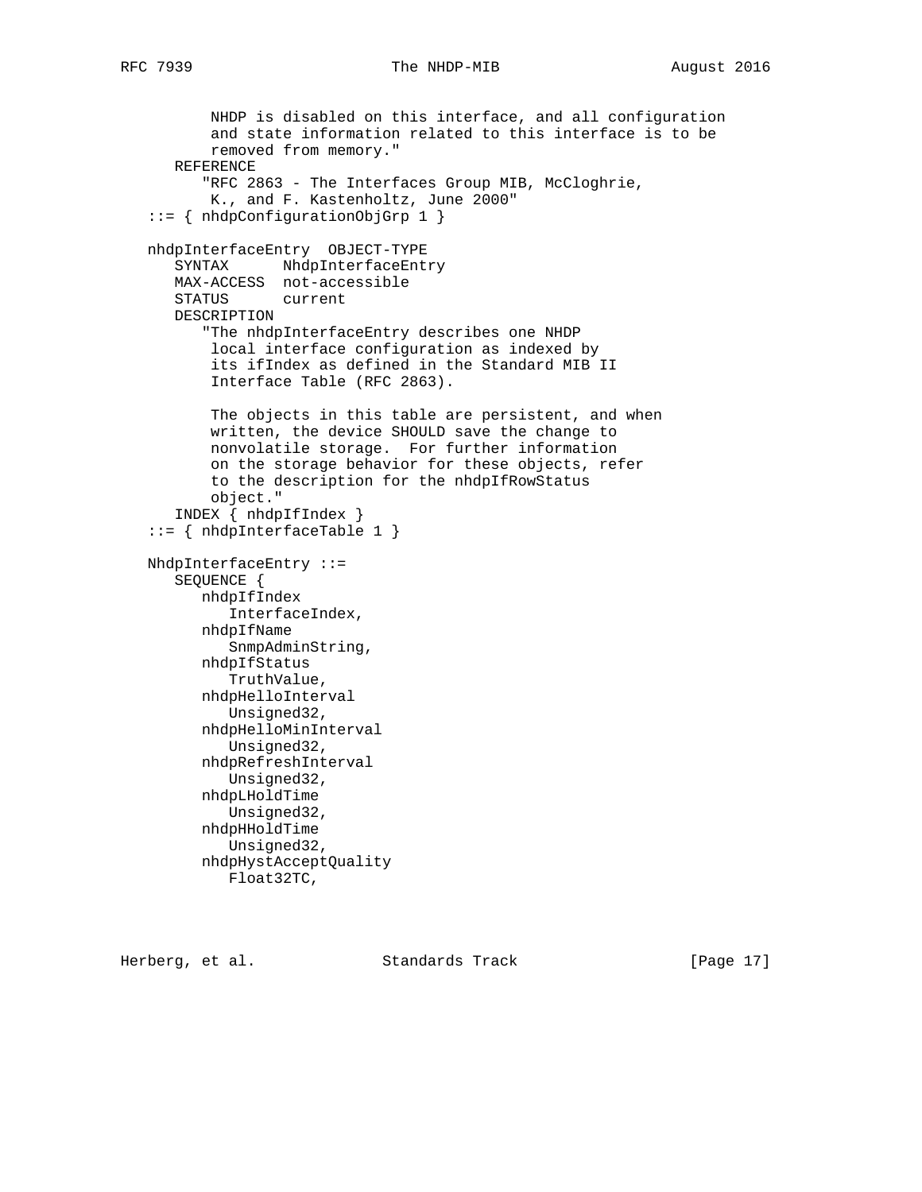```
          NHDP is disabled on this interface, and all configuration
          and state information related to this interface is to be
          removed from memory."
      REFERENCE
         "RFC 2863 - The Interfaces Group MIB, McCloghrie,
          K., and F. Kastenholtz, June 2000"
   ::= { nhdpConfigurationObjGrp 1 }

   nhdpInterfaceEntry  OBJECT-TYPE
      SYNTAX      NhdpInterfaceEntry
      MAX-ACCESS  not-accessible
      STATUS      current
      DESCRIPTION
         "The nhdpInterfaceEntry describes one NHDP
          local interface configuration as indexed by
          its ifIndex as defined in the Standard MIB II
          Interface Table (RFC 2863).

          The objects in this table are persistent, and when
          written, the device SHOULD save the change to
          nonvolatile storage.  For further information
          on the storage behavior for these objects, refer
          to the description for the nhdpIfRowStatus
          object."
      INDEX { nhdpIfIndex }
   ::= { nhdpInterfaceTable 1 }

   NhdpInterfaceEntry ::=
      SEQUENCE {
         nhdpIfIndex
            InterfaceIndex,
         nhdpIfName
            SnmpAdminString,
         nhdpIfStatus
            TruthValue,
         nhdpHelloInterval
            Unsigned32,
         nhdpHelloMinInterval
            Unsigned32,
         nhdpRefreshInterval
            Unsigned32,
         nhdpLHoldTime
            Unsigned32,
         nhdpHHoldTime
            Unsigned32,
         nhdpHystAcceptQuality
            Float32TC,
```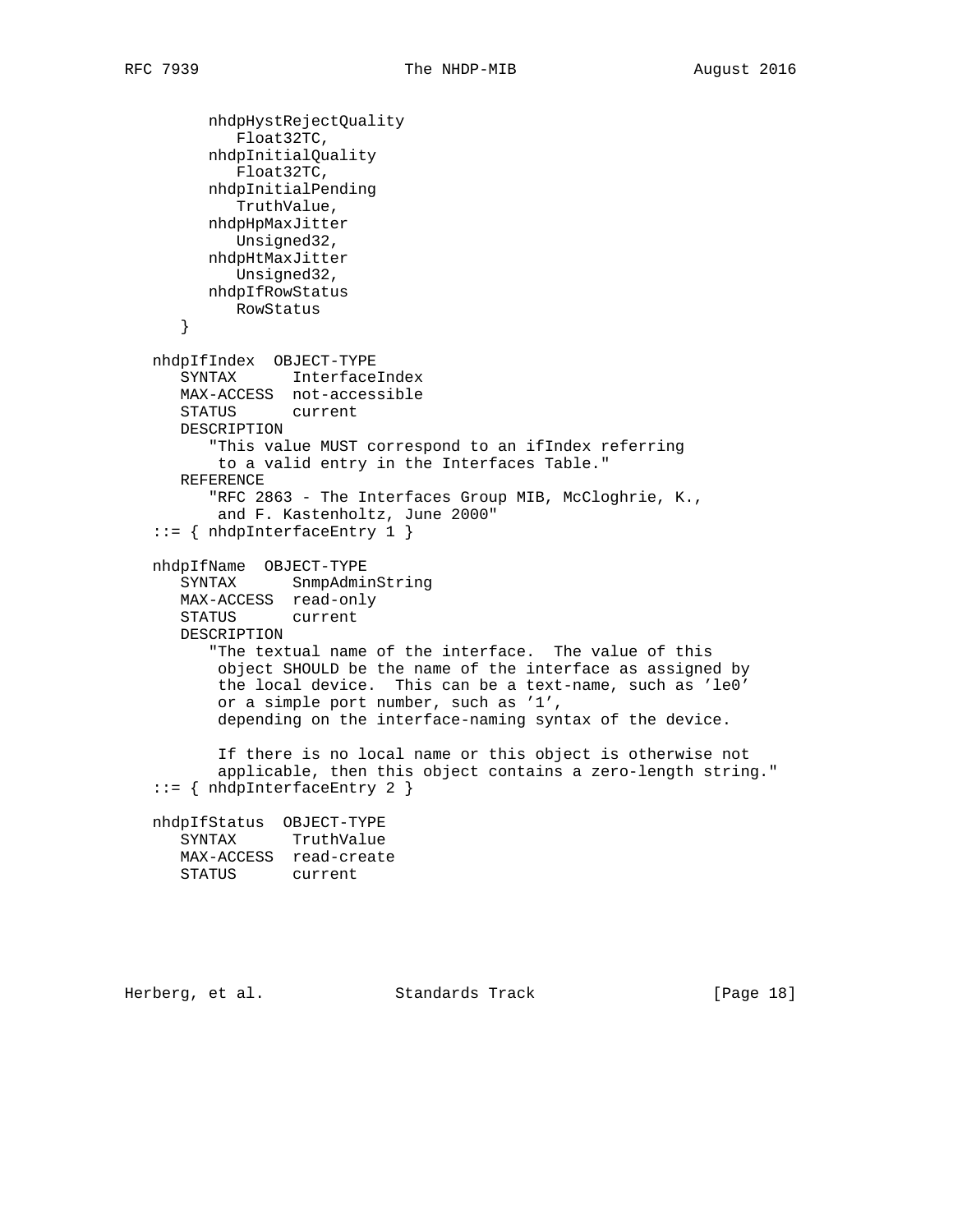```
         nhdpHystRejectQuality
            Float32TC,
         nhdpInitialQuality
            Float32TC,
         nhdpInitialPending
            TruthValue,
         nhdpHpMaxJitter
            Unsigned32,
         nhdpHtMaxJitter
            Unsigned32,
         nhdpIfRowStatus
            RowStatus
      }

   nhdpIfIndex  OBJECT-TYPE
      SYNTAX      InterfaceIndex
      MAX-ACCESS  not-accessible
      STATUS      current
      DESCRIPTION
         "This value MUST correspond to an ifIndex referring
          to a valid entry in the Interfaces Table."
      REFERENCE
         "RFC 2863 - The Interfaces Group MIB, McCloghrie, K.,
          and F. Kastenholtz, June 2000"
   ::= { nhdpInterfaceEntry 1 }

   nhdpIfName  OBJECT-TYPE
      SYNTAX      SnmpAdminString
      MAX-ACCESS  read-only
      STATUS      current
      DESCRIPTION
         "The textual name of the interface.  The value of this
          object SHOULD be the name of the interface as assigned by
          the local device.  This can be a text-name, such as 'le0'
          or a simple port number, such as '1',
          depending on the interface-naming syntax of the device.

          If there is no local name or this object is otherwise not
          applicable, then this object contains a zero-length string."
   ::= { nhdpInterfaceEntry 2 }

   nhdpIfStatus  OBJECT-TYPE
      SYNTAX      TruthValue
      MAX-ACCESS  read-create
      STATUS      current
```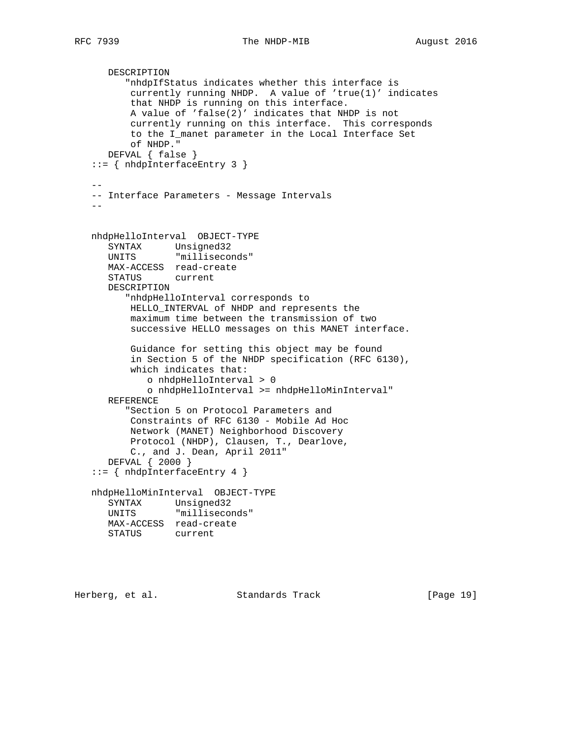```
      DESCRIPTION
         "nhdpIfStatus indicates whether this interface is
          currently running NHDP.  A value of 'true(1)' indicates
          that NHDP is running on this interface.
          A value of 'false(2)' indicates that NHDP is not
          currently running on this interface.  This corresponds
          to the I_manet parameter in the Local Interface Set
          of NHDP."
      DEFVAL { false }
   ::= { nhdpInterfaceEntry 3 }

   --
   -- Interface Parameters - Message Intervals
   --

   nhdpHelloInterval  OBJECT-TYPE
      SYNTAX      Unsigned32
      UNITS       "milliseconds"
      MAX-ACCESS  read-create
      STATUS      current
      DESCRIPTION
         "nhdpHelloInterval corresponds to
          HELLO_INTERVAL of NHDP and represents the
          maximum time between the transmission of two
          successive HELLO messages on this MANET interface.

          Guidance for setting this object may be found
          in Section 5 of the NHDP specification (RFC 6130),
          which indicates that:
             o nhdpHelloInterval > 0
             o nhdpHelloInterval >= nhdpHelloMinInterval"
      REFERENCE
         "Section 5 on Protocol Parameters and
          Constraints of RFC 6130 - Mobile Ad Hoc
          Network (MANET) Neighborhood Discovery
          Protocol (NHDP), Clausen, T., Dearlove,
          C., and J. Dean, April 2011"
      DEFVAL { 2000 }
   ::= { nhdpInterfaceEntry 4 }

   nhdpHelloMinInterval  OBJECT-TYPE
      SYNTAX      Unsigned32
      UNITS       "milliseconds"
      MAX-ACCESS  read-create
      STATUS      current
```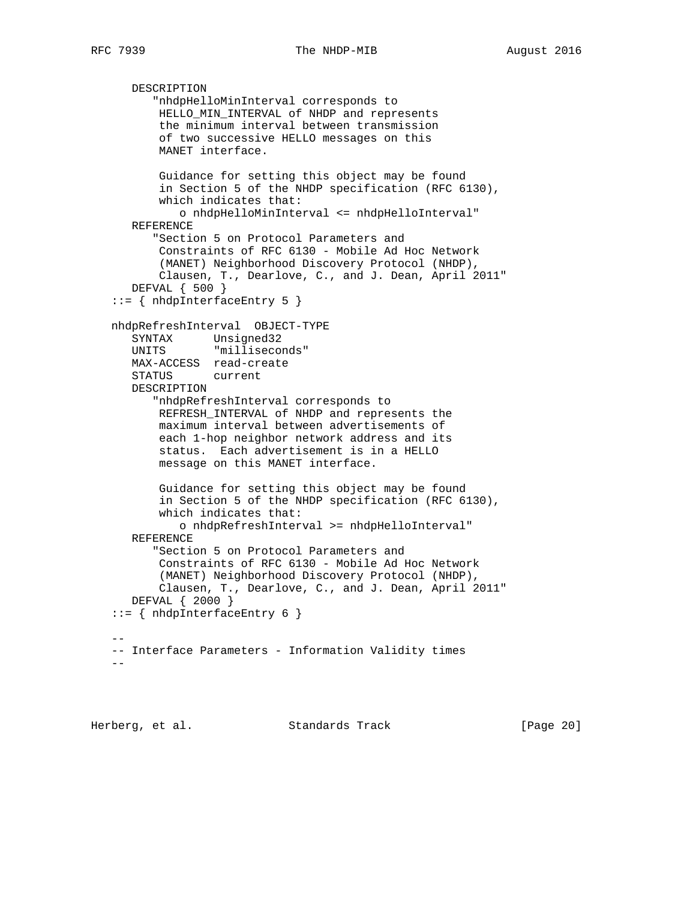```
      DESCRIPTION
         "nhdpHelloMinInterval corresponds to
          HELLO_MIN_INTERVAL of NHDP and represents
          the minimum interval between transmission
          of two successive HELLO messages on this
          MANET interface.

          Guidance for setting this object may be found
          in Section 5 of the NHDP specification (RFC 6130),
          which indicates that:
             o nhdpHelloMinInterval <= nhdpHelloInterval"
      REFERENCE
         "Section 5 on Protocol Parameters and
          Constraints of RFC 6130 - Mobile Ad Hoc Network
          (MANET) Neighborhood Discovery Protocol (NHDP),
          Clausen, T., Dearlove, C., and J. Dean, April 2011"
      DEFVAL { 500 }
   ::= { nhdpInterfaceEntry 5 }

   nhdpRefreshInterval  OBJECT-TYPE
      SYNTAX      Unsigned32
      UNITS       "milliseconds"
      MAX-ACCESS  read-create
      STATUS      current
      DESCRIPTION
         "nhdpRefreshInterval corresponds to
          REFRESH_INTERVAL of NHDP and represents the
          maximum interval between advertisements of
          each 1-hop neighbor network address and its
          status.  Each advertisement is in a HELLO
          message on this MANET interface.

          Guidance for setting this object may be found
          in Section 5 of the NHDP specification (RFC 6130),
          which indicates that:
             o nhdpRefreshInterval >= nhdpHelloInterval"
      REFERENCE
         "Section 5 on Protocol Parameters and
          Constraints of RFC 6130 - Mobile Ad Hoc Network
          (MANET) Neighborhood Discovery Protocol (NHDP),
          Clausen, T., Dearlove, C., and J. Dean, April 2011"
      DEFVAL { 2000 }
   ::= { nhdpInterfaceEntry 6 }

   --
   -- Interface Parameters - Information Validity times
   --
```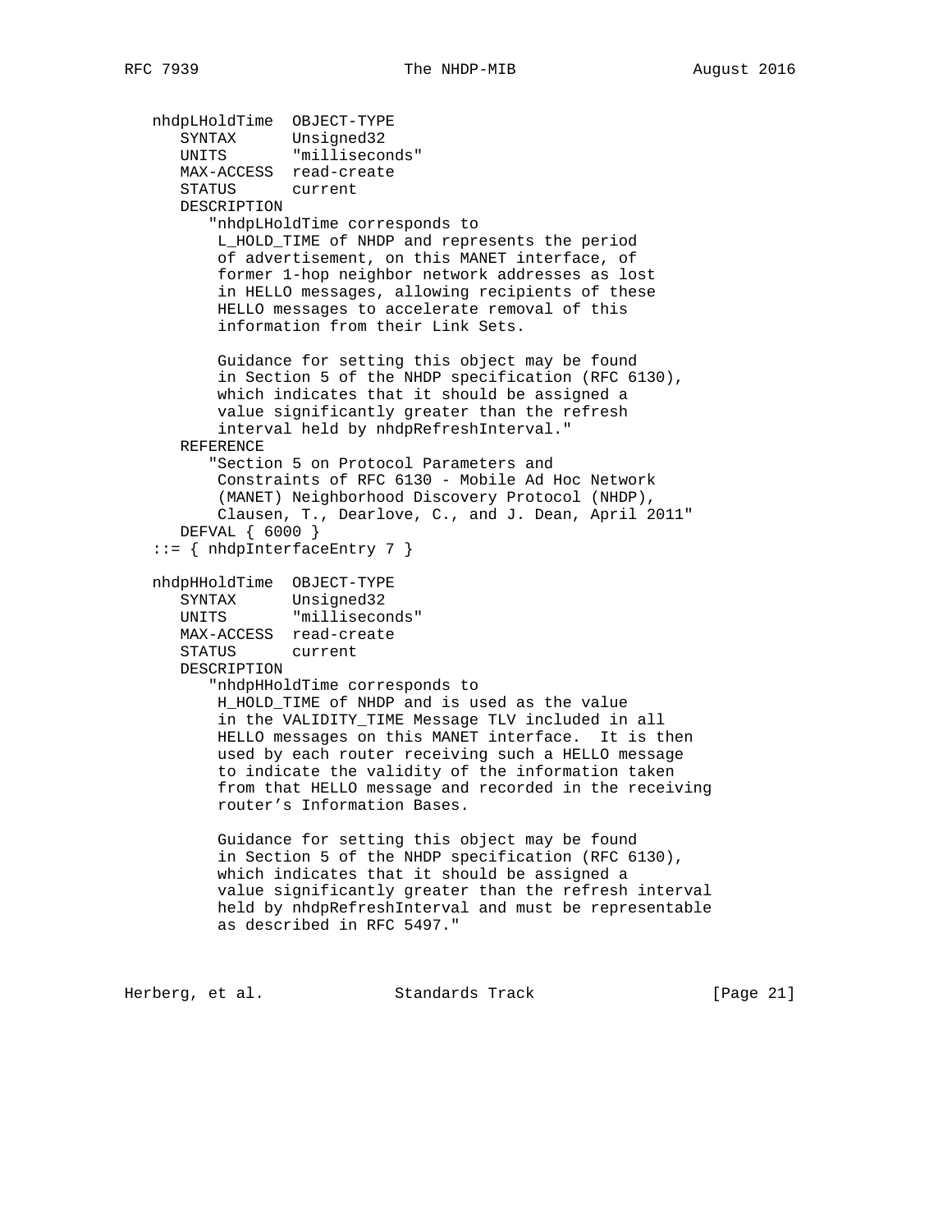```
   nhdpLHoldTime  OBJECT-TYPE
      SYNTAX      Unsigned32
      UNITS       "milliseconds"
      MAX-ACCESS  read-create
      STATUS      current
      DESCRIPTION
         "nhdpLHoldTime corresponds to
          L_HOLD_TIME of NHDP and represents the period
          of advertisement, on this MANET interface, of
          former 1-hop neighbor network addresses as lost
          in HELLO messages, allowing recipients of these
          HELLO messages to accelerate removal of this
          information from their Link Sets.

          Guidance for setting this object may be found
          in Section 5 of the NHDP specification (RFC 6130),
          which indicates that it should be assigned a
          value significantly greater than the refresh
          interval held by nhdpRefreshInterval."
      REFERENCE
         "Section 5 on Protocol Parameters and
          Constraints of RFC 6130 - Mobile Ad Hoc Network
          (MANET) Neighborhood Discovery Protocol (NHDP),
          Clausen, T., Dearlove, C., and J. Dean, April 2011"
      DEFVAL { 6000 }
   ::= { nhdpInterfaceEntry 7 }

   nhdpHHoldTime  OBJECT-TYPE
      SYNTAX      Unsigned32
      UNITS       "milliseconds"
      MAX-ACCESS  read-create
      STATUS      current
      DESCRIPTION
         "nhdpHHoldTime corresponds to
          H_HOLD_TIME of NHDP and is used as the value
          in the VALIDITY_TIME Message TLV included in all
          HELLO messages on this MANET interface.  It is then
          used by each router receiving such a HELLO message
          to indicate the validity of the information taken
          from that HELLO message and recorded in the receiving
          router's Information Bases.

          Guidance for setting this object may be found
          in Section 5 of the NHDP specification (RFC 6130),
          which indicates that it should be assigned a
          value significantly greater than the refresh interval
          held by nhdpRefreshInterval and must be representable
          as described in RFC 5497."
```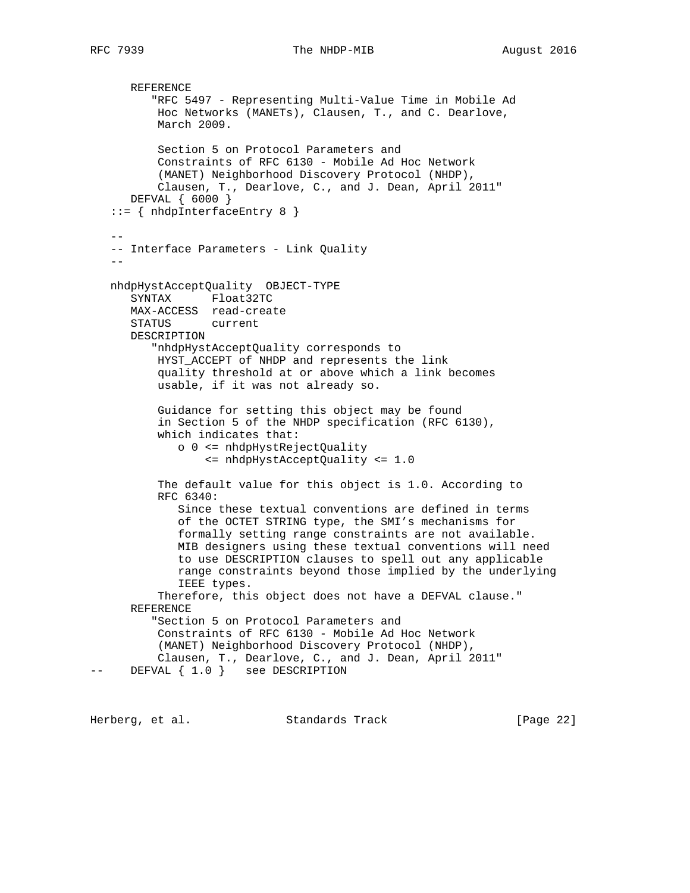```
      REFERENCE
         "RFC 5497 - Representing Multi-Value Time in Mobile Ad
          Hoc Networks (MANETs), Clausen, T., and C. Dearlove,
          March 2009.

          Section 5 on Protocol Parameters and
          Constraints of RFC 6130 - Mobile Ad Hoc Network
          (MANET) Neighborhood Discovery Protocol (NHDP),
          Clausen, T., Dearlove, C., and J. Dean, April 2011"
      DEFVAL { 6000 }
   ::= { nhdpInterfaceEntry 8 }

   --
   -- Interface Parameters - Link Quality
   --

   nhdpHystAcceptQuality  OBJECT-TYPE
      SYNTAX      Float32TC
      MAX-ACCESS  read-create
      STATUS      current
      DESCRIPTION
         "nhdpHystAcceptQuality corresponds to
          HYST_ACCEPT of NHDP and represents the link
          quality threshold at or above which a link becomes
          usable, if it was not already so.

          Guidance for setting this object may be found
          in Section 5 of the NHDP specification (RFC 6130),
          which indicates that:
             o 0 <= nhdpHystRejectQuality
                 <= nhdpHystAcceptQuality <= 1.0

          The default value for this object is 1.0. According to
          RFC 6340:
             Since these textual conventions are defined in terms
             of the OCTET STRING type, the SMI's mechanisms for
             formally setting range constraints are not available.
             MIB designers using these textual conventions will need
             to use DESCRIPTION clauses to spell out any applicable
             range constraints beyond those implied by the underlying
             IEEE types.
          Therefore, this object does not have a DEFVAL clause."
      REFERENCE
         "Section 5 on Protocol Parameters and
          Constraints of RFC 6130 - Mobile Ad Hoc Network
          (MANET) Neighborhood Discovery Protocol (NHDP),
          Clausen, T., Dearlove, C., and J. Dean, April 2011"
--    DEFVAL { 1.0 }   see DESCRIPTION
```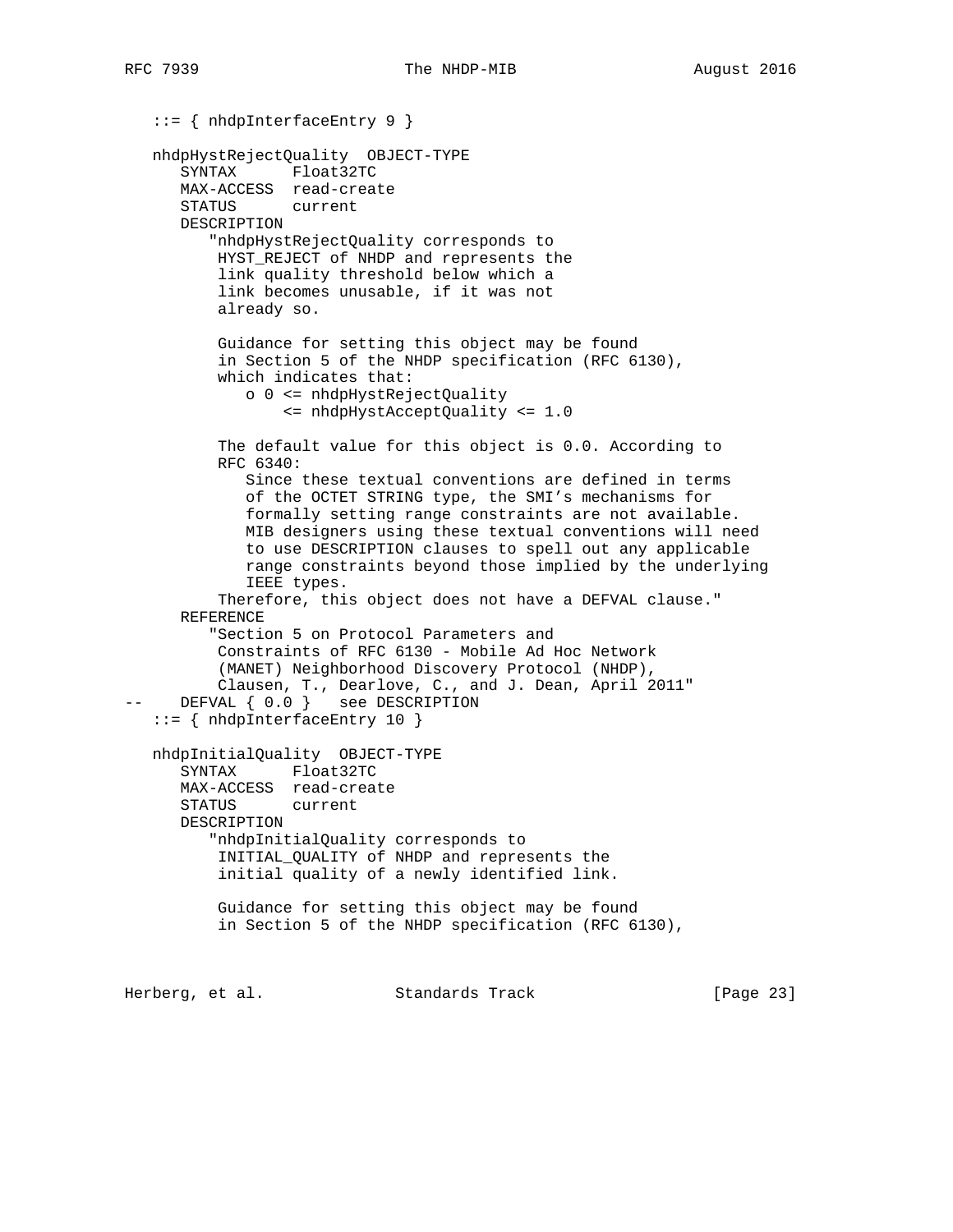```
   ::= { nhdpInterfaceEntry 9 }

   nhdpHystRejectQuality  OBJECT-TYPE
      SYNTAX      Float32TC
      MAX-ACCESS  read-create
      STATUS      current
      DESCRIPTION
         "nhdpHystRejectQuality corresponds to
          HYST_REJECT of NHDP and represents the
          link quality threshold below which a
          link becomes unusable, if it was not
          already so.

          Guidance for setting this object may be found
          in Section 5 of the NHDP specification (RFC 6130),
          which indicates that:
             o 0 <= nhdpHystRejectQuality
                 <= nhdpHystAcceptQuality <= 1.0

          The default value for this object is 0.0. According to
          RFC 6340:
             Since these textual conventions are defined in terms
             of the OCTET STRING type, the SMI's mechanisms for
             formally setting range constraints are not available.
             MIB designers using these textual conventions will need
             to use DESCRIPTION clauses to spell out any applicable
             range constraints beyond those implied by the underlying
             IEEE types.
          Therefore, this object does not have a DEFVAL clause."
      REFERENCE
         "Section 5 on Protocol Parameters and
          Constraints of RFC 6130 - Mobile Ad Hoc Network
          (MANET) Neighborhood Discovery Protocol (NHDP),
          Clausen, T., Dearlove, C., and J. Dean, April 2011"
--    DEFVAL { 0.0 }   see DESCRIPTION
   ::= { nhdpInterfaceEntry 10 }

   nhdpInitialQuality  OBJECT-TYPE
      SYNTAX      Float32TC
      MAX-ACCESS  read-create
      STATUS      current
      DESCRIPTION
         "nhdpInitialQuality corresponds to
          INITIAL_QUALITY of NHDP and represents the
          initial quality of a newly identified link.

          Guidance for setting this object may be found
          in Section 5 of the NHDP specification (RFC 6130),
```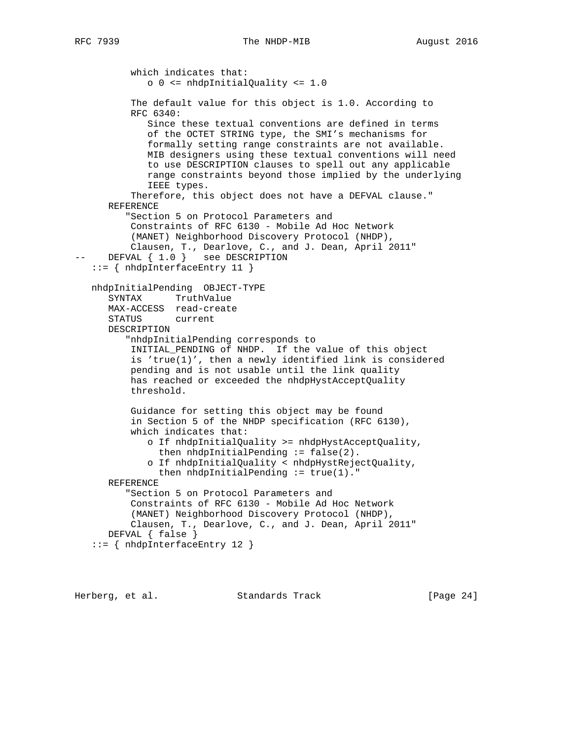```
          which indicates that:
             o 0 <= nhdpInitialQuality <= 1.0

          The default value for this object is 1.0. According to
          RFC 6340:
             Since these textual conventions are defined in terms
             of the OCTET STRING type, the SMI's mechanisms for
             formally setting range constraints are not available.
             MIB designers using these textual conventions will need
             to use DESCRIPTION clauses to spell out any applicable
             range constraints beyond those implied by the underlying
             IEEE types.
          Therefore, this object does not have a DEFVAL clause."
      REFERENCE
         "Section 5 on Protocol Parameters and
          Constraints of RFC 6130 - Mobile Ad Hoc Network
          (MANET) Neighborhood Discovery Protocol (NHDP),
          Clausen, T., Dearlove, C., and J. Dean, April 2011"
--    DEFVAL { 1.0 }   see DESCRIPTION
   ::= { nhdpInterfaceEntry 11 }

   nhdpInitialPending  OBJECT-TYPE
      SYNTAX      TruthValue
      MAX-ACCESS  read-create
      STATUS      current
      DESCRIPTION
         "nhdpInitialPending corresponds to
          INITIAL_PENDING of NHDP.  If the value of this object
          is 'true(1)', then a newly identified link is considered
          pending and is not usable until the link quality
          has reached or exceeded the nhdpHystAcceptQuality
          threshold.

          Guidance for setting this object may be found
          in Section 5 of the NHDP specification (RFC 6130),
          which indicates that:
             o If nhdpInitialQuality >= nhdpHystAcceptQuality,
               then nhdpInitialPending := false(2).
             o If nhdpInitialQuality < nhdpHystRejectQuality,
               then nhdpInitialPending := true(1)."
      REFERENCE
         "Section 5 on Protocol Parameters and
          Constraints of RFC 6130 - Mobile Ad Hoc Network
          (MANET) Neighborhood Discovery Protocol (NHDP),
          Clausen, T., Dearlove, C., and J. Dean, April 2011"
      DEFVAL { false }
   ::= { nhdpInterfaceEntry 12 }
```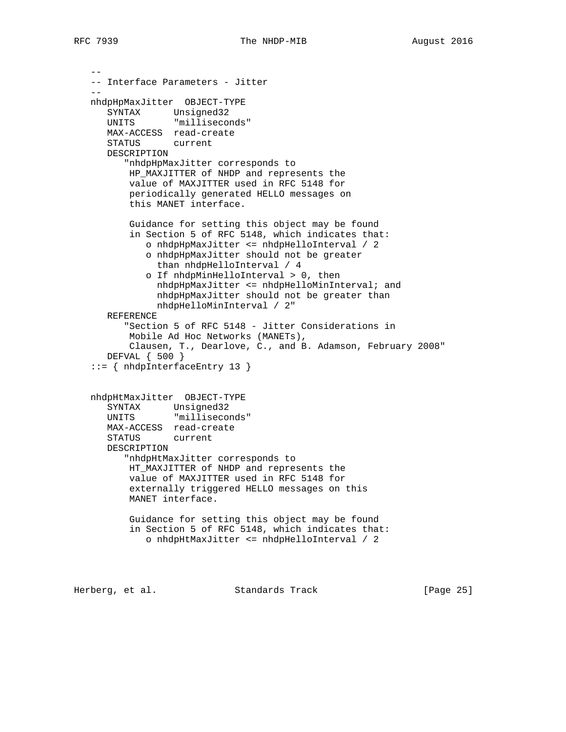```
   --
   -- Interface Parameters - Jitter
   --
   nhdpHpMaxJitter  OBJECT-TYPE
      SYNTAX      Unsigned32
      UNITS       "milliseconds"
      MAX-ACCESS  read-create
      STATUS      current
      DESCRIPTION
         "nhdpHpMaxJitter corresponds to
          HP_MAXJITTER of NHDP and represents the
          value of MAXJITTER used in RFC 5148 for
          periodically generated HELLO messages on
          this MANET interface.

          Guidance for setting this object may be found
          in Section 5 of RFC 5148, which indicates that:
             o nhdpHpMaxJitter <= nhdpHelloInterval / 2
             o nhdpHpMaxJitter should not be greater
               than nhdpHelloInterval / 4
             o If nhdpMinHelloInterval > 0, then
               nhdpHpMaxJitter <= nhdpHelloMinInterval; and
               nhdpHpMaxJitter should not be greater than
               nhdpHelloMinInterval / 2"
      REFERENCE
         "Section 5 of RFC 5148 - Jitter Considerations in
          Mobile Ad Hoc Networks (MANETs),
          Clausen, T., Dearlove, C., and B. Adamson, February 2008"
      DEFVAL { 500 }
   ::= { nhdpInterfaceEntry 13 }


   nhdpHtMaxJitter  OBJECT-TYPE
      SYNTAX      Unsigned32
      UNITS       "milliseconds"
      MAX-ACCESS  read-create
      STATUS      current
      DESCRIPTION
         "nhdpHtMaxJitter corresponds to
          HT_MAXJITTER of NHDP and represents the
          value of MAXJITTER used in RFC 5148 for
          externally triggered HELLO messages on this
          MANET interface.

          Guidance for setting this object may be found
          in Section 5 of RFC 5148, which indicates that:
             o nhdpHtMaxJitter <= nhdpHelloInterval / 2
```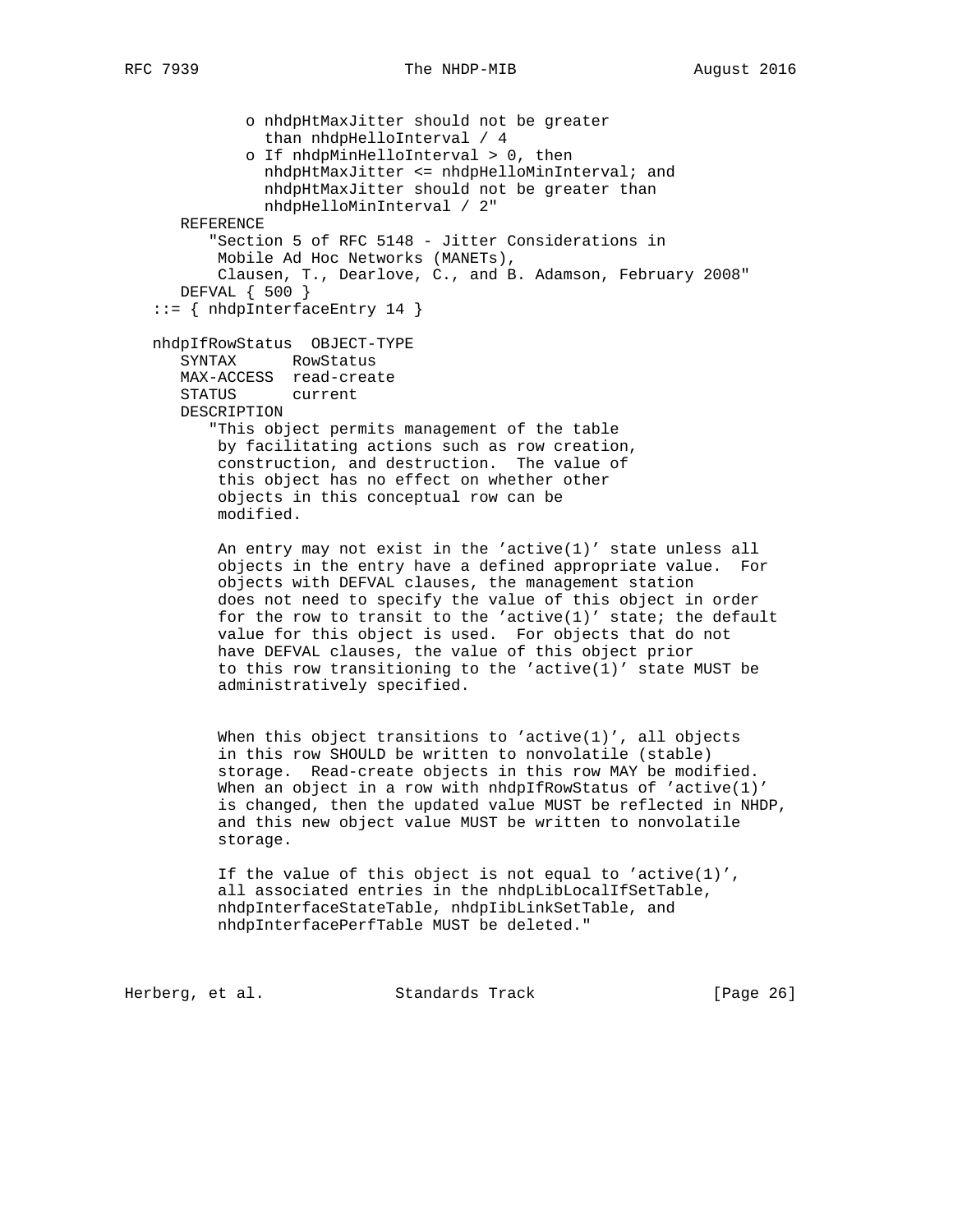```
            o nhdpHtMaxJitter should not be greater
              than nhdpHelloInterval / 4
            o If nhdpMinHelloInterval > 0, then
              nhdpHtMaxJitter <= nhdpHelloMinInterval; and
              nhdpHtMaxJitter should not be greater than
              nhdpHelloMinInterval / 2"
      REFERENCE
         "Section 5 of RFC 5148 - Jitter Considerations in
          Mobile Ad Hoc Networks (MANETs),
          Clausen, T., Dearlove, C., and B. Adamson, February 2008"
      DEFVAL { 500 }
   ::= { nhdpInterfaceEntry 14 }

   nhdpIfRowStatus  OBJECT-TYPE
      SYNTAX      RowStatus
      MAX-ACCESS  read-create
      STATUS      current
      DESCRIPTION
         "This object permits management of the table
          by facilitating actions such as row creation,
          construction, and destruction.  The value of
          this object has no effect on whether other
          objects in this conceptual row can be
          modified.

          An entry may not exist in the 'active(1)' state unless all
          objects in the entry have a defined appropriate value.  For
          objects with DEFVAL clauses, the management station
          does not need to specify the value of this object in order
          for the row to transit to the 'active(1)' state; the default
          value for this object is used.  For objects that do not
          have DEFVAL clauses, the value of this object prior
          to this row transitioning to the 'active(1)' state MUST be
          administratively specified.


          When this object transitions to 'active(1)', all objects
          in this row SHOULD be written to nonvolatile (stable)
          storage.  Read-create objects in this row MAY be modified.
          When an object in a row with nhdpIfRowStatus of 'active(1)'
          is changed, then the updated value MUST be reflected in NHDP,
          and this new object value MUST be written to nonvolatile
          storage.

          If the value of this object is not equal to 'active(1)',
          all associated entries in the nhdpLibLocalIfSetTable,
          nhdpInterfaceStateTable, nhdpIibLinkSetTable, and
          nhdpInterfacePerfTable MUST be deleted."
```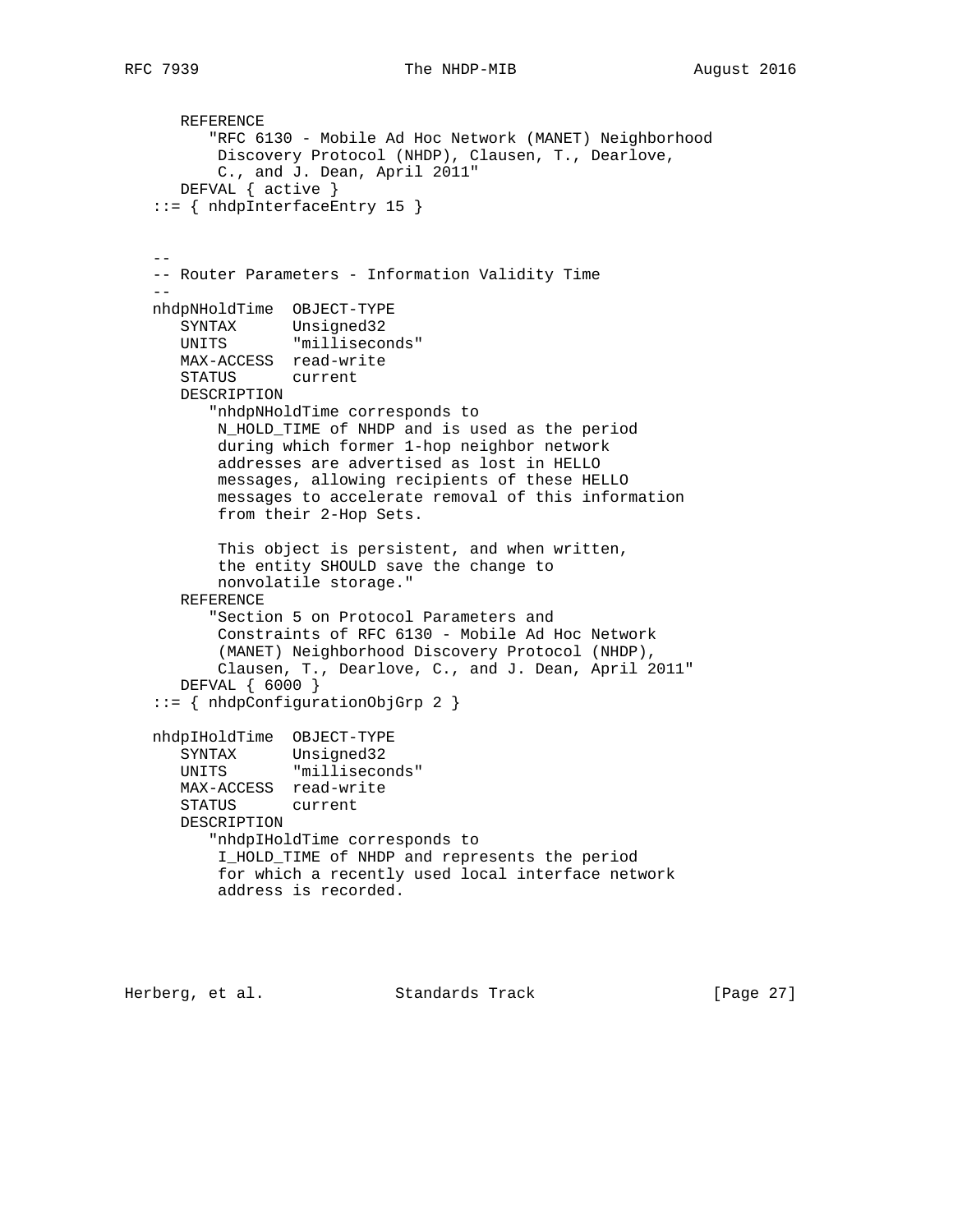```
      REFERENCE
         "RFC 6130 - Mobile Ad Hoc Network (MANET) Neighborhood
          Discovery Protocol (NHDP), Clausen, T., Dearlove,
          C., and J. Dean, April 2011"
      DEFVAL { active }
   ::= { nhdpInterfaceEntry 15 }


   --
   -- Router Parameters - Information Validity Time
   --
   nhdpNHoldTime  OBJECT-TYPE
      SYNTAX      Unsigned32
      UNITS       "milliseconds"
      MAX-ACCESS  read-write
      STATUS      current
      DESCRIPTION
         "nhdpNHoldTime corresponds to
          N_HOLD_TIME of NHDP and is used as the period
          during which former 1-hop neighbor network
          addresses are advertised as lost in HELLO
          messages, allowing recipients of these HELLO
          messages to accelerate removal of this information
          from their 2-Hop Sets.

          This object is persistent, and when written,
          the entity SHOULD save the change to
          nonvolatile storage."
      REFERENCE
         "Section 5 on Protocol Parameters and
          Constraints of RFC 6130 - Mobile Ad Hoc Network
          (MANET) Neighborhood Discovery Protocol (NHDP),
          Clausen, T., Dearlove, C., and J. Dean, April 2011"
      DEFVAL { 6000 }
   ::= { nhdpConfigurationObjGrp 2 }

   nhdpIHoldTime  OBJECT-TYPE
      SYNTAX      Unsigned32
      UNITS       "milliseconds"
      MAX-ACCESS  read-write
      STATUS      current
      DESCRIPTION
         "nhdpIHoldTime corresponds to
          I_HOLD_TIME of NHDP and represents the period
          for which a recently used local interface network
          address is recorded.
```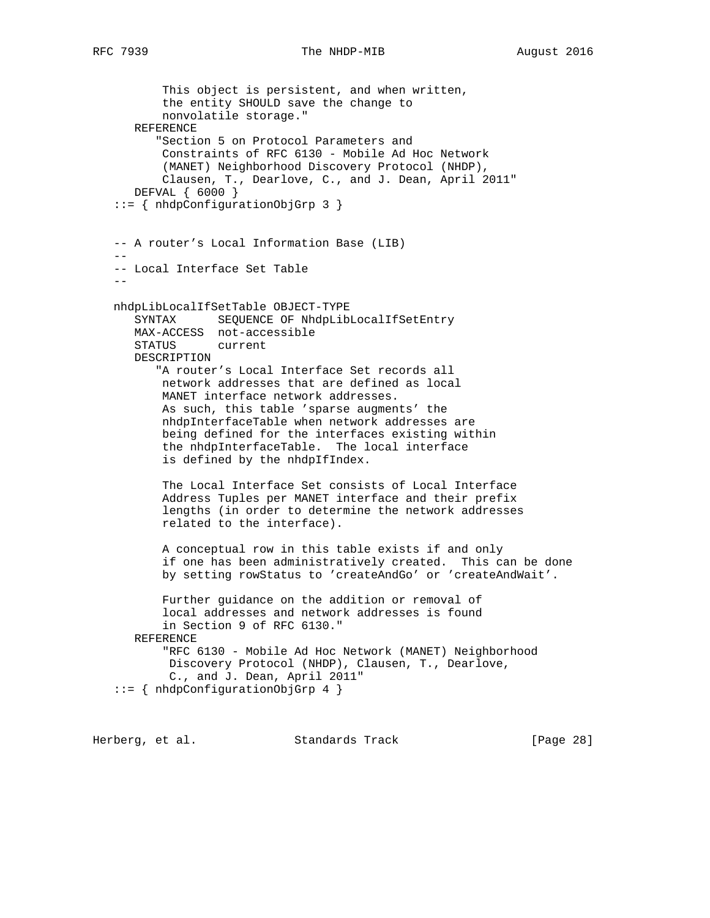```
          This object is persistent, and when written,
          the entity SHOULD save the change to
          nonvolatile storage."
      REFERENCE
         "Section 5 on Protocol Parameters and
          Constraints of RFC 6130 - Mobile Ad Hoc Network
          (MANET) Neighborhood Discovery Protocol (NHDP),
          Clausen, T., Dearlove, C., and J. Dean, April 2011"
      DEFVAL { 6000 }
   ::= { nhdpConfigurationObjGrp 3 }


   -- A router's Local Information Base (LIB)
   --
   -- Local Interface Set Table
   --

   nhdpLibLocalIfSetTable OBJECT-TYPE
      SYNTAX      SEQUENCE OF NhdpLibLocalIfSetEntry
      MAX-ACCESS  not-accessible
      STATUS      current
      DESCRIPTION
         "A router's Local Interface Set records all
          network addresses that are defined as local
          MANET interface network addresses.
          As such, this table 'sparse augments' the
          nhdpInterfaceTable when network addresses are
          being defined for the interfaces existing within
          the nhdpInterfaceTable.  The local interface
          is defined by the nhdpIfIndex.

          The Local Interface Set consists of Local Interface
          Address Tuples per MANET interface and their prefix
          lengths (in order to determine the network addresses
          related to the interface).

          A conceptual row in this table exists if and only
          if one has been administratively created.  This can be done
          by setting rowStatus to 'createAndGo' or 'createAndWait'.

          Further guidance on the addition or removal of
          local addresses and network addresses is found
          in Section 9 of RFC 6130."
      REFERENCE
         "RFC 6130 - Mobile Ad Hoc Network (MANET) Neighborhood
          Discovery Protocol (NHDP), Clausen, T., Dearlove,
          C., and J. Dean, April 2011"
   ::= { nhdpConfigurationObjGrp 4 }
```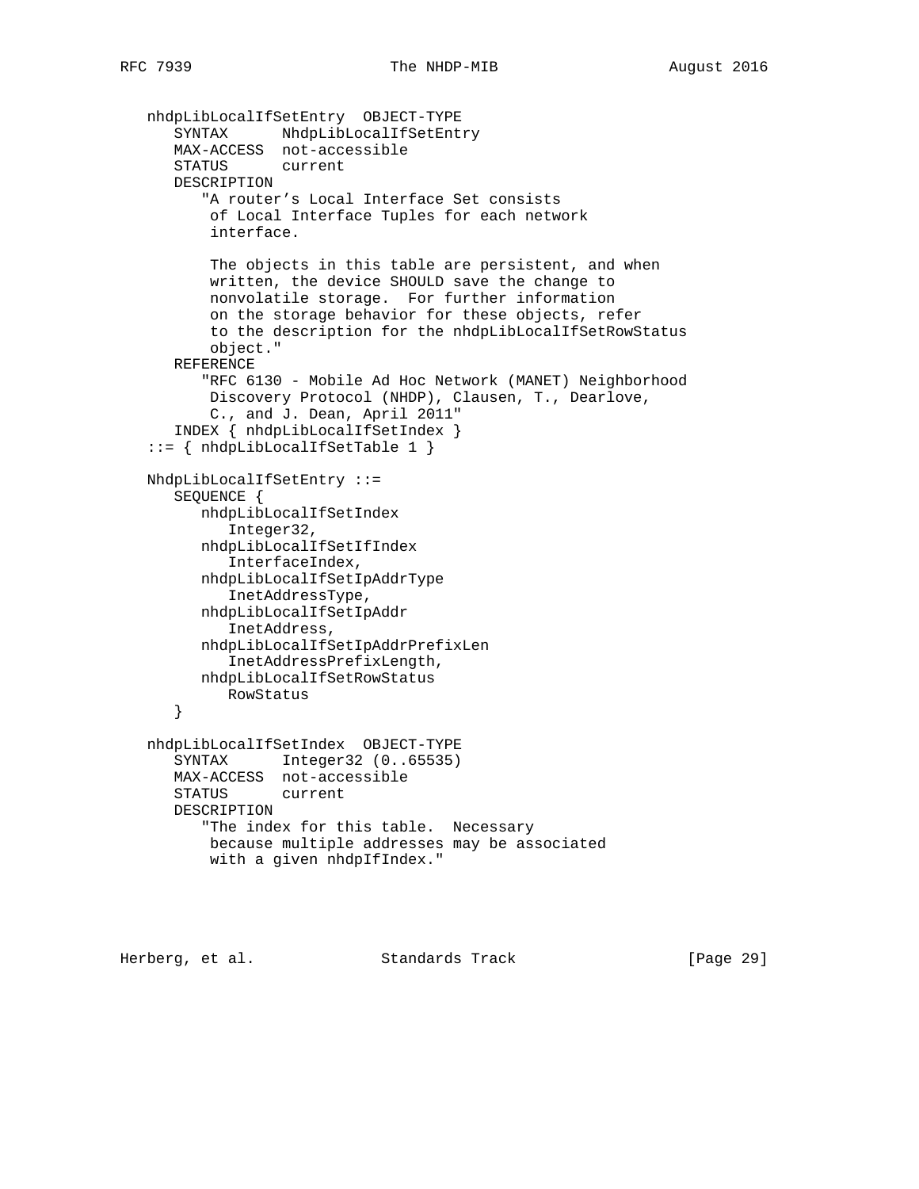```
   nhdpLibLocalIfSetEntry  OBJECT-TYPE
      SYNTAX      NhdpLibLocalIfSetEntry
      MAX-ACCESS  not-accessible
      STATUS      current
      DESCRIPTION
         "A router's Local Interface Set consists
          of Local Interface Tuples for each network
          interface.

          The objects in this table are persistent, and when
          written, the device SHOULD save the change to
          nonvolatile storage.  For further information
          on the storage behavior for these objects, refer
          to the description for the nhdpLibLocalIfSetRowStatus
          object."
      REFERENCE
         "RFC 6130 - Mobile Ad Hoc Network (MANET) Neighborhood
          Discovery Protocol (NHDP), Clausen, T., Dearlove,
          C., and J. Dean, April 2011"
      INDEX { nhdpLibLocalIfSetIndex }
   ::= { nhdpLibLocalIfSetTable 1 }

   NhdpLibLocalIfSetEntry ::=
      SEQUENCE {
         nhdpLibLocalIfSetIndex
            Integer32,
         nhdpLibLocalIfSetIfIndex
            InterfaceIndex,
         nhdpLibLocalIfSetIpAddrType
            InetAddressType,
         nhdpLibLocalIfSetIpAddr
            InetAddress,
         nhdpLibLocalIfSetIpAddrPrefixLen
            InetAddressPrefixLength,
         nhdpLibLocalIfSetRowStatus
            RowStatus
      }

   nhdpLibLocalIfSetIndex  OBJECT-TYPE
      SYNTAX      Integer32 (0..65535)
      MAX-ACCESS  not-accessible
      STATUS      current
      DESCRIPTION
         "The index for this table.  Necessary
          because multiple addresses may be associated
          with a given nhdpIfIndex."
```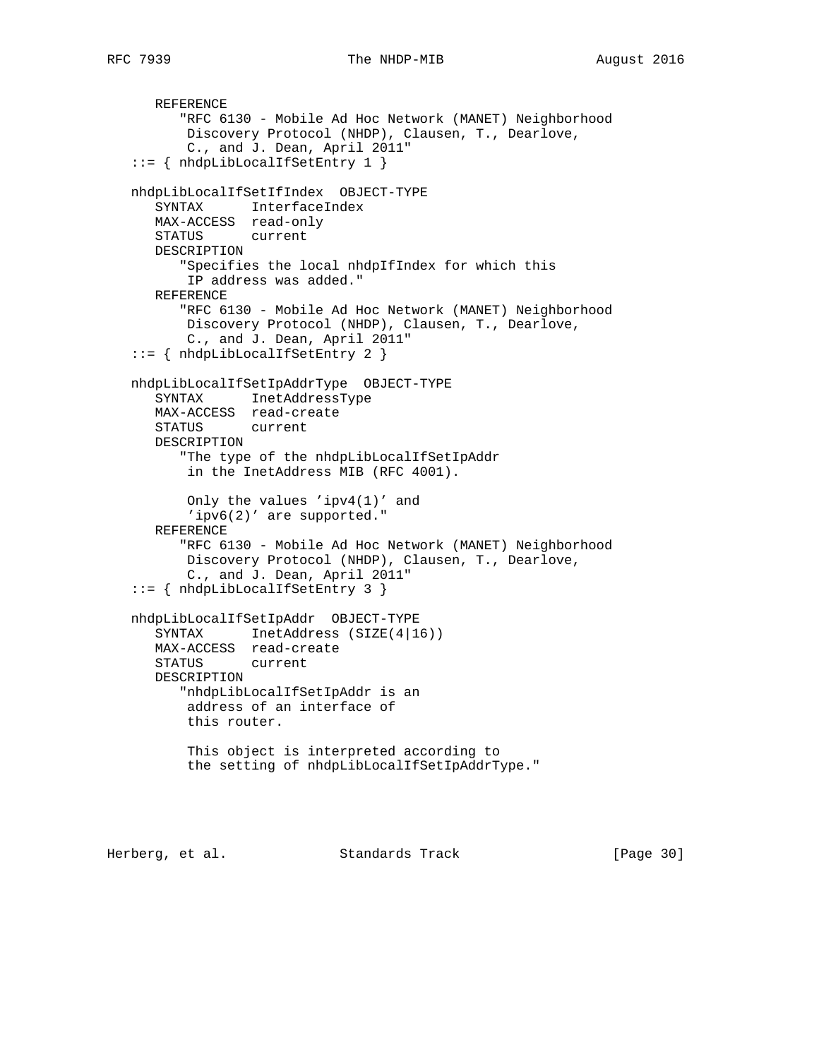```
      REFERENCE
         "RFC 6130 - Mobile Ad Hoc Network (MANET) Neighborhood
          Discovery Protocol (NHDP), Clausen, T., Dearlove,
          C., and J. Dean, April 2011"
   ::= { nhdpLibLocalIfSetEntry 1 }

   nhdpLibLocalIfSetIfIndex  OBJECT-TYPE
      SYNTAX      InterfaceIndex
      MAX-ACCESS  read-only
      STATUS      current
      DESCRIPTION
         "Specifies the local nhdpIfIndex for which this
          IP address was added."
      REFERENCE
         "RFC 6130 - Mobile Ad Hoc Network (MANET) Neighborhood
          Discovery Protocol (NHDP), Clausen, T., Dearlove,
          C., and J. Dean, April 2011"
   ::= { nhdpLibLocalIfSetEntry 2 }

   nhdpLibLocalIfSetIpAddrType  OBJECT-TYPE
      SYNTAX      InetAddressType
      MAX-ACCESS  read-create
      STATUS      current
      DESCRIPTION
         "The type of the nhdpLibLocalIfSetIpAddr
          in the InetAddress MIB (RFC 4001).

          Only the values 'ipv4(1)' and
          'ipv6(2)' are supported."
      REFERENCE
         "RFC 6130 - Mobile Ad Hoc Network (MANET) Neighborhood
          Discovery Protocol (NHDP), Clausen, T., Dearlove,
          C., and J. Dean, April 2011"
   ::= { nhdpLibLocalIfSetEntry 3 }

   nhdpLibLocalIfSetIpAddr  OBJECT-TYPE
      SYNTAX      InetAddress (SIZE(4|16))
      MAX-ACCESS  read-create
      STATUS      current
      DESCRIPTION
         "nhdpLibLocalIfSetIpAddr is an
          address of an interface of
          this router.

          This object is interpreted according to
          the setting of nhdpLibLocalIfSetIpAddrType."
```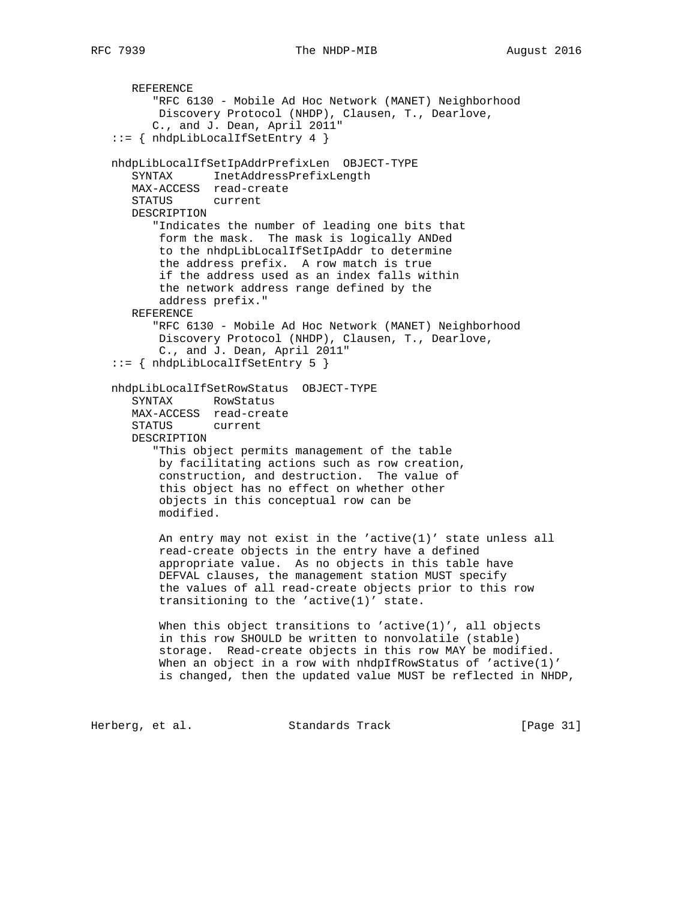```
      REFERENCE
         "RFC 6130 - Mobile Ad Hoc Network (MANET) Neighborhood
          Discovery Protocol (NHDP), Clausen, T., Dearlove,
         C., and J. Dean, April 2011"
   ::= { nhdpLibLocalIfSetEntry 4 }

   nhdpLibLocalIfSetIpAddrPrefixLen  OBJECT-TYPE
      SYNTAX      InetAddressPrefixLength
      MAX-ACCESS  read-create
      STATUS      current
      DESCRIPTION
         "Indicates the number of leading one bits that
          form the mask.  The mask is logically ANDed
          to the nhdpLibLocalIfSetIpAddr to determine
          the address prefix.  A row match is true
          if the address used as an index falls within
          the network address range defined by the
          address prefix."
      REFERENCE
         "RFC 6130 - Mobile Ad Hoc Network (MANET) Neighborhood
          Discovery Protocol (NHDP), Clausen, T., Dearlove,
          C., and J. Dean, April 2011"
   ::= { nhdpLibLocalIfSetEntry 5 }

   nhdpLibLocalIfSetRowStatus  OBJECT-TYPE
      SYNTAX      RowStatus
      MAX-ACCESS  read-create
      STATUS      current
      DESCRIPTION
         "This object permits management of the table
          by facilitating actions such as row creation,
          construction, and destruction.  The value of
          this object has no effect on whether other
          objects in this conceptual row can be
          modified.

          An entry may not exist in the 'active(1)' state unless all
          read-create objects in the entry have a defined
          appropriate value.  As no objects in this table have
          DEFVAL clauses, the management station MUST specify
          the values of all read-create objects prior to this row
          transitioning to the 'active(1)' state.

          When this object transitions to 'active(1)', all objects
          in this row SHOULD be written to nonvolatile (stable)
          storage.  Read-create objects in this row MAY be modified.
          When an object in a row with nhdpIfRowStatus of 'active(1)'
          is changed, then the updated value MUST be reflected in NHDP,
```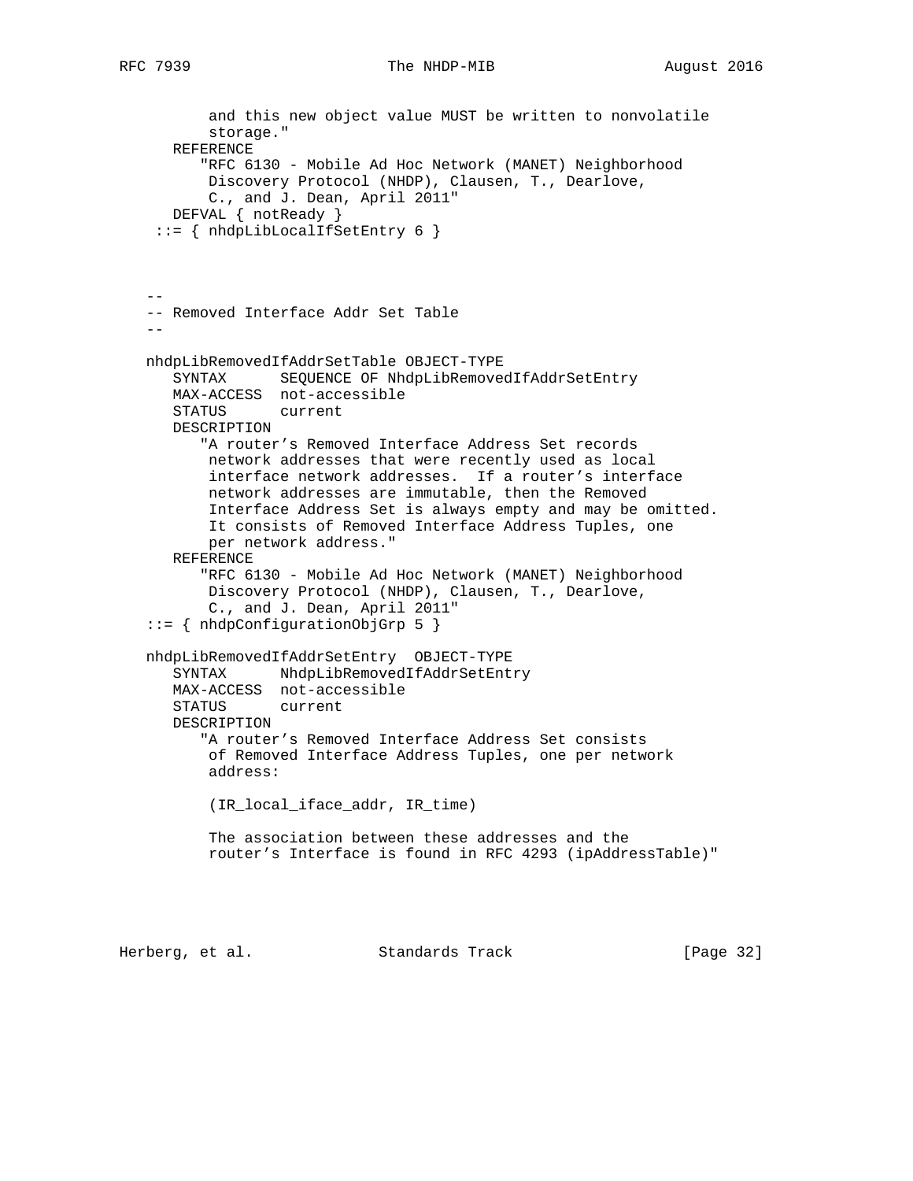```
          and this new object value MUST be written to nonvolatile
          storage."
       REFERENCE
          "RFC 6130 - Mobile Ad Hoc Network (MANET) Neighborhood
           Discovery Protocol (NHDP), Clausen, T., Dearlove,
           C., and J. Dean, April 2011"
       DEFVAL { notReady }
     ::= { nhdpLibLocalIfSetEntry 6 }



   --
   -- Removed Interface Addr Set Table
   --

   nhdpLibRemovedIfAddrSetTable OBJECT-TYPE
       SYNTAX      SEQUENCE OF NhdpLibRemovedIfAddrSetEntry
       MAX-ACCESS  not-accessible
       STATUS      current
       DESCRIPTION
          "A router's Removed Interface Address Set records
           network addresses that were recently used as local
           interface network addresses.  If a router's interface
           network addresses are immutable, then the Removed
           Interface Address Set is always empty and may be omitted.
           It consists of Removed Interface Address Tuples, one
           per network address."
       REFERENCE
          "RFC 6130 - Mobile Ad Hoc Network (MANET) Neighborhood
           Discovery Protocol (NHDP), Clausen, T., Dearlove,
           C., and J. Dean, April 2011"
   ::= { nhdpConfigurationObjGrp 5 }

   nhdpLibRemovedIfAddrSetEntry  OBJECT-TYPE
       SYNTAX      NhdpLibRemovedIfAddrSetEntry
       MAX-ACCESS  not-accessible
       STATUS      current
       DESCRIPTION
          "A router's Removed Interface Address Set consists
           of Removed Interface Address Tuples, one per network
           address:

           (IR_local_iface_addr, IR_time)

           The association between these addresses and the
           router's Interface is found in RFC 4293 (ipAddressTable)"
```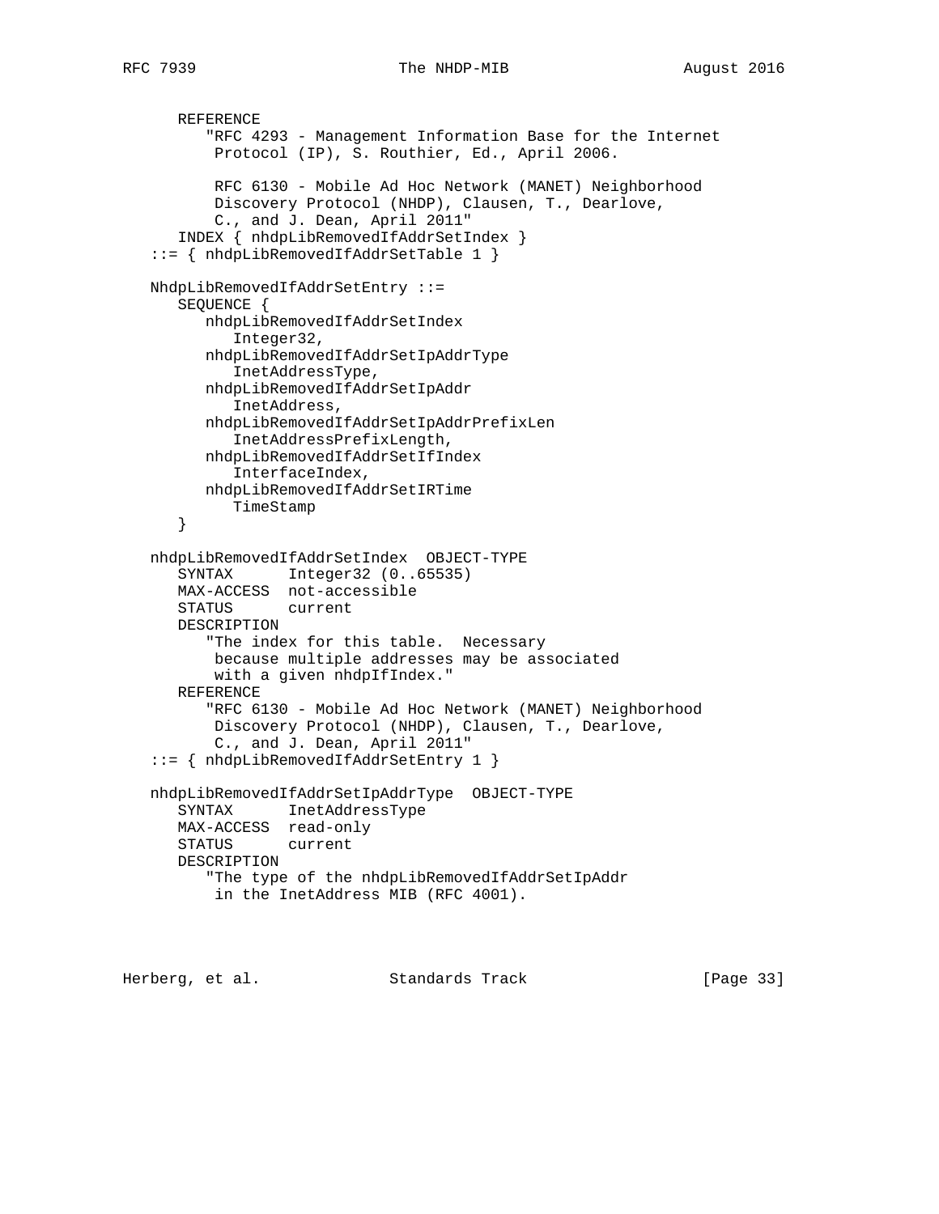```
      REFERENCE
         "RFC 4293 - Management Information Base for the Internet
          Protocol (IP), S. Routhier, Ed., April 2006.

          RFC 6130 - Mobile Ad Hoc Network (MANET) Neighborhood
          Discovery Protocol (NHDP), Clausen, T., Dearlove,
          C., and J. Dean, April 2011"
      INDEX { nhdpLibRemovedIfAddrSetIndex }
   ::= { nhdpLibRemovedIfAddrSetTable 1 }

   NhdpLibRemovedIfAddrSetEntry ::=
      SEQUENCE {
         nhdpLibRemovedIfAddrSetIndex
            Integer32,
         nhdpLibRemovedIfAddrSetIpAddrType
            InetAddressType,
         nhdpLibRemovedIfAddrSetIpAddr
            InetAddress,
         nhdpLibRemovedIfAddrSetIpAddrPrefixLen
            InetAddressPrefixLength,
         nhdpLibRemovedIfAddrSetIfIndex
            InterfaceIndex,
         nhdpLibRemovedIfAddrSetIRTime
            TimeStamp
      }

   nhdpLibRemovedIfAddrSetIndex  OBJECT-TYPE
      SYNTAX      Integer32 (0..65535)
      MAX-ACCESS  not-accessible
      STATUS      current
      DESCRIPTION
         "The index for this table.  Necessary
          because multiple addresses may be associated
          with a given nhdpIfIndex."
      REFERENCE
         "RFC 6130 - Mobile Ad Hoc Network (MANET) Neighborhood
          Discovery Protocol (NHDP), Clausen, T., Dearlove,
          C., and J. Dean, April 2011"
   ::= { nhdpLibRemovedIfAddrSetEntry 1 }

   nhdpLibRemovedIfAddrSetIpAddrType  OBJECT-TYPE
      SYNTAX      InetAddressType
      MAX-ACCESS  read-only
      STATUS      current
      DESCRIPTION
         "The type of the nhdpLibRemovedIfAddrSetIpAddr
          in the InetAddress MIB (RFC 4001).
```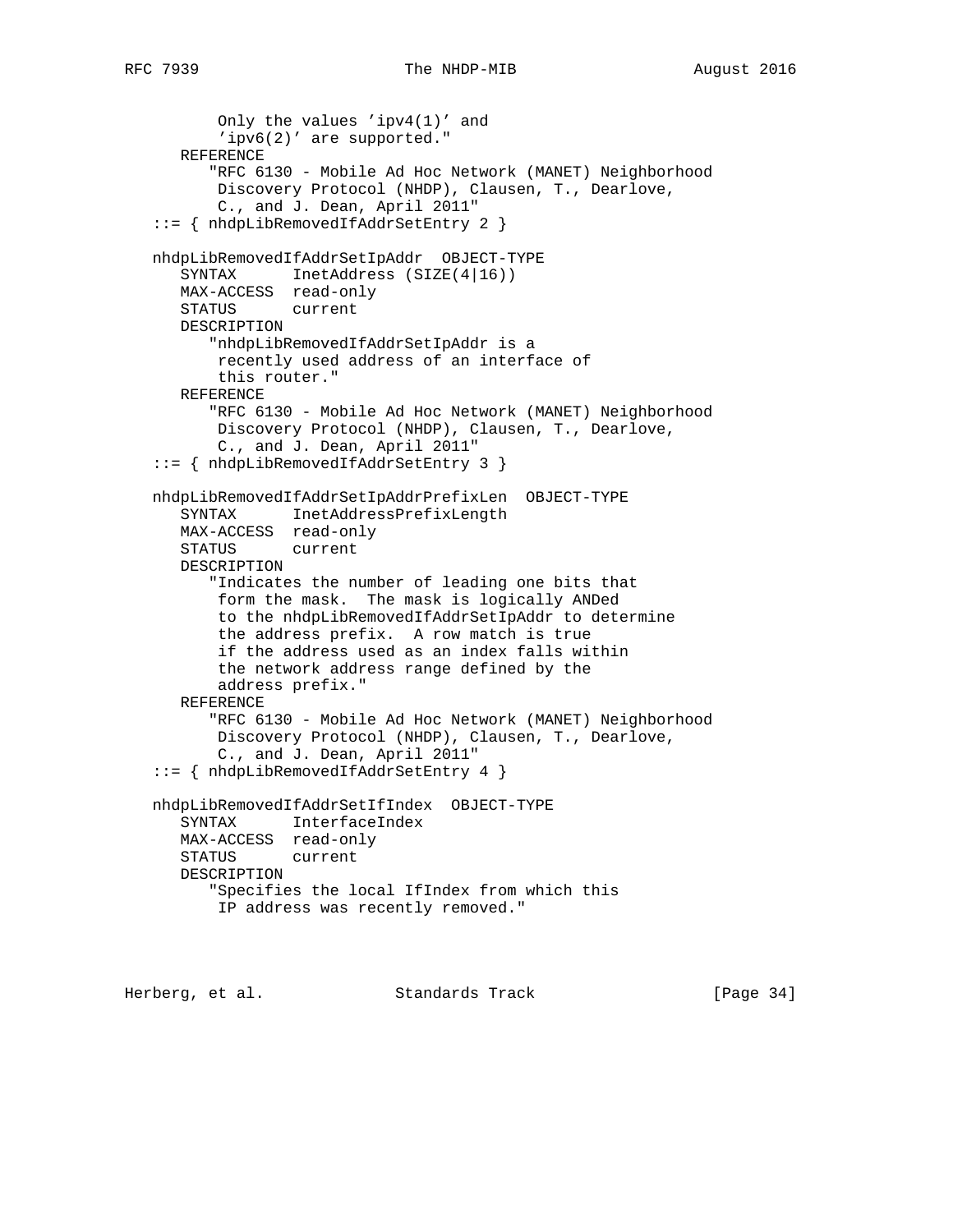```
          Only the values 'ipv4(1)' and
          'ipv6(2)' are supported."
      REFERENCE
         "RFC 6130 - Mobile Ad Hoc Network (MANET) Neighborhood
          Discovery Protocol (NHDP), Clausen, T., Dearlove,
          C., and J. Dean, April 2011"
   ::= { nhdpLibRemovedIfAddrSetEntry 2 }

   nhdpLibRemovedIfAddrSetIpAddr  OBJECT-TYPE
      SYNTAX      InetAddress (SIZE(4|16))
      MAX-ACCESS  read-only
      STATUS      current
      DESCRIPTION
         "nhdpLibRemovedIfAddrSetIpAddr is a
          recently used address of an interface of
          this router."
      REFERENCE
         "RFC 6130 - Mobile Ad Hoc Network (MANET) Neighborhood
          Discovery Protocol (NHDP), Clausen, T., Dearlove,
          C., and J. Dean, April 2011"
   ::= { nhdpLibRemovedIfAddrSetEntry 3 }

   nhdpLibRemovedIfAddrSetIpAddrPrefixLen  OBJECT-TYPE
      SYNTAX      InetAddressPrefixLength
      MAX-ACCESS  read-only
      STATUS      current
      DESCRIPTION
         "Indicates the number of leading one bits that
          form the mask.  The mask is logically ANDed
          to the nhdpLibRemovedIfAddrSetIpAddr to determine
          the address prefix.  A row match is true
          if the address used as an index falls within
          the network address range defined by the
          address prefix."
      REFERENCE
         "RFC 6130 - Mobile Ad Hoc Network (MANET) Neighborhood
          Discovery Protocol (NHDP), Clausen, T., Dearlove,
          C., and J. Dean, April 2011"
   ::= { nhdpLibRemovedIfAddrSetEntry 4 }

   nhdpLibRemovedIfAddrSetIfIndex  OBJECT-TYPE
      SYNTAX      InterfaceIndex
      MAX-ACCESS  read-only
      STATUS      current
      DESCRIPTION
         "Specifies the local IfIndex from which this
          IP address was recently removed."
```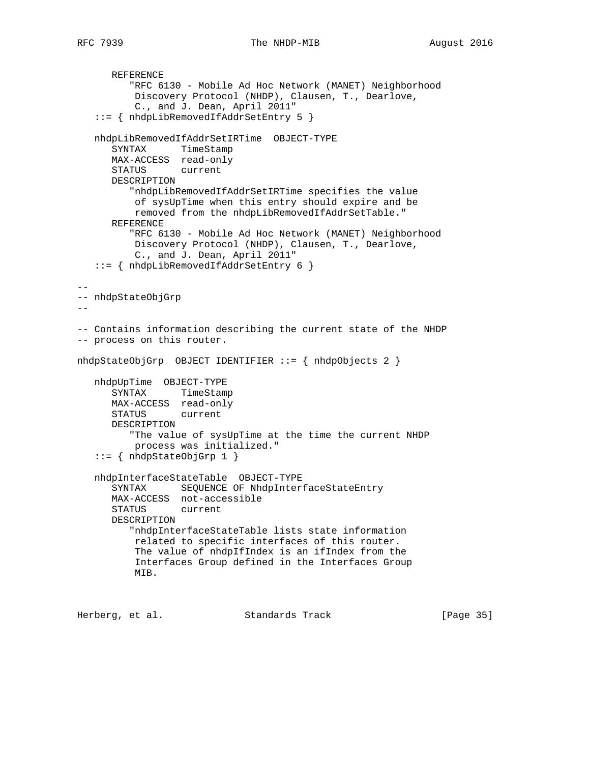```
      REFERENCE
         "RFC 6130 - Mobile Ad Hoc Network (MANET) Neighborhood
          Discovery Protocol (NHDP), Clausen, T., Dearlove,
          C., and J. Dean, April 2011"
   ::= { nhdpLibRemovedIfAddrSetEntry 5 }

   nhdpLibRemovedIfAddrSetIRTime  OBJECT-TYPE
      SYNTAX      TimeStamp
      MAX-ACCESS  read-only
      STATUS      current
      DESCRIPTION
         "nhdpLibRemovedIfAddrSetIRTime specifies the value
          of sysUpTime when this entry should expire and be
          removed from the nhdpLibRemovedIfAddrSetTable."
      REFERENCE
         "RFC 6130 - Mobile Ad Hoc Network (MANET) Neighborhood
          Discovery Protocol (NHDP), Clausen, T., Dearlove,
          C., and J. Dean, April 2011"
   ::= { nhdpLibRemovedIfAddrSetEntry 6 }

--
-- nhdpStateObjGrp
--

-- Contains information describing the current state of the NHDP
-- process on this router.

nhdpStateObjGrp  OBJECT IDENTIFIER ::= { nhdpObjects 2 }

   nhdpUpTime  OBJECT-TYPE
      SYNTAX      TimeStamp
      MAX-ACCESS  read-only
      STATUS      current
      DESCRIPTION
         "The value of sysUpTime at the time the current NHDP
          process was initialized."
   ::= { nhdpStateObjGrp 1 }

   nhdpInterfaceStateTable  OBJECT-TYPE
      SYNTAX      SEQUENCE OF NhdpInterfaceStateEntry
      MAX-ACCESS  not-accessible
      STATUS      current
      DESCRIPTION
         "nhdpInterfaceStateTable lists state information
          related to specific interfaces of this router.
          The value of nhdpIfIndex is an ifIndex from the
          Interfaces Group defined in the Interfaces Group
          MIB.
```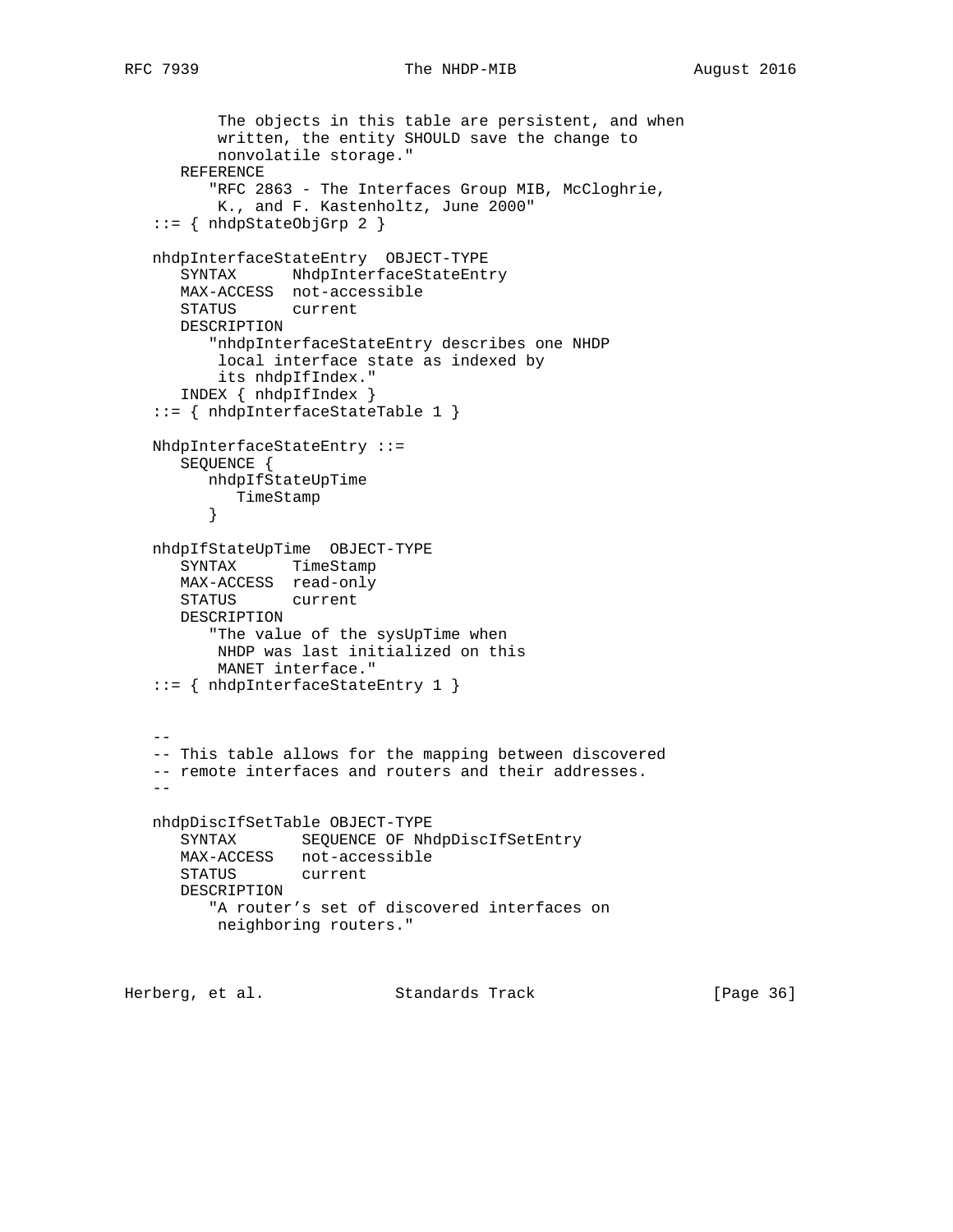```
          The objects in this table are persistent, and when
          written, the entity SHOULD save the change to
          nonvolatile storage."
      REFERENCE
         "RFC 2863 - The Interfaces Group MIB, McCloghrie,
          K., and F. Kastenholtz, June 2000"
   ::= { nhdpStateObjGrp 2 }

   nhdpInterfaceStateEntry  OBJECT-TYPE
      SYNTAX      NhdpInterfaceStateEntry
      MAX-ACCESS  not-accessible
      STATUS      current
      DESCRIPTION
         "nhdpInterfaceStateEntry describes one NHDP
          local interface state as indexed by
          its nhdpIfIndex."
      INDEX { nhdpIfIndex }
   ::= { nhdpInterfaceStateTable 1 }

   NhdpInterfaceStateEntry ::=
      SEQUENCE {
         nhdpIfStateUpTime
            TimeStamp
         }

   nhdpIfStateUpTime  OBJECT-TYPE
      SYNTAX      TimeStamp
      MAX-ACCESS  read-only
      STATUS      current
      DESCRIPTION
         "The value of the sysUpTime when
          NHDP was last initialized on this
          MANET interface."
   ::= { nhdpInterfaceStateEntry 1 }


   --
   -- This table allows for the mapping between discovered
   -- remote interfaces and routers and their addresses.
   --

   nhdpDiscIfSetTable OBJECT-TYPE
      SYNTAX       SEQUENCE OF NhdpDiscIfSetEntry
      MAX-ACCESS   not-accessible
      STATUS       current
      DESCRIPTION
         "A router's set of discovered interfaces on
          neighboring routers."
```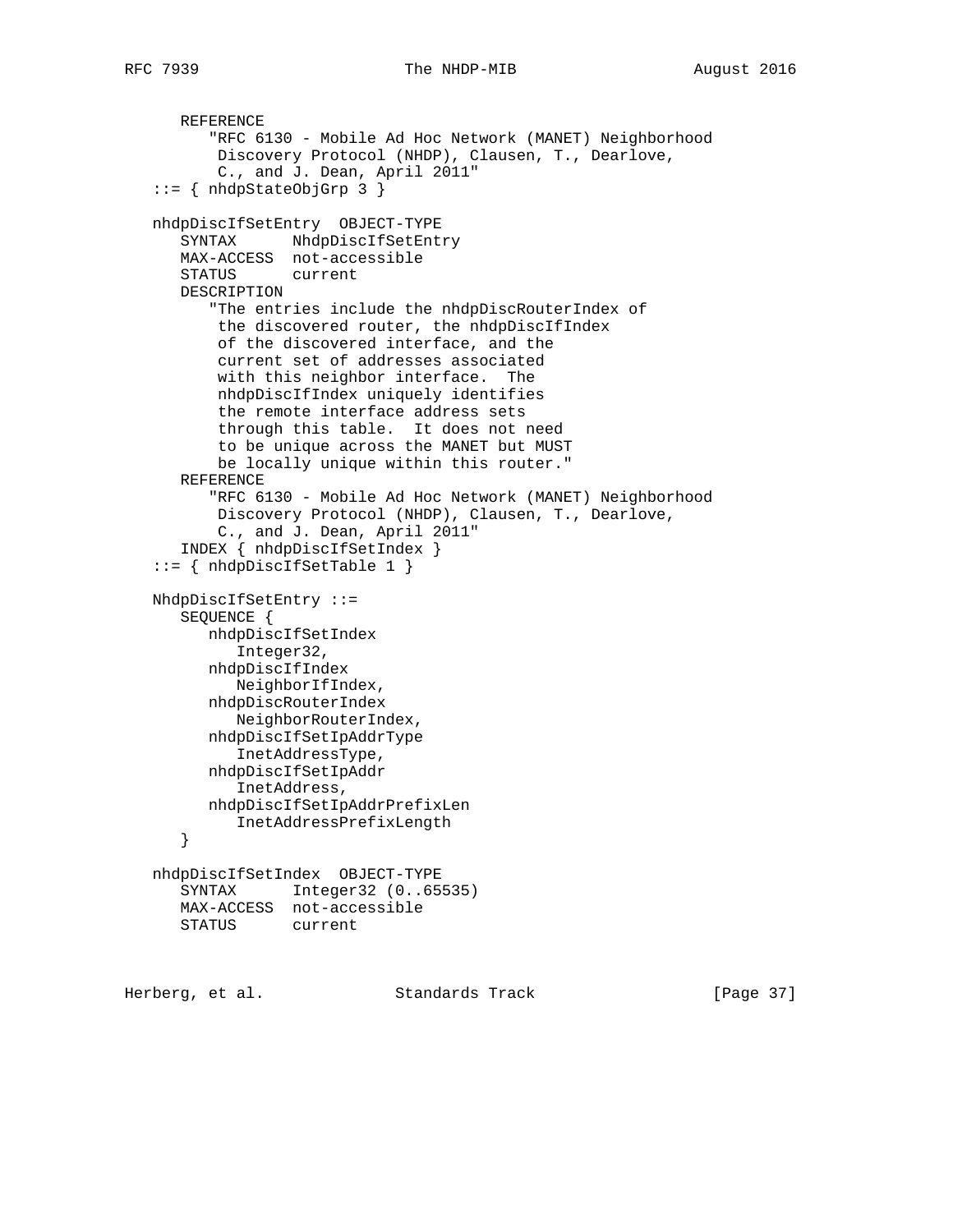```
      REFERENCE
         "RFC 6130 - Mobile Ad Hoc Network (MANET) Neighborhood
          Discovery Protocol (NHDP), Clausen, T., Dearlove,
          C., and J. Dean, April 2011"
   ::= { nhdpStateObjGrp 3 }

   nhdpDiscIfSetEntry  OBJECT-TYPE
      SYNTAX      NhdpDiscIfSetEntry
      MAX-ACCESS  not-accessible
      STATUS      current
      DESCRIPTION
         "The entries include the nhdpDiscRouterIndex of
          the discovered router, the nhdpDiscIfIndex
          of the discovered interface, and the
          current set of addresses associated
          with this neighbor interface.  The
          nhdpDiscIfIndex uniquely identifies
          the remote interface address sets
          through this table.  It does not need
          to be unique across the MANET but MUST
          be locally unique within this router."
      REFERENCE
         "RFC 6130 - Mobile Ad Hoc Network (MANET) Neighborhood
          Discovery Protocol (NHDP), Clausen, T., Dearlove,
          C., and J. Dean, April 2011"
      INDEX { nhdpDiscIfSetIndex }
   ::= { nhdpDiscIfSetTable 1 }

   NhdpDiscIfSetEntry ::=
      SEQUENCE {
         nhdpDiscIfSetIndex
            Integer32,
         nhdpDiscIfIndex
            NeighborIfIndex,
         nhdpDiscRouterIndex
            NeighborRouterIndex,
         nhdpDiscIfSetIpAddrType
            InetAddressType,
         nhdpDiscIfSetIpAddr
            InetAddress,
         nhdpDiscIfSetIpAddrPrefixLen
            InetAddressPrefixLength
      }

   nhdpDiscIfSetIndex  OBJECT-TYPE
      SYNTAX      Integer32 (0..65535)
      MAX-ACCESS  not-accessible
      STATUS      current
```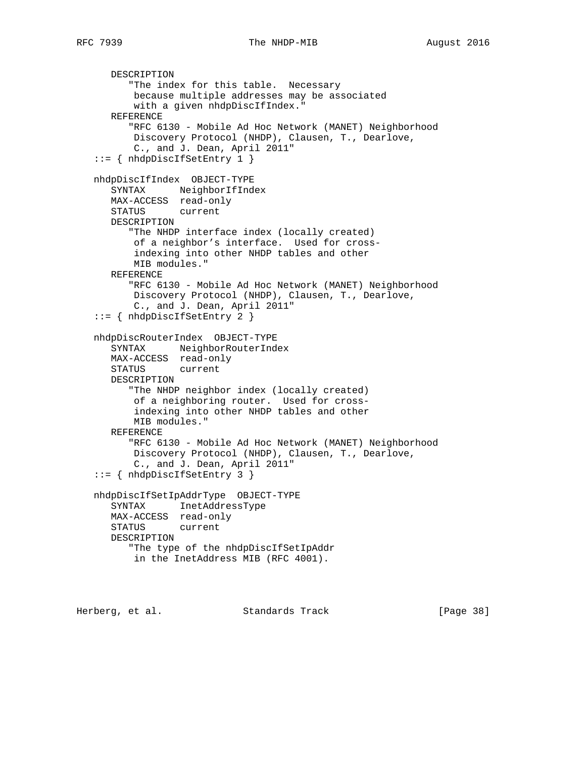```
      DESCRIPTION
         "The index for this table.  Necessary
          because multiple addresses may be associated
          with a given nhdpDiscIfIndex."
      REFERENCE
         "RFC 6130 - Mobile Ad Hoc Network (MANET) Neighborhood
          Discovery Protocol (NHDP), Clausen, T., Dearlove,
          C., and J. Dean, April 2011"
   ::= { nhdpDiscIfSetEntry 1 }

   nhdpDiscIfIndex  OBJECT-TYPE
      SYNTAX      NeighborIfIndex
      MAX-ACCESS  read-only
      STATUS      current
      DESCRIPTION
         "The NHDP interface index (locally created)
          of a neighbor's interface.  Used for cross-
          indexing into other NHDP tables and other
          MIB modules."
      REFERENCE
         "RFC 6130 - Mobile Ad Hoc Network (MANET) Neighborhood
          Discovery Protocol (NHDP), Clausen, T., Dearlove,
          C., and J. Dean, April 2011"
   ::= { nhdpDiscIfSetEntry 2 }

   nhdpDiscRouterIndex  OBJECT-TYPE
      SYNTAX      NeighborRouterIndex
      MAX-ACCESS  read-only
      STATUS      current
      DESCRIPTION
         "The NHDP neighbor index (locally created)
          of a neighboring router.  Used for cross-
          indexing into other NHDP tables and other
          MIB modules."
      REFERENCE
         "RFC 6130 - Mobile Ad Hoc Network (MANET) Neighborhood
          Discovery Protocol (NHDP), Clausen, T., Dearlove,
          C., and J. Dean, April 2011"
   ::= { nhdpDiscIfSetEntry 3 }

   nhdpDiscIfSetIpAddrType  OBJECT-TYPE
      SYNTAX      InetAddressType
      MAX-ACCESS  read-only
      STATUS      current
      DESCRIPTION
         "The type of the nhdpDiscIfSetIpAddr
          in the InetAddress MIB (RFC 4001).
```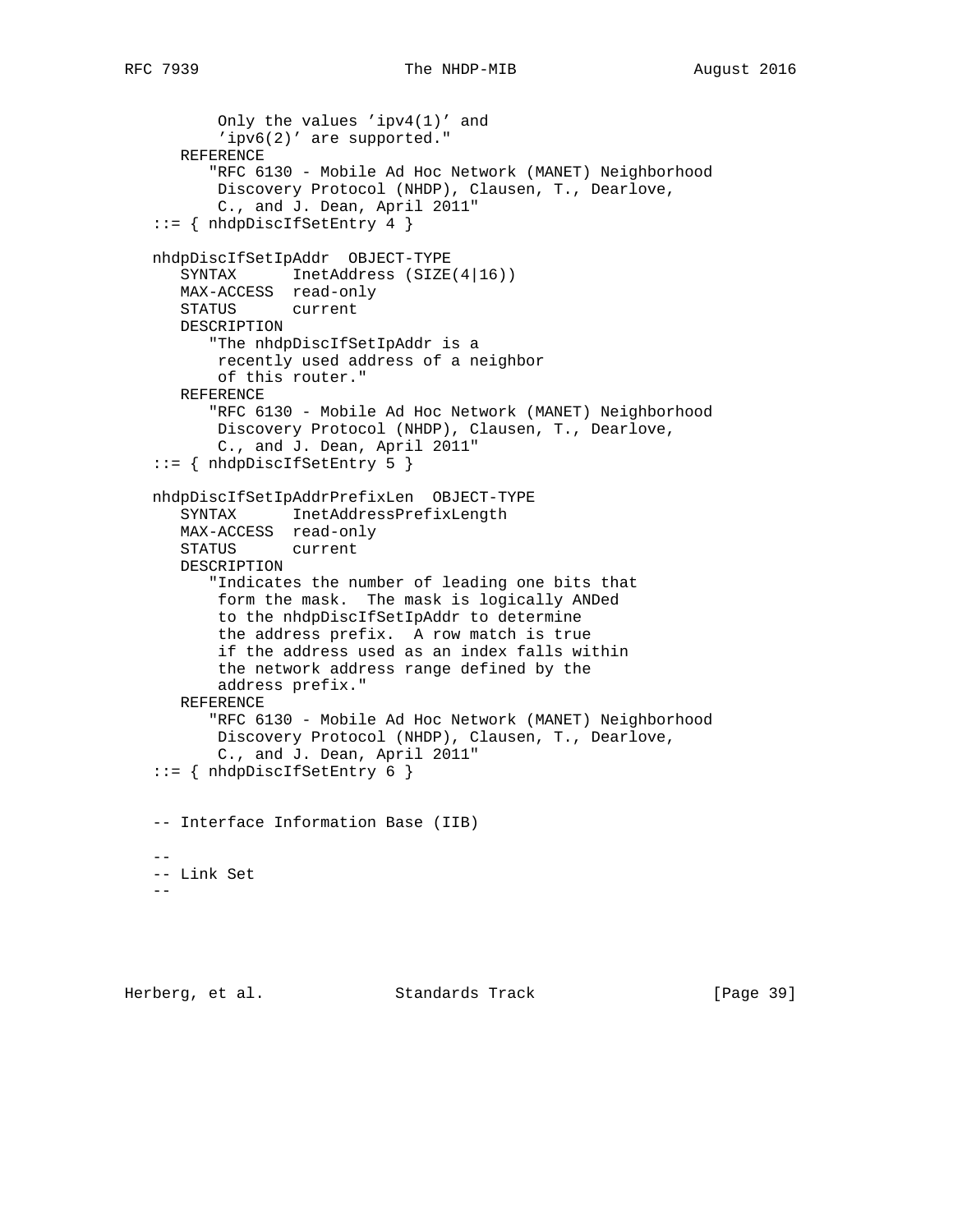```
          Only the values 'ipv4(1)' and
          'ipv6(2)' are supported."
      REFERENCE
         "RFC 6130 - Mobile Ad Hoc Network (MANET) Neighborhood
          Discovery Protocol (NHDP), Clausen, T., Dearlove,
          C., and J. Dean, April 2011"
   ::= { nhdpDiscIfSetEntry 4 }

   nhdpDiscIfSetIpAddr  OBJECT-TYPE
      SYNTAX      InetAddress (SIZE(4|16))
      MAX-ACCESS  read-only
      STATUS      current
      DESCRIPTION
         "The nhdpDiscIfSetIpAddr is a
          recently used address of a neighbor
          of this router."
      REFERENCE
         "RFC 6130 - Mobile Ad Hoc Network (MANET) Neighborhood
          Discovery Protocol (NHDP), Clausen, T., Dearlove,
          C., and J. Dean, April 2011"
   ::= { nhdpDiscIfSetEntry 5 }

   nhdpDiscIfSetIpAddrPrefixLen  OBJECT-TYPE
      SYNTAX      InetAddressPrefixLength
      MAX-ACCESS  read-only
      STATUS      current
      DESCRIPTION
         "Indicates the number of leading one bits that
          form the mask.  The mask is logically ANDed
          to the nhdpDiscIfSetIpAddr to determine
          the address prefix.  A row match is true
          if the address used as an index falls within
          the network address range defined by the
          address prefix."
      REFERENCE
         "RFC 6130 - Mobile Ad Hoc Network (MANET) Neighborhood
          Discovery Protocol (NHDP), Clausen, T., Dearlove,
          C., and J. Dean, April 2011"
   ::= { nhdpDiscIfSetEntry 6 }


   -- Interface Information Base (IIB)

   --
   -- Link Set
   --
```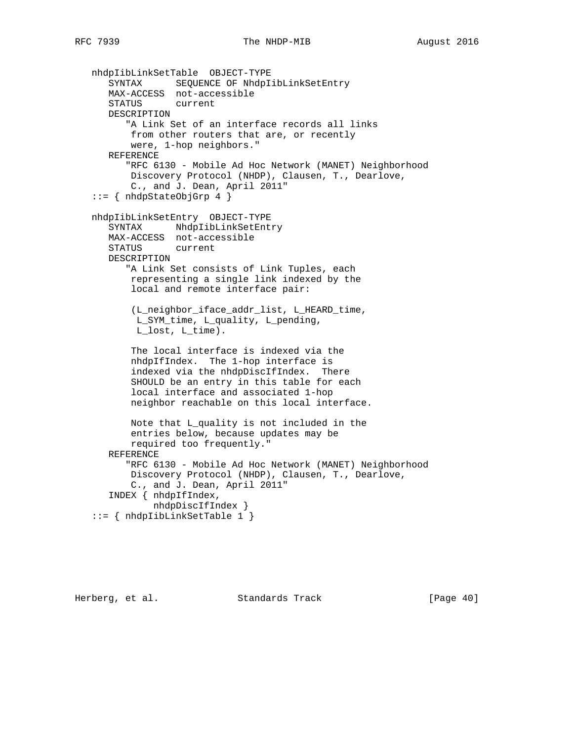```
   nhdpIibLinkSetTable  OBJECT-TYPE
      SYNTAX      SEQUENCE OF NhdpIibLinkSetEntry
      MAX-ACCESS  not-accessible
      STATUS      current
      DESCRIPTION
         "A Link Set of an interface records all links
          from other routers that are, or recently
          were, 1-hop neighbors."
      REFERENCE
         "RFC 6130 - Mobile Ad Hoc Network (MANET) Neighborhood
          Discovery Protocol (NHDP), Clausen, T., Dearlove,
          C., and J. Dean, April 2011"
   ::= { nhdpStateObjGrp 4 }

   nhdpIibLinkSetEntry  OBJECT-TYPE
      SYNTAX      NhdpIibLinkSetEntry
      MAX-ACCESS  not-accessible
      STATUS      current
      DESCRIPTION
         "A Link Set consists of Link Tuples, each
          representing a single link indexed by the
          local and remote interface pair:

          (L_neighbor_iface_addr_list, L_HEARD_time,
           L_SYM_time, L_quality, L_pending,
           L_lost, L_time).

          The local interface is indexed via the
          nhdpIfIndex.  The 1-hop interface is
          indexed via the nhdpDiscIfIndex.  There
          SHOULD be an entry in this table for each
          local interface and associated 1-hop
          neighbor reachable on this local interface.

          Note that L_quality is not included in the
          entries below, because updates may be
          required too frequently."
      REFERENCE
         "RFC 6130 - Mobile Ad Hoc Network (MANET) Neighborhood
          Discovery Protocol (NHDP), Clausen, T., Dearlove,
          C., and J. Dean, April 2011"
      INDEX { nhdpIfIndex,
              nhdpDiscIfIndex }
   ::= { nhdpIibLinkSetTable 1 }
```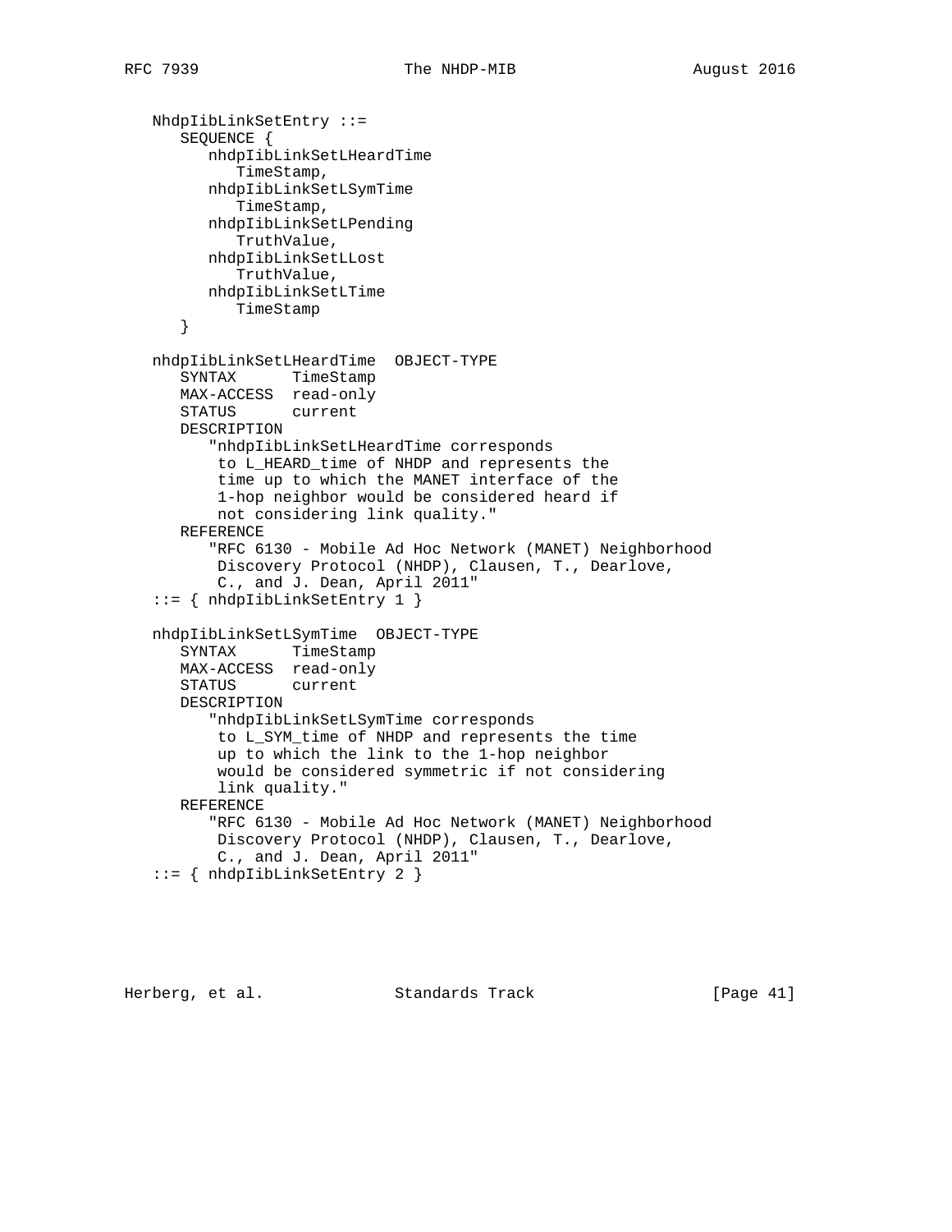```
   NhdpIibLinkSetEntry ::=
      SEQUENCE {
         nhdpIibLinkSetLHeardTime
            TimeStamp,
         nhdpIibLinkSetLSymTime
            TimeStamp,
         nhdpIibLinkSetLPending
            TruthValue,
         nhdpIibLinkSetLLost
            TruthValue,
         nhdpIibLinkSetLTime
            TimeStamp
      }

   nhdpIibLinkSetLHeardTime  OBJECT-TYPE
      SYNTAX      TimeStamp
      MAX-ACCESS  read-only
      STATUS      current
      DESCRIPTION
         "nhdpIibLinkSetLHeardTime corresponds
          to L_HEARD_time of NHDP and represents the
          time up to which the MANET interface of the
          1-hop neighbor would be considered heard if
          not considering link quality."
      REFERENCE
         "RFC 6130 - Mobile Ad Hoc Network (MANET) Neighborhood
          Discovery Protocol (NHDP), Clausen, T., Dearlove,
          C., and J. Dean, April 2011"
   ::= { nhdpIibLinkSetEntry 1 }

   nhdpIibLinkSetLSymTime  OBJECT-TYPE
      SYNTAX      TimeStamp
      MAX-ACCESS  read-only
      STATUS      current
      DESCRIPTION
         "nhdpIibLinkSetLSymTime corresponds
          to L_SYM_time of NHDP and represents the time
          up to which the link to the 1-hop neighbor
          would be considered symmetric if not considering
          link quality."
      REFERENCE
         "RFC 6130 - Mobile Ad Hoc Network (MANET) Neighborhood
          Discovery Protocol (NHDP), Clausen, T., Dearlove,
          C., and J. Dean, April 2011"
   ::= { nhdpIibLinkSetEntry 2 }
```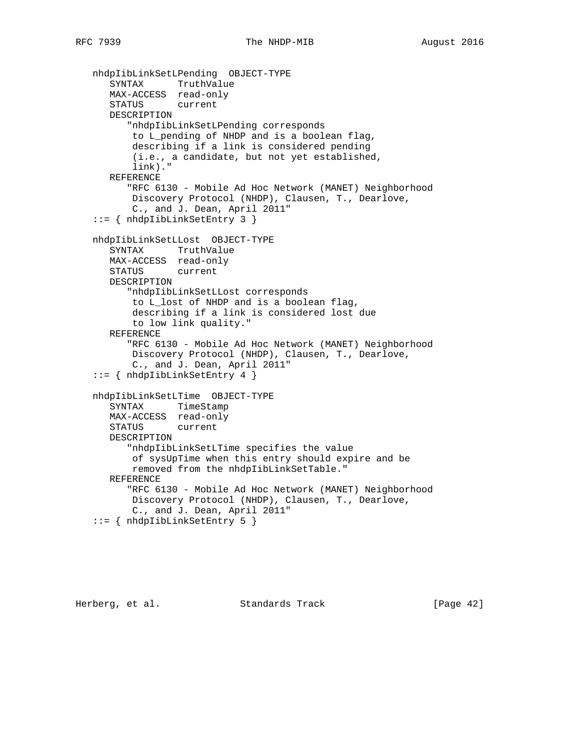```
   nhdpIibLinkSetLPending  OBJECT-TYPE
      SYNTAX      TruthValue
      MAX-ACCESS  read-only
      STATUS      current
      DESCRIPTION
         "nhdpIibLinkSetLPending corresponds
          to L_pending of NHDP and is a boolean flag,
          describing if a link is considered pending
          (i.e., a candidate, but not yet established,
          link)."
      REFERENCE
         "RFC 6130 - Mobile Ad Hoc Network (MANET) Neighborhood
          Discovery Protocol (NHDP), Clausen, T., Dearlove,
          C., and J. Dean, April 2011"
   ::= { nhdpIibLinkSetEntry 3 }

   nhdpIibLinkSetLLost  OBJECT-TYPE
      SYNTAX      TruthValue
      MAX-ACCESS  read-only
      STATUS      current
      DESCRIPTION
         "nhdpIibLinkSetLLost corresponds
          to L_lost of NHDP and is a boolean flag,
          describing if a link is considered lost due
          to low link quality."
      REFERENCE
         "RFC 6130 - Mobile Ad Hoc Network (MANET) Neighborhood
          Discovery Protocol (NHDP), Clausen, T., Dearlove,
          C., and J. Dean, April 2011"
   ::= { nhdpIibLinkSetEntry 4 }

   nhdpIibLinkSetLTime  OBJECT-TYPE
      SYNTAX      TimeStamp
      MAX-ACCESS  read-only
      STATUS      current
      DESCRIPTION
         "nhdpIibLinkSetLTime specifies the value
          of sysUpTime when this entry should expire and be
          removed from the nhdpIibLinkSetTable."
      REFERENCE
         "RFC 6130 - Mobile Ad Hoc Network (MANET) Neighborhood
          Discovery Protocol (NHDP), Clausen, T., Dearlove,
          C., and J. Dean, April 2011"
   ::= { nhdpIibLinkSetEntry 5 }
```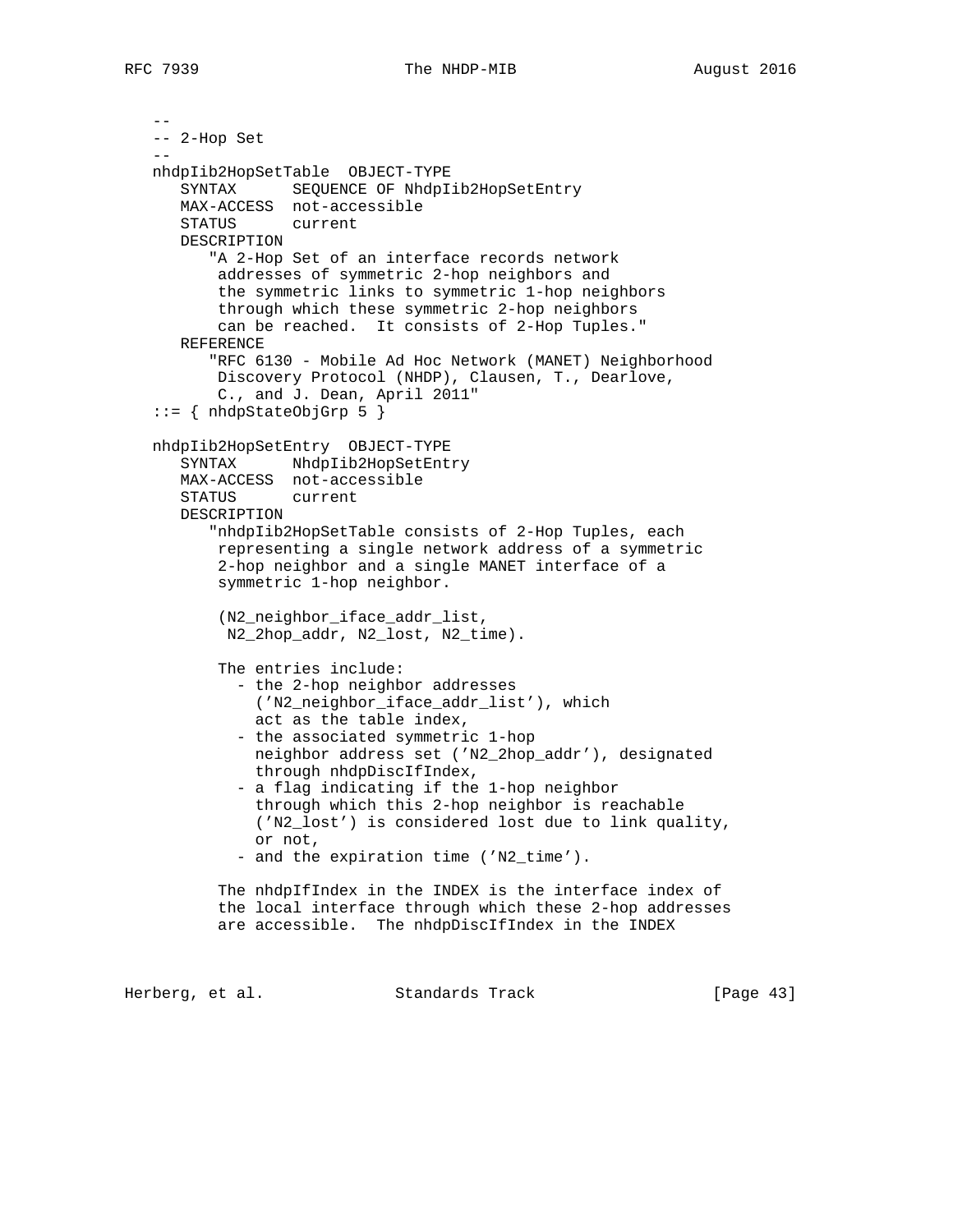```
   --
   -- 2-Hop Set
   --
   nhdpIib2HopSetTable  OBJECT-TYPE
      SYNTAX      SEQUENCE OF NhdpIib2HopSetEntry
      MAX-ACCESS  not-accessible
      STATUS      current
      DESCRIPTION
         "A 2-Hop Set of an interface records network
          addresses of symmetric 2-hop neighbors and
          the symmetric links to symmetric 1-hop neighbors
          through which these symmetric 2-hop neighbors
          can be reached.  It consists of 2-Hop Tuples."
      REFERENCE
         "RFC 6130 - Mobile Ad Hoc Network (MANET) Neighborhood
          Discovery Protocol (NHDP), Clausen, T., Dearlove,
          C., and J. Dean, April 2011"
   ::= { nhdpStateObjGrp 5 }

   nhdpIib2HopSetEntry  OBJECT-TYPE
      SYNTAX      NhdpIib2HopSetEntry
      MAX-ACCESS  not-accessible
      STATUS      current
      DESCRIPTION
         "nhdpIib2HopSetTable consists of 2-Hop Tuples, each
          representing a single network address of a symmetric
          2-hop neighbor and a single MANET interface of a
          symmetric 1-hop neighbor.

          (N2_neighbor_iface_addr_list,
           N2_2hop_addr, N2_lost, N2_time).

          The entries include:
            - the 2-hop neighbor addresses
              ('N2_neighbor_iface_addr_list'), which
              act as the table index,
            - the associated symmetric 1-hop
              neighbor address set ('N2_2hop_addr'), designated
              through nhdpDiscIfIndex,
            - a flag indicating if the 1-hop neighbor
              through which this 2-hop neighbor is reachable
              ('N2_lost') is considered lost due to link quality,
              or not,
            - and the expiration time ('N2_time').

          The nhdpIfIndex in the INDEX is the interface index of
          the local interface through which these 2-hop addresses
          are accessible.  The nhdpDiscIfIndex in the INDEX
```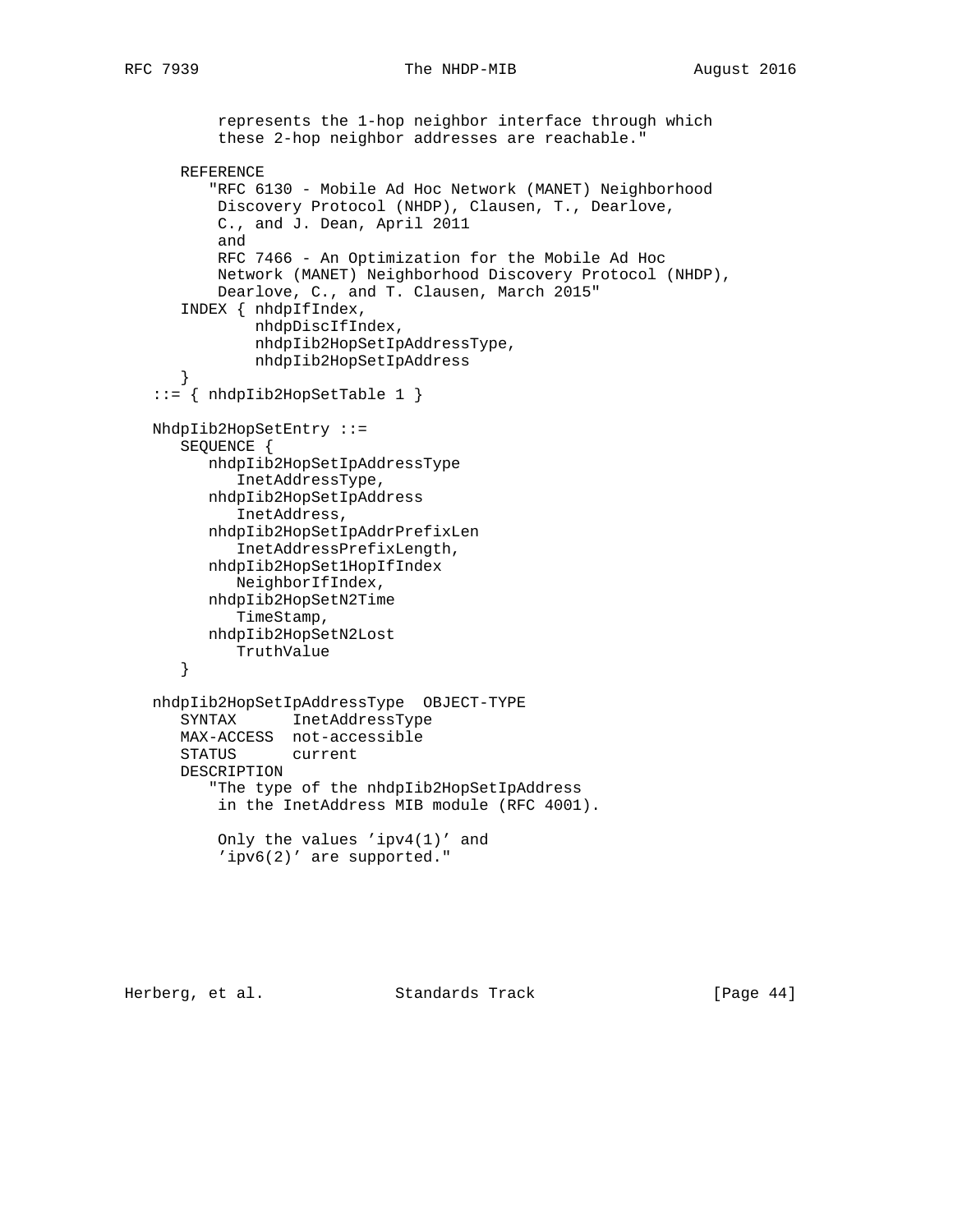```
          represents the 1-hop neighbor interface through which
          these 2-hop neighbor addresses are reachable."

      REFERENCE
         "RFC 6130 - Mobile Ad Hoc Network (MANET) Neighborhood
          Discovery Protocol (NHDP), Clausen, T., Dearlove,
          C., and J. Dean, April 2011
          and
          RFC 7466 - An Optimization for the Mobile Ad Hoc
          Network (MANET) Neighborhood Discovery Protocol (NHDP),
          Dearlove, C., and T. Clausen, March 2015"
      INDEX { nhdpIfIndex,
              nhdpDiscIfIndex,
              nhdpIib2HopSetIpAddressType,
              nhdpIib2HopSetIpAddress
      }
   ::= { nhdpIib2HopSetTable 1 }

   NhdpIib2HopSetEntry ::=
      SEQUENCE {
         nhdpIib2HopSetIpAddressType
            InetAddressType,
         nhdpIib2HopSetIpAddress
            InetAddress,
         nhdpIib2HopSetIpAddrPrefixLen
            InetAddressPrefixLength,
         nhdpIib2HopSet1HopIfIndex
            NeighborIfIndex,
         nhdpIib2HopSetN2Time
            TimeStamp,
         nhdpIib2HopSetN2Lost
            TruthValue
      }

   nhdpIib2HopSetIpAddressType  OBJECT-TYPE
      SYNTAX      InetAddressType
      MAX-ACCESS  not-accessible
      STATUS      current
      DESCRIPTION
         "The type of the nhdpIib2HopSetIpAddress
          in the InetAddress MIB module (RFC 4001).

          Only the values 'ipv4(1)' and
          'ipv6(2)' are supported."
```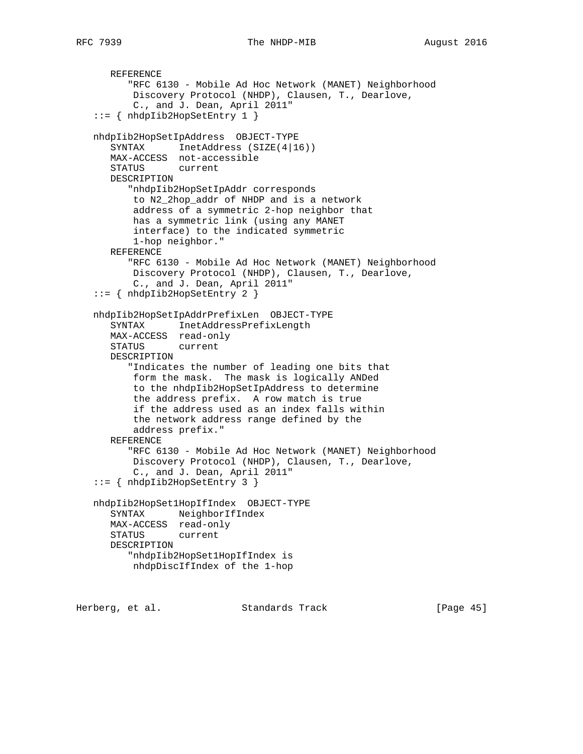```
      REFERENCE
         "RFC 6130 - Mobile Ad Hoc Network (MANET) Neighborhood
          Discovery Protocol (NHDP), Clausen, T., Dearlove,
          C., and J. Dean, April 2011"
   ::= { nhdpIib2HopSetEntry 1 }

   nhdpIib2HopSetIpAddress  OBJECT-TYPE
      SYNTAX      InetAddress (SIZE(4|16))
      MAX-ACCESS  not-accessible
      STATUS      current
      DESCRIPTION
         "nhdpIib2HopSetIpAddr corresponds
          to N2_2hop_addr of NHDP and is a network
          address of a symmetric 2-hop neighbor that
          has a symmetric link (using any MANET
          interface) to the indicated symmetric
          1-hop neighbor."
      REFERENCE
         "RFC 6130 - Mobile Ad Hoc Network (MANET) Neighborhood
          Discovery Protocol (NHDP), Clausen, T., Dearlove,
          C., and J. Dean, April 2011"
   ::= { nhdpIib2HopSetEntry 2 }

   nhdpIib2HopSetIpAddrPrefixLen  OBJECT-TYPE
      SYNTAX      InetAddressPrefixLength
      MAX-ACCESS  read-only
      STATUS      current
      DESCRIPTION
         "Indicates the number of leading one bits that
          form the mask.  The mask is logically ANDed
          to the nhdpIib2HopSetIpAddress to determine
          the address prefix.  A row match is true
          if the address used as an index falls within
          the network address range defined by the
          address prefix."
      REFERENCE
         "RFC 6130 - Mobile Ad Hoc Network (MANET) Neighborhood
          Discovery Protocol (NHDP), Clausen, T., Dearlove,
          C., and J. Dean, April 2011"
   ::= { nhdpIib2HopSetEntry 3 }

   nhdpIib2HopSet1HopIfIndex  OBJECT-TYPE
      SYNTAX      NeighborIfIndex
      MAX-ACCESS  read-only
      STATUS      current
      DESCRIPTION
         "nhdpIib2HopSet1HopIfIndex is
          nhdpDiscIfIndex of the 1-hop
```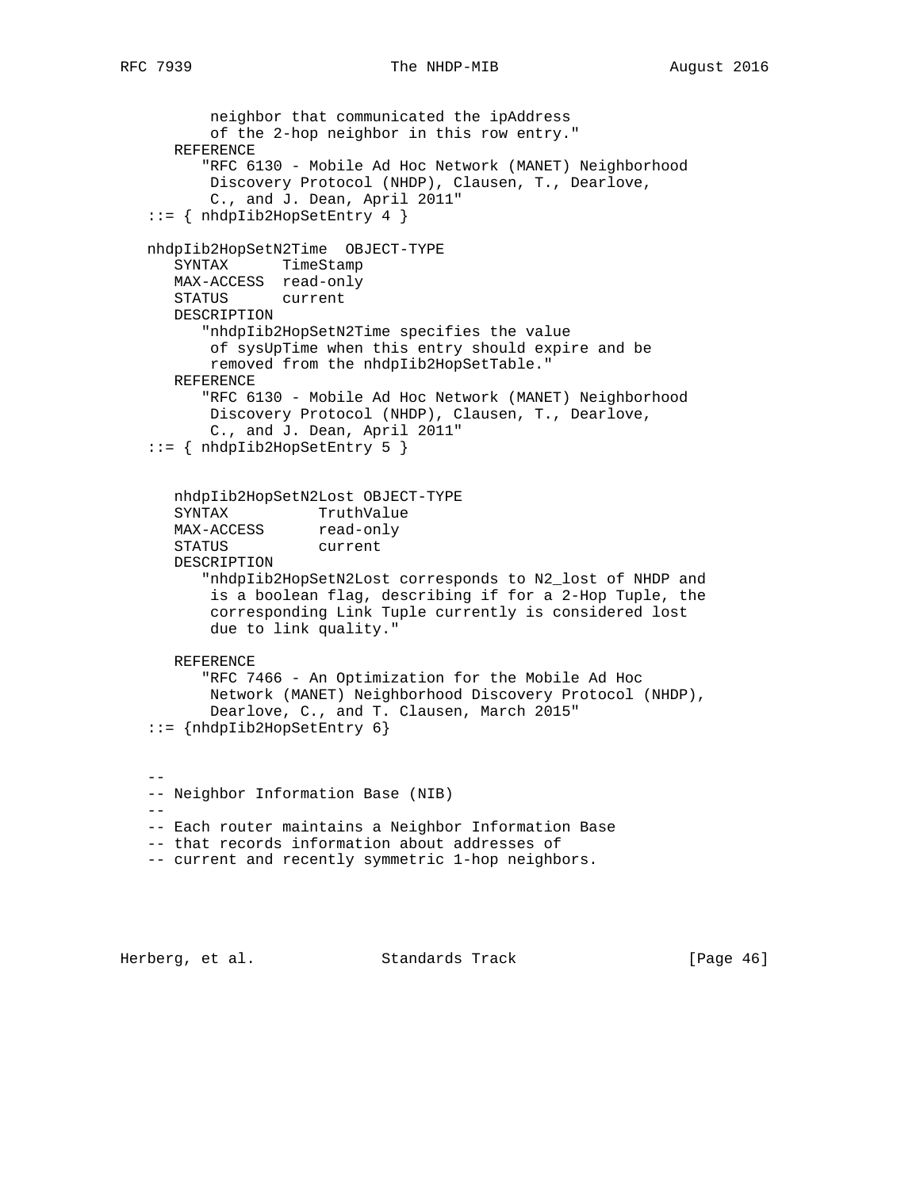```
          neighbor that communicated the ipAddress
          of the 2-hop neighbor in this row entry."
      REFERENCE
         "RFC 6130 - Mobile Ad Hoc Network (MANET) Neighborhood
          Discovery Protocol (NHDP), Clausen, T., Dearlove,
          C., and J. Dean, April 2011"
   ::= { nhdpIib2HopSetEntry 4 }

   nhdpIib2HopSetN2Time  OBJECT-TYPE
      SYNTAX      TimeStamp
      MAX-ACCESS  read-only
      STATUS      current
      DESCRIPTION
         "nhdpIib2HopSetN2Time specifies the value
          of sysUpTime when this entry should expire and be
          removed from the nhdpIib2HopSetTable."
      REFERENCE
         "RFC 6130 - Mobile Ad Hoc Network (MANET) Neighborhood
          Discovery Protocol (NHDP), Clausen, T., Dearlove,
          C., and J. Dean, April 2011"
   ::= { nhdpIib2HopSetEntry 5 }


      nhdpIib2HopSetN2Lost OBJECT-TYPE
      SYNTAX          TruthValue
      MAX-ACCESS      read-only
      STATUS          current
      DESCRIPTION
         "nhdpIib2HopSetN2Lost corresponds to N2_lost of NHDP and
          is a boolean flag, describing if for a 2-Hop Tuple, the
          corresponding Link Tuple currently is considered lost
          due to link quality."

      REFERENCE
         "RFC 7466 - An Optimization for the Mobile Ad Hoc
          Network (MANET) Neighborhood Discovery Protocol (NHDP),
          Dearlove, C., and T. Clausen, March 2015"
   ::= {nhdpIib2HopSetEntry 6}


   --
   -- Neighbor Information Base (NIB)
   --
   -- Each router maintains a Neighbor Information Base
   -- that records information about addresses of
   -- current and recently symmetric 1-hop neighbors.
```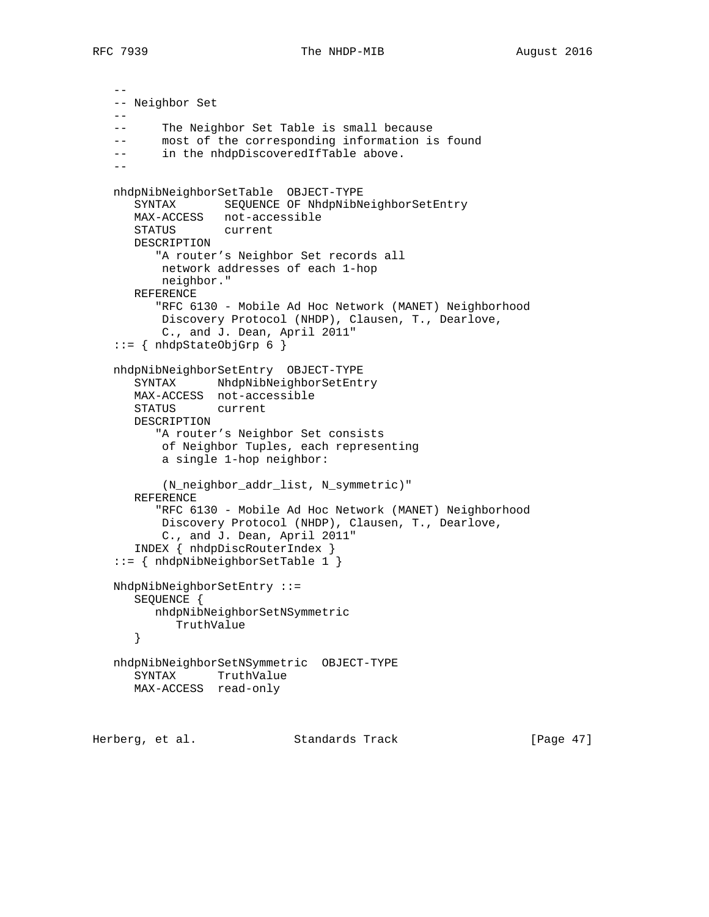```
   --
   -- Neighbor Set
   --
   --     The Neighbor Set Table is small because
   --     most of the corresponding information is found
   --     in the nhdpDiscoveredIfTable above.
   --

   nhdpNibNeighborSetTable  OBJECT-TYPE
      SYNTAX       SEQUENCE OF NhdpNibNeighborSetEntry
      MAX-ACCESS   not-accessible
      STATUS       current
      DESCRIPTION
         "A router's Neighbor Set records all
          network addresses of each 1-hop
          neighbor."
      REFERENCE
         "RFC 6130 - Mobile Ad Hoc Network (MANET) Neighborhood
          Discovery Protocol (NHDP), Clausen, T., Dearlove,
          C., and J. Dean, April 2011"
   ::= { nhdpStateObjGrp 6 }

   nhdpNibNeighborSetEntry  OBJECT-TYPE
      SYNTAX      NhdpNibNeighborSetEntry
      MAX-ACCESS  not-accessible
      STATUS      current
      DESCRIPTION
         "A router's Neighbor Set consists
          of Neighbor Tuples, each representing
          a single 1-hop neighbor:

          (N_neighbor_addr_list, N_symmetric)"
      REFERENCE
         "RFC 6130 - Mobile Ad Hoc Network (MANET) Neighborhood
          Discovery Protocol (NHDP), Clausen, T., Dearlove,
          C., and J. Dean, April 2011"
      INDEX { nhdpDiscRouterIndex }
   ::= { nhdpNibNeighborSetTable 1 }

   NhdpNibNeighborSetEntry ::=
      SEQUENCE {
         nhdpNibNeighborSetNSymmetric
            TruthValue
      }

   nhdpNibNeighborSetNSymmetric  OBJECT-TYPE
      SYNTAX      TruthValue
      MAX-ACCESS  read-only
```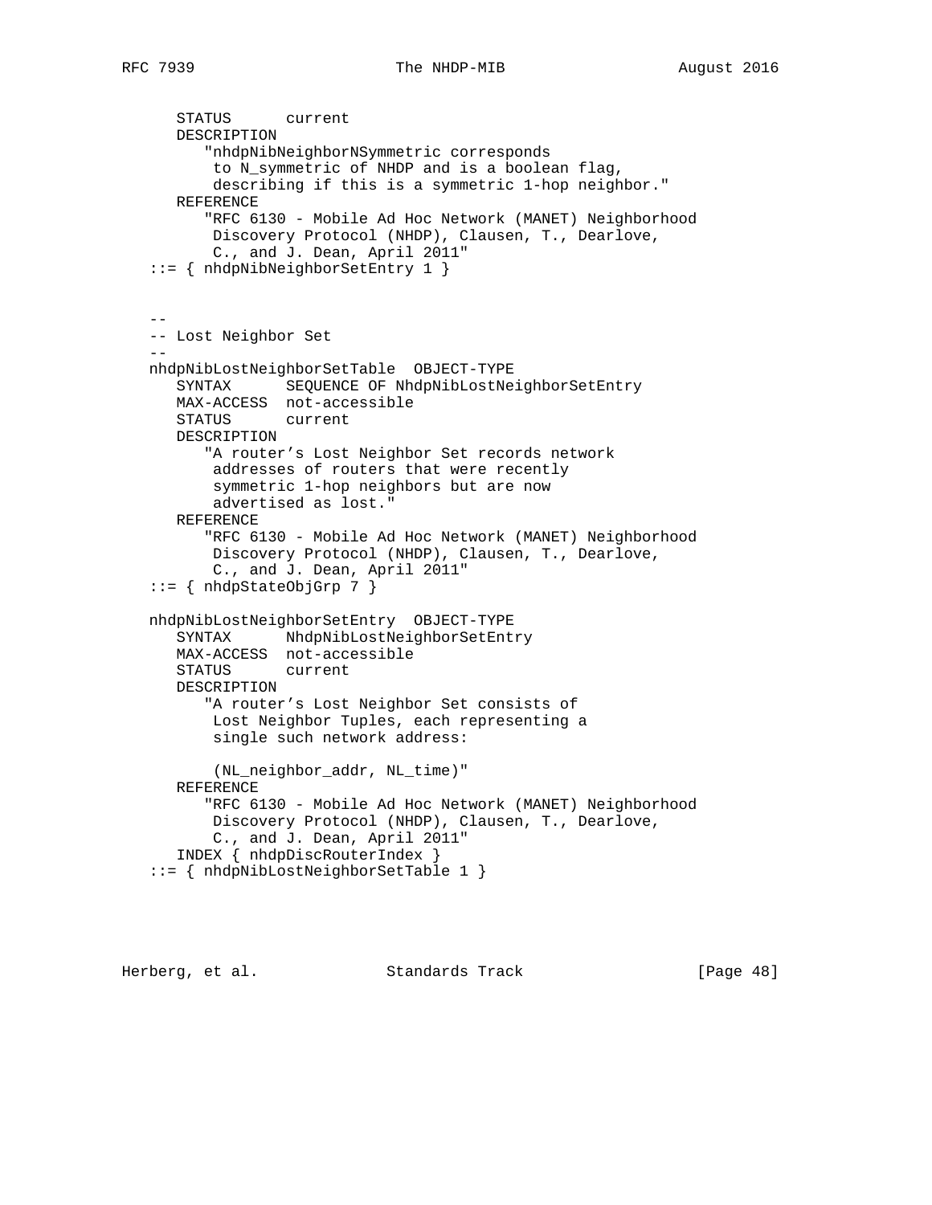```
      STATUS      current
      DESCRIPTION
         "nhdpNibNeighborNSymmetric corresponds
          to N_symmetric of NHDP and is a boolean flag,
          describing if this is a symmetric 1-hop neighbor."
      REFERENCE
         "RFC 6130 - Mobile Ad Hoc Network (MANET) Neighborhood
          Discovery Protocol (NHDP), Clausen, T., Dearlove,
          C., and J. Dean, April 2011"
   ::= { nhdpNibNeighborSetEntry 1 }


   --
   -- Lost Neighbor Set
   --
   nhdpNibLostNeighborSetTable  OBJECT-TYPE
      SYNTAX      SEQUENCE OF NhdpNibLostNeighborSetEntry
      MAX-ACCESS  not-accessible
      STATUS      current
      DESCRIPTION
         "A router's Lost Neighbor Set records network
          addresses of routers that were recently
          symmetric 1-hop neighbors but are now
          advertised as lost."
      REFERENCE
         "RFC 6130 - Mobile Ad Hoc Network (MANET) Neighborhood
          Discovery Protocol (NHDP), Clausen, T., Dearlove,
          C., and J. Dean, April 2011"
   ::= { nhdpStateObjGrp 7 }

   nhdpNibLostNeighborSetEntry  OBJECT-TYPE
      SYNTAX      NhdpNibLostNeighborSetEntry
      MAX-ACCESS  not-accessible
      STATUS      current
      DESCRIPTION
         "A router's Lost Neighbor Set consists of
          Lost Neighbor Tuples, each representing a
          single such network address:

          (NL_neighbor_addr, NL_time)"
      REFERENCE
         "RFC 6130 - Mobile Ad Hoc Network (MANET) Neighborhood
          Discovery Protocol (NHDP), Clausen, T., Dearlove,
          C., and J. Dean, April 2011"
      INDEX { nhdpDiscRouterIndex }
   ::= { nhdpNibLostNeighborSetTable 1 }
```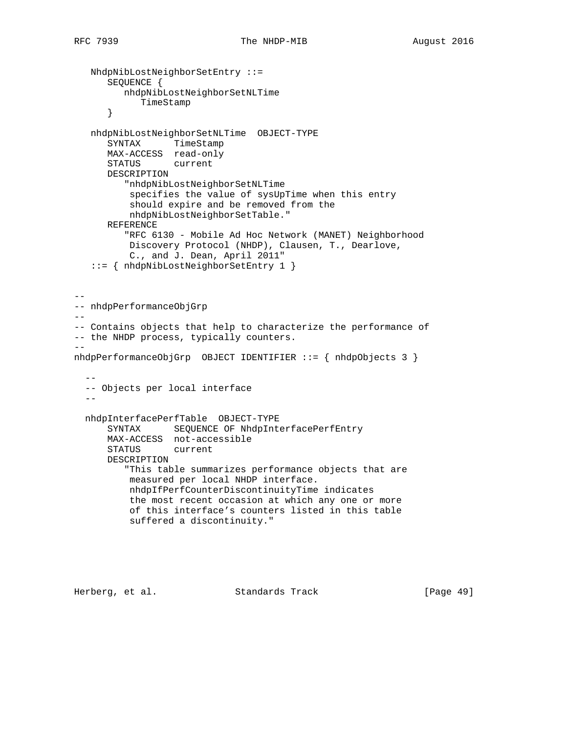```
   NhdpNibLostNeighborSetEntry ::=
      SEQUENCE {
         nhdpNibLostNeighborSetNLTime
            TimeStamp
      }

   nhdpNibLostNeighborSetNLTime  OBJECT-TYPE
      SYNTAX      TimeStamp
      MAX-ACCESS  read-only
      STATUS      current
      DESCRIPTION
         "nhdpNibLostNeighborSetNLTime
          specifies the value of sysUpTime when this entry
          should expire and be removed from the
          nhdpNibLostNeighborSetTable."
      REFERENCE
         "RFC 6130 - Mobile Ad Hoc Network (MANET) Neighborhood
          Discovery Protocol (NHDP), Clausen, T., Dearlove,
          C., and J. Dean, April 2011"
   ::= { nhdpNibLostNeighborSetEntry 1 }


--
-- nhdpPerformanceObjGrp
--
-- Contains objects that help to characterize the performance of
-- the NHDP process, typically counters.
--
nhdpPerformanceObjGrp  OBJECT IDENTIFIER ::= { nhdpObjects 3 }

  --
  -- Objects per local interface
  --

  nhdpInterfacePerfTable  OBJECT-TYPE
      SYNTAX      SEQUENCE OF NhdpInterfacePerfEntry
      MAX-ACCESS  not-accessible
      STATUS      current
      DESCRIPTION
         "This table summarizes performance objects that are
          measured per local NHDP interface.
          nhdpIfPerfCounterDiscontinuityTime indicates
          the most recent occasion at which any one or more
          of this interface's counters listed in this table
          suffered a discontinuity."
```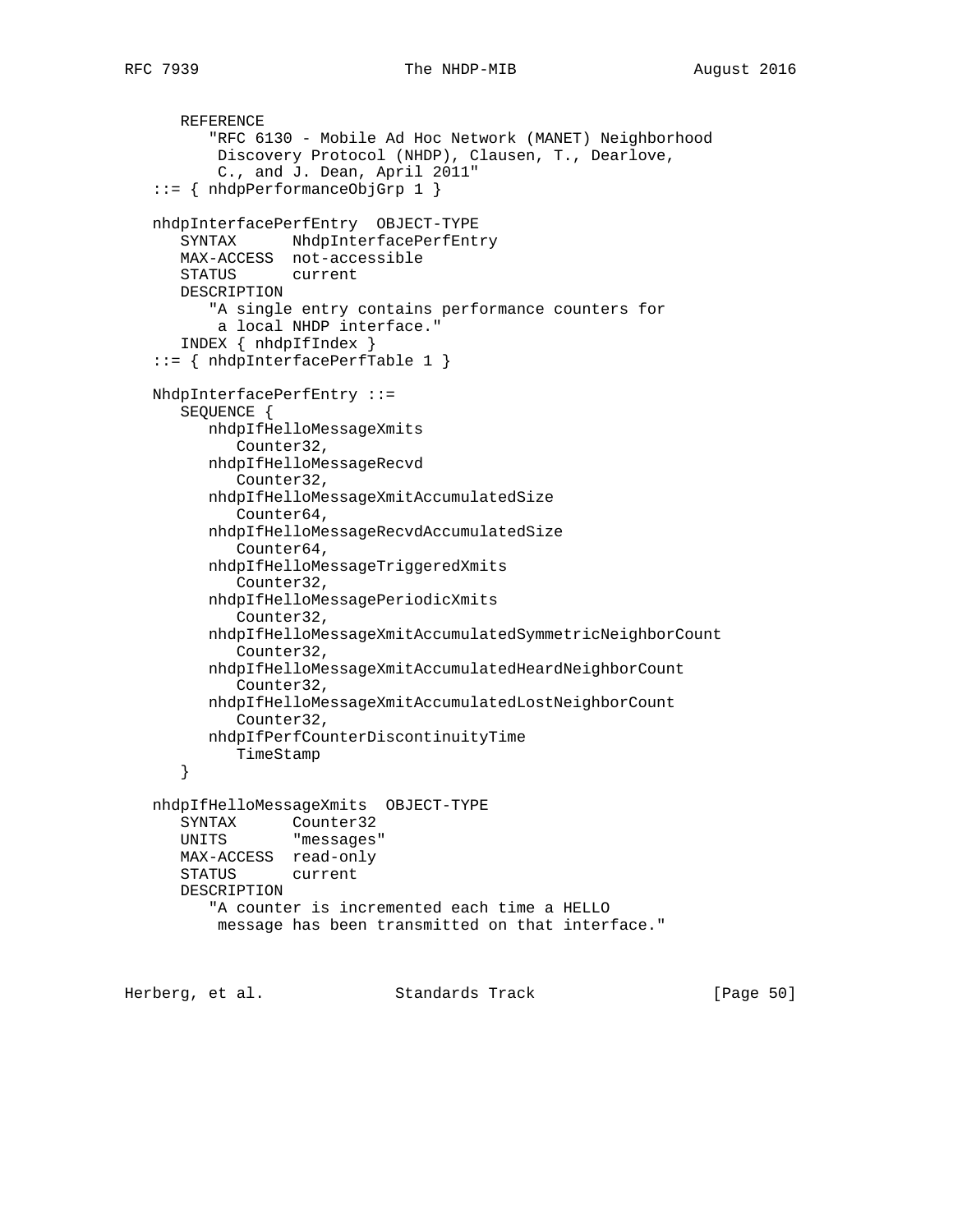```
      REFERENCE
         "RFC 6130 - Mobile Ad Hoc Network (MANET) Neighborhood
          Discovery Protocol (NHDP), Clausen, T., Dearlove,
          C., and J. Dean, April 2011"
   ::= { nhdpPerformanceObjGrp 1 }

   nhdpInterfacePerfEntry  OBJECT-TYPE
      SYNTAX      NhdpInterfacePerfEntry
      MAX-ACCESS  not-accessible
      STATUS      current
      DESCRIPTION
         "A single entry contains performance counters for
          a local NHDP interface."
      INDEX { nhdpIfIndex }
   ::= { nhdpInterfacePerfTable 1 }

   NhdpInterfacePerfEntry ::=
      SEQUENCE {
         nhdpIfHelloMessageXmits
            Counter32,
         nhdpIfHelloMessageRecvd
            Counter32,
         nhdpIfHelloMessageXmitAccumulatedSize
            Counter64,
         nhdpIfHelloMessageRecvdAccumulatedSize
            Counter64,
         nhdpIfHelloMessageTriggeredXmits
            Counter32,
         nhdpIfHelloMessagePeriodicXmits
            Counter32,
         nhdpIfHelloMessageXmitAccumulatedSymmetricNeighborCount
            Counter32,
         nhdpIfHelloMessageXmitAccumulatedHeardNeighborCount
            Counter32,
         nhdpIfHelloMessageXmitAccumulatedLostNeighborCount
            Counter32,
         nhdpIfPerfCounterDiscontinuityTime
            TimeStamp
      }

   nhdpIfHelloMessageXmits  OBJECT-TYPE
      SYNTAX      Counter32
      UNITS       "messages"
      MAX-ACCESS  read-only
      STATUS      current
      DESCRIPTION
         "A counter is incremented each time a HELLO
          message has been transmitted on that interface."
```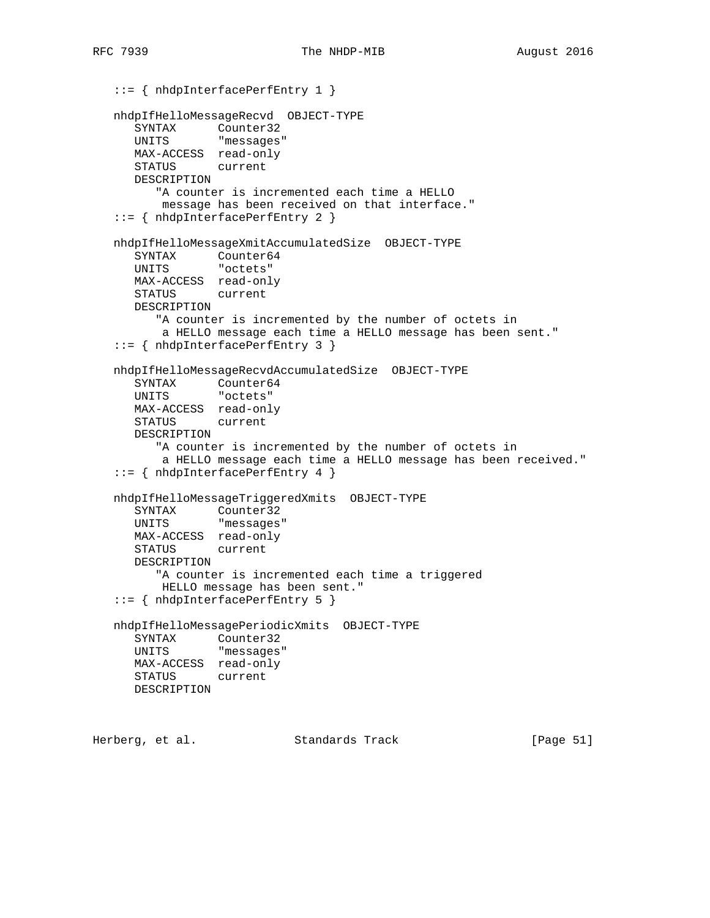```
   ::= { nhdpInterfacePerfEntry 1 }

   nhdpIfHelloMessageRecvd  OBJECT-TYPE
      SYNTAX      Counter32
      UNITS       "messages"
      MAX-ACCESS  read-only
      STATUS      current
      DESCRIPTION
         "A counter is incremented each time a HELLO
          message has been received on that interface."
   ::= { nhdpInterfacePerfEntry 2 }

   nhdpIfHelloMessageXmitAccumulatedSize  OBJECT-TYPE
      SYNTAX      Counter64
      UNITS       "octets"
      MAX-ACCESS  read-only
      STATUS      current
      DESCRIPTION
         "A counter is incremented by the number of octets in
          a HELLO message each time a HELLO message has been sent."
   ::= { nhdpInterfacePerfEntry 3 }

   nhdpIfHelloMessageRecvdAccumulatedSize  OBJECT-TYPE
      SYNTAX      Counter64
      UNITS       "octets"
      MAX-ACCESS  read-only
      STATUS      current
      DESCRIPTION
         "A counter is incremented by the number of octets in
          a HELLO message each time a HELLO message has been received."
   ::= { nhdpInterfacePerfEntry 4 }

   nhdpIfHelloMessageTriggeredXmits  OBJECT-TYPE
      SYNTAX      Counter32
      UNITS       "messages"
      MAX-ACCESS  read-only
      STATUS      current
      DESCRIPTION
         "A counter is incremented each time a triggered
          HELLO message has been sent."
   ::= { nhdpInterfacePerfEntry 5 }

   nhdpIfHelloMessagePeriodicXmits  OBJECT-TYPE
      SYNTAX      Counter32
      UNITS       "messages"
      MAX-ACCESS  read-only
      STATUS      current
      DESCRIPTION
```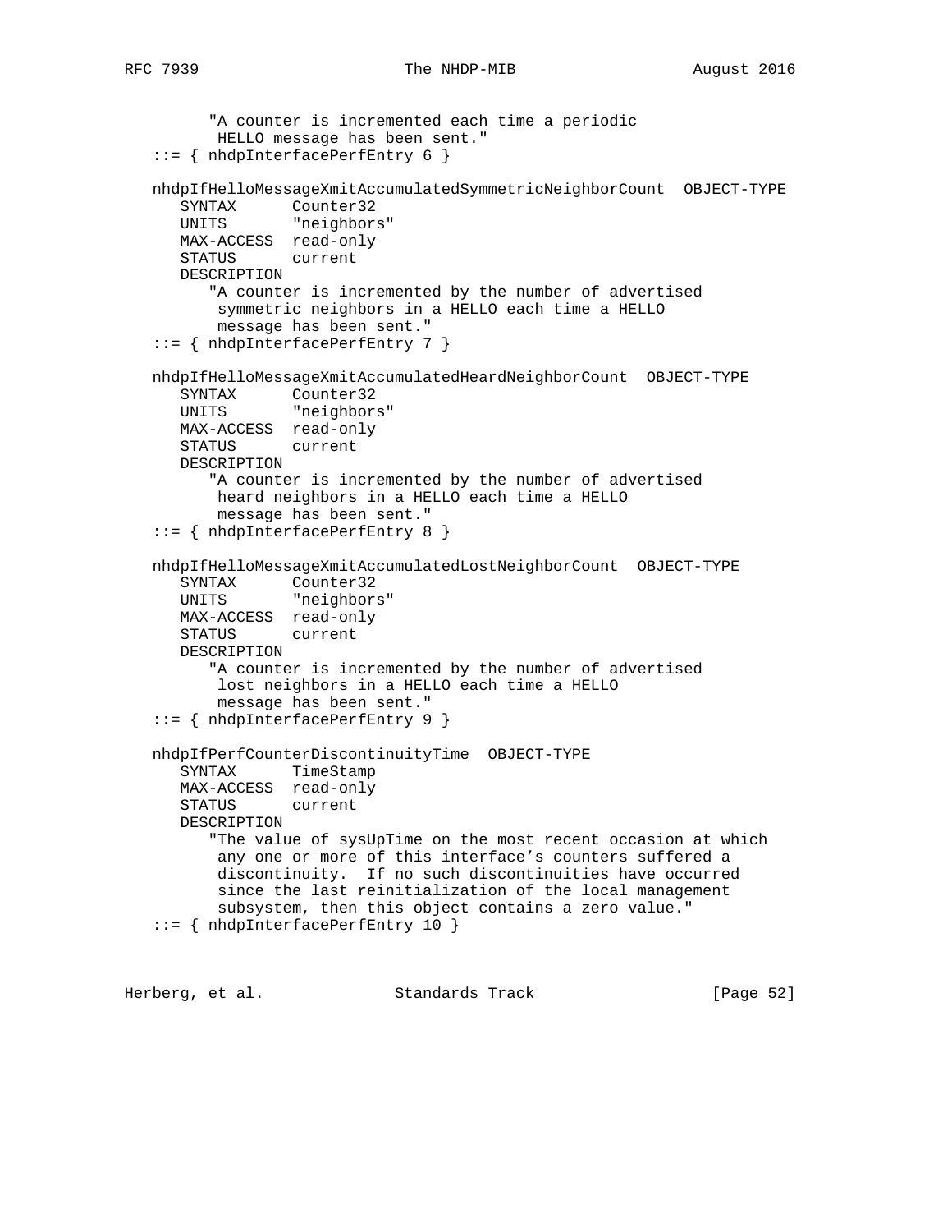```
         "A counter is incremented each time a periodic
          HELLO message has been sent."
   ::= { nhdpInterfacePerfEntry 6 }

   nhdpIfHelloMessageXmitAccumulatedSymmetricNeighborCount  OBJECT-TYPE
      SYNTAX      Counter32
      UNITS       "neighbors"
      MAX-ACCESS  read-only
      STATUS      current
      DESCRIPTION
         "A counter is incremented by the number of advertised
          symmetric neighbors in a HELLO each time a HELLO
          message has been sent."
   ::= { nhdpInterfacePerfEntry 7 }

   nhdpIfHelloMessageXmitAccumulatedHeardNeighborCount  OBJECT-TYPE
      SYNTAX      Counter32
      UNITS       "neighbors"
      MAX-ACCESS  read-only
      STATUS      current
      DESCRIPTION
         "A counter is incremented by the number of advertised
          heard neighbors in a HELLO each time a HELLO
          message has been sent."
   ::= { nhdpInterfacePerfEntry 8 }

   nhdpIfHelloMessageXmitAccumulatedLostNeighborCount  OBJECT-TYPE
      SYNTAX      Counter32
      UNITS       "neighbors"
      MAX-ACCESS  read-only
      STATUS      current
      DESCRIPTION
         "A counter is incremented by the number of advertised
          lost neighbors in a HELLO each time a HELLO
          message has been sent."
   ::= { nhdpInterfacePerfEntry 9 }

   nhdpIfPerfCounterDiscontinuityTime  OBJECT-TYPE
      SYNTAX      TimeStamp
      MAX-ACCESS  read-only
      STATUS      current
      DESCRIPTION
         "The value of sysUpTime on the most recent occasion at which
          any one or more of this interface's counters suffered a
          discontinuity.  If no such discontinuities have occurred
          since the last reinitialization of the local management
          subsystem, then this object contains a zero value."
   ::= { nhdpInterfacePerfEntry 10 }
```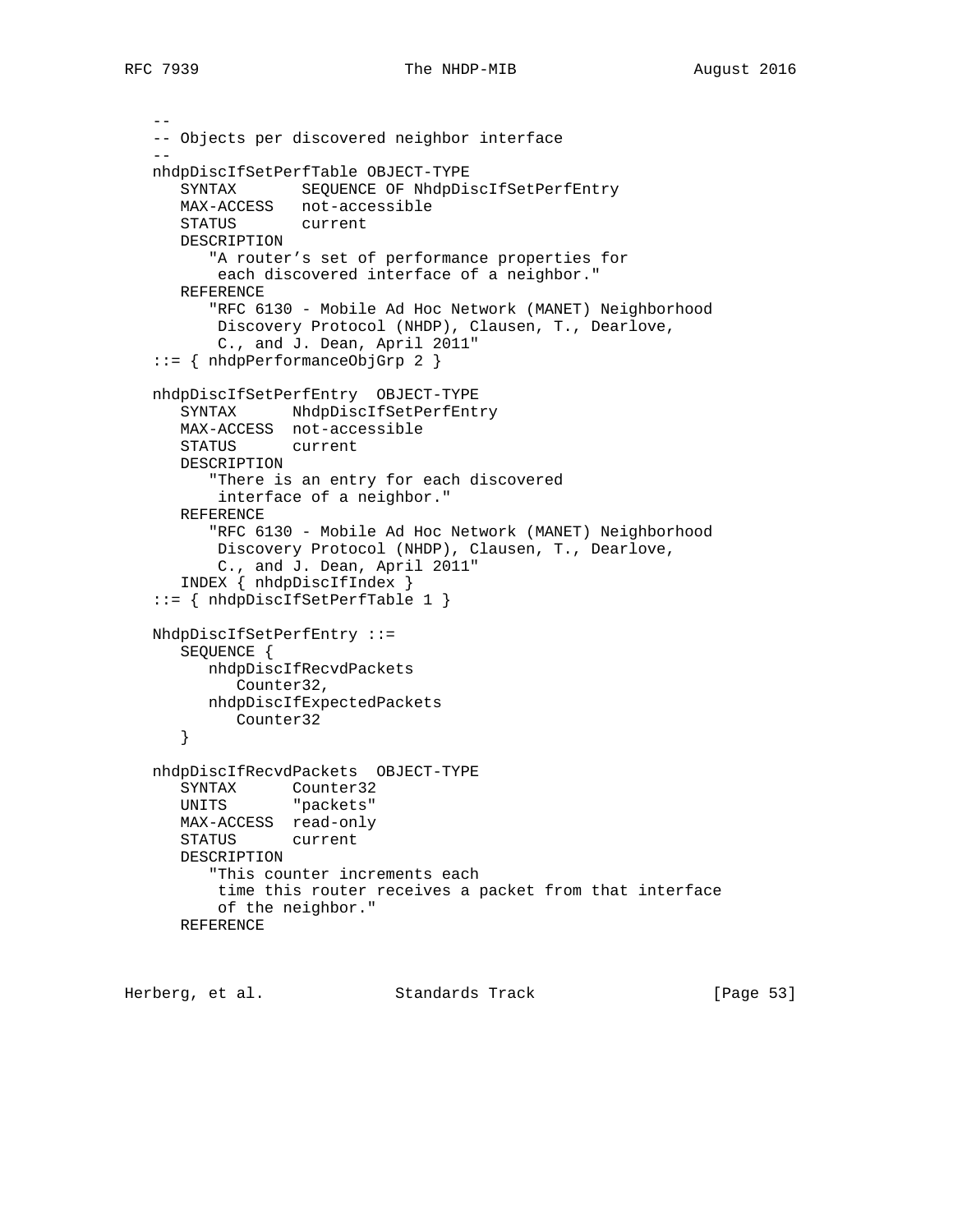```
   --
   -- Objects per discovered neighbor interface
   --
   nhdpDiscIfSetPerfTable OBJECT-TYPE
      SYNTAX       SEQUENCE OF NhdpDiscIfSetPerfEntry
      MAX-ACCESS   not-accessible
      STATUS       current
      DESCRIPTION
         "A router's set of performance properties for
          each discovered interface of a neighbor."
      REFERENCE
         "RFC 6130 - Mobile Ad Hoc Network (MANET) Neighborhood
          Discovery Protocol (NHDP), Clausen, T., Dearlove,
          C., and J. Dean, April 2011"
   ::= { nhdpPerformanceObjGrp 2 }

   nhdpDiscIfSetPerfEntry  OBJECT-TYPE
      SYNTAX      NhdpDiscIfSetPerfEntry
      MAX-ACCESS  not-accessible
      STATUS      current
      DESCRIPTION
         "There is an entry for each discovered
          interface of a neighbor."
      REFERENCE
         "RFC 6130 - Mobile Ad Hoc Network (MANET) Neighborhood
          Discovery Protocol (NHDP), Clausen, T., Dearlove,
          C., and J. Dean, April 2011"
      INDEX { nhdpDiscIfIndex }
   ::= { nhdpDiscIfSetPerfTable 1 }

   NhdpDiscIfSetPerfEntry ::=
      SEQUENCE {
         nhdpDiscIfRecvdPackets
            Counter32,
         nhdpDiscIfExpectedPackets
            Counter32
      }

   nhdpDiscIfRecvdPackets  OBJECT-TYPE
      SYNTAX      Counter32
      UNITS       "packets"
      MAX-ACCESS  read-only
      STATUS      current
      DESCRIPTION
         "This counter increments each
          time this router receives a packet from that interface
          of the neighbor."
      REFERENCE
```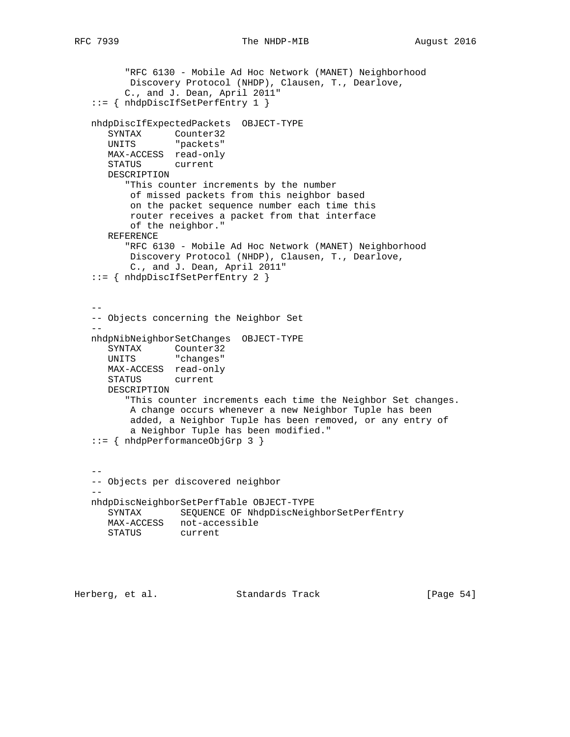```
         "RFC 6130 - Mobile Ad Hoc Network (MANET) Neighborhood
          Discovery Protocol (NHDP), Clausen, T., Dearlove,
         C., and J. Dean, April 2011"
   ::= { nhdpDiscIfSetPerfEntry 1 }

   nhdpDiscIfExpectedPackets  OBJECT-TYPE
      SYNTAX      Counter32
      UNITS       "packets"
      MAX-ACCESS  read-only
      STATUS      current
      DESCRIPTION
         "This counter increments by the number
          of missed packets from this neighbor based
          on the packet sequence number each time this
          router receives a packet from that interface
          of the neighbor."
      REFERENCE
         "RFC 6130 - Mobile Ad Hoc Network (MANET) Neighborhood
          Discovery Protocol (NHDP), Clausen, T., Dearlove,
          C., and J. Dean, April 2011"
   ::= { nhdpDiscIfSetPerfEntry 2 }


   --
   -- Objects concerning the Neighbor Set
   --
   nhdpNibNeighborSetChanges  OBJECT-TYPE
      SYNTAX      Counter32
      UNITS       "changes"
      MAX-ACCESS  read-only
      STATUS      current
      DESCRIPTION
         "This counter increments each time the Neighbor Set changes.
          A change occurs whenever a new Neighbor Tuple has been
          added, a Neighbor Tuple has been removed, or any entry of
          a Neighbor Tuple has been modified."
   ::= { nhdpPerformanceObjGrp 3 }


   --
   -- Objects per discovered neighbor
   --
   nhdpDiscNeighborSetPerfTable OBJECT-TYPE
      SYNTAX       SEQUENCE OF NhdpDiscNeighborSetPerfEntry
      MAX-ACCESS   not-accessible
      STATUS       current
```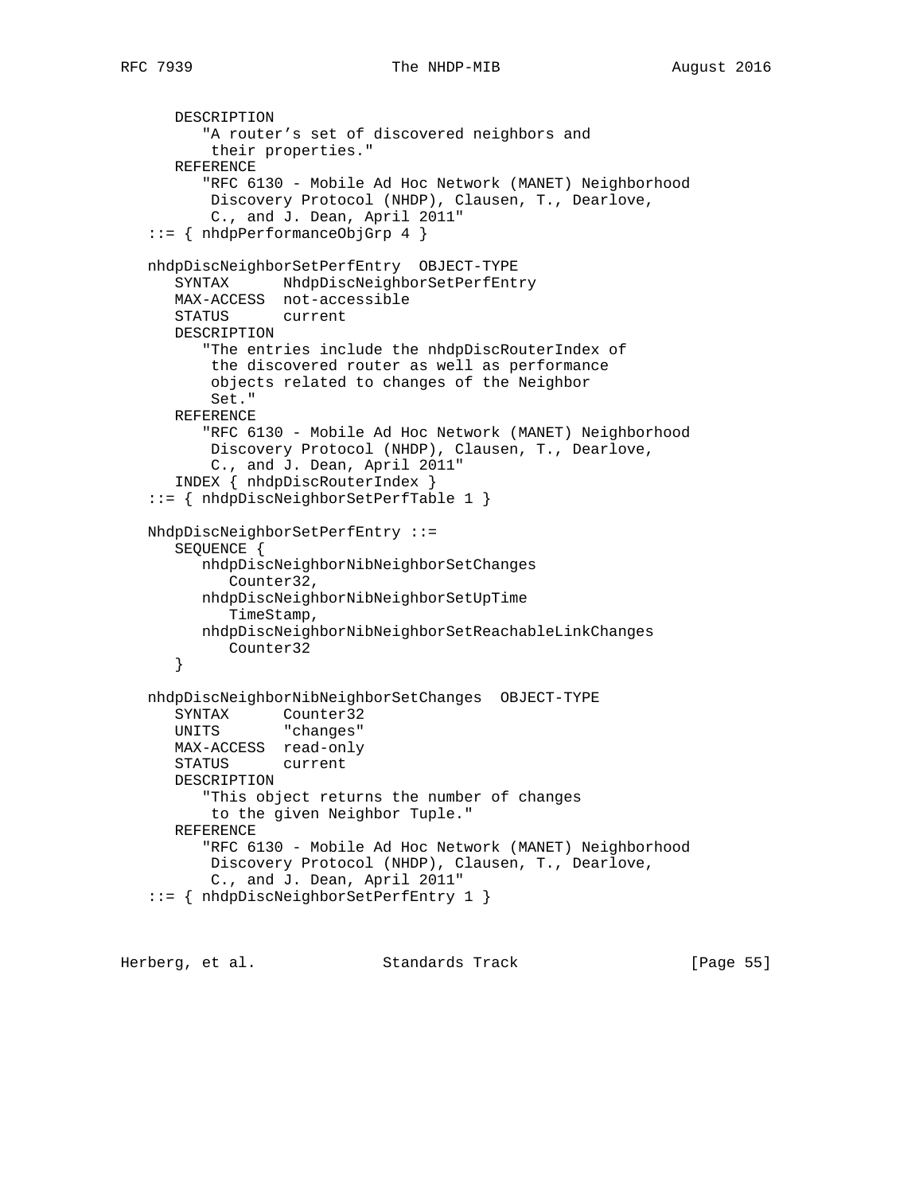```
      DESCRIPTION
         "A router's set of discovered neighbors and
          their properties."
      REFERENCE
         "RFC 6130 - Mobile Ad Hoc Network (MANET) Neighborhood
          Discovery Protocol (NHDP), Clausen, T., Dearlove,
          C., and J. Dean, April 2011"
   ::= { nhdpPerformanceObjGrp 4 }

   nhdpDiscNeighborSetPerfEntry  OBJECT-TYPE
      SYNTAX      NhdpDiscNeighborSetPerfEntry
      MAX-ACCESS  not-accessible
      STATUS      current
      DESCRIPTION
         "The entries include the nhdpDiscRouterIndex of
          the discovered router as well as performance
          objects related to changes of the Neighbor
          Set."
      REFERENCE
         "RFC 6130 - Mobile Ad Hoc Network (MANET) Neighborhood
          Discovery Protocol (NHDP), Clausen, T., Dearlove,
          C., and J. Dean, April 2011"
      INDEX { nhdpDiscRouterIndex }
   ::= { nhdpDiscNeighborSetPerfTable 1 }

   NhdpDiscNeighborSetPerfEntry ::=
      SEQUENCE {
         nhdpDiscNeighborNibNeighborSetChanges
            Counter32,
         nhdpDiscNeighborNibNeighborSetUpTime
            TimeStamp,
         nhdpDiscNeighborNibNeighborSetReachableLinkChanges
            Counter32
      }

   nhdpDiscNeighborNibNeighborSetChanges  OBJECT-TYPE
      SYNTAX      Counter32
      UNITS       "changes"
      MAX-ACCESS  read-only
      STATUS      current
      DESCRIPTION
         "This object returns the number of changes
          to the given Neighbor Tuple."
      REFERENCE
         "RFC 6130 - Mobile Ad Hoc Network (MANET) Neighborhood
          Discovery Protocol (NHDP), Clausen, T., Dearlove,
          C., and J. Dean, April 2011"
   ::= { nhdpDiscNeighborSetPerfEntry 1 }
```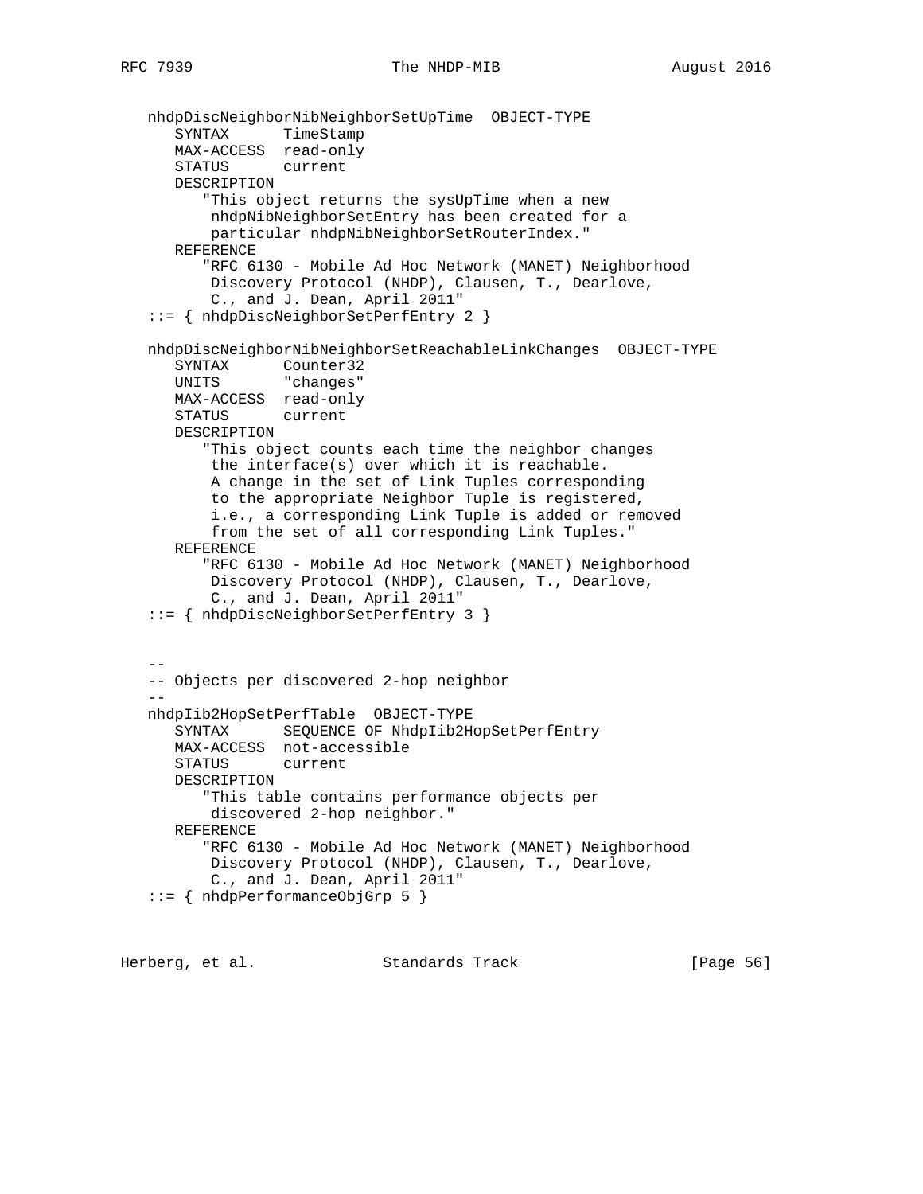```
   nhdpDiscNeighborNibNeighborSetUpTime  OBJECT-TYPE
      SYNTAX      TimeStamp
      MAX-ACCESS  read-only
      STATUS      current
      DESCRIPTION
         "This object returns the sysUpTime when a new
          nhdpNibNeighborSetEntry has been created for a
          particular nhdpNibNeighborSetRouterIndex."
      REFERENCE
         "RFC 6130 - Mobile Ad Hoc Network (MANET) Neighborhood
          Discovery Protocol (NHDP), Clausen, T., Dearlove,
          C., and J. Dean, April 2011"
   ::= { nhdpDiscNeighborSetPerfEntry 2 }

   nhdpDiscNeighborNibNeighborSetReachableLinkChanges  OBJECT-TYPE
      SYNTAX      Counter32
      UNITS       "changes"
      MAX-ACCESS  read-only
      STATUS      current
      DESCRIPTION
         "This object counts each time the neighbor changes
          the interface(s) over which it is reachable.
          A change in the set of Link Tuples corresponding
          to the appropriate Neighbor Tuple is registered,
          i.e., a corresponding Link Tuple is added or removed
          from the set of all corresponding Link Tuples."
      REFERENCE
         "RFC 6130 - Mobile Ad Hoc Network (MANET) Neighborhood
          Discovery Protocol (NHDP), Clausen, T., Dearlove,
          C., and J. Dean, April 2011"
   ::= { nhdpDiscNeighborSetPerfEntry 3 }


   --
   -- Objects per discovered 2-hop neighbor
   --
   nhdpIib2HopSetPerfTable  OBJECT-TYPE
      SYNTAX      SEQUENCE OF NhdpIib2HopSetPerfEntry
      MAX-ACCESS  not-accessible
      STATUS      current
      DESCRIPTION
         "This table contains performance objects per
          discovered 2-hop neighbor."
      REFERENCE
         "RFC 6130 - Mobile Ad Hoc Network (MANET) Neighborhood
          Discovery Protocol (NHDP), Clausen, T., Dearlove,
          C., and J. Dean, April 2011"
   ::= { nhdpPerformanceObjGrp 5 }
```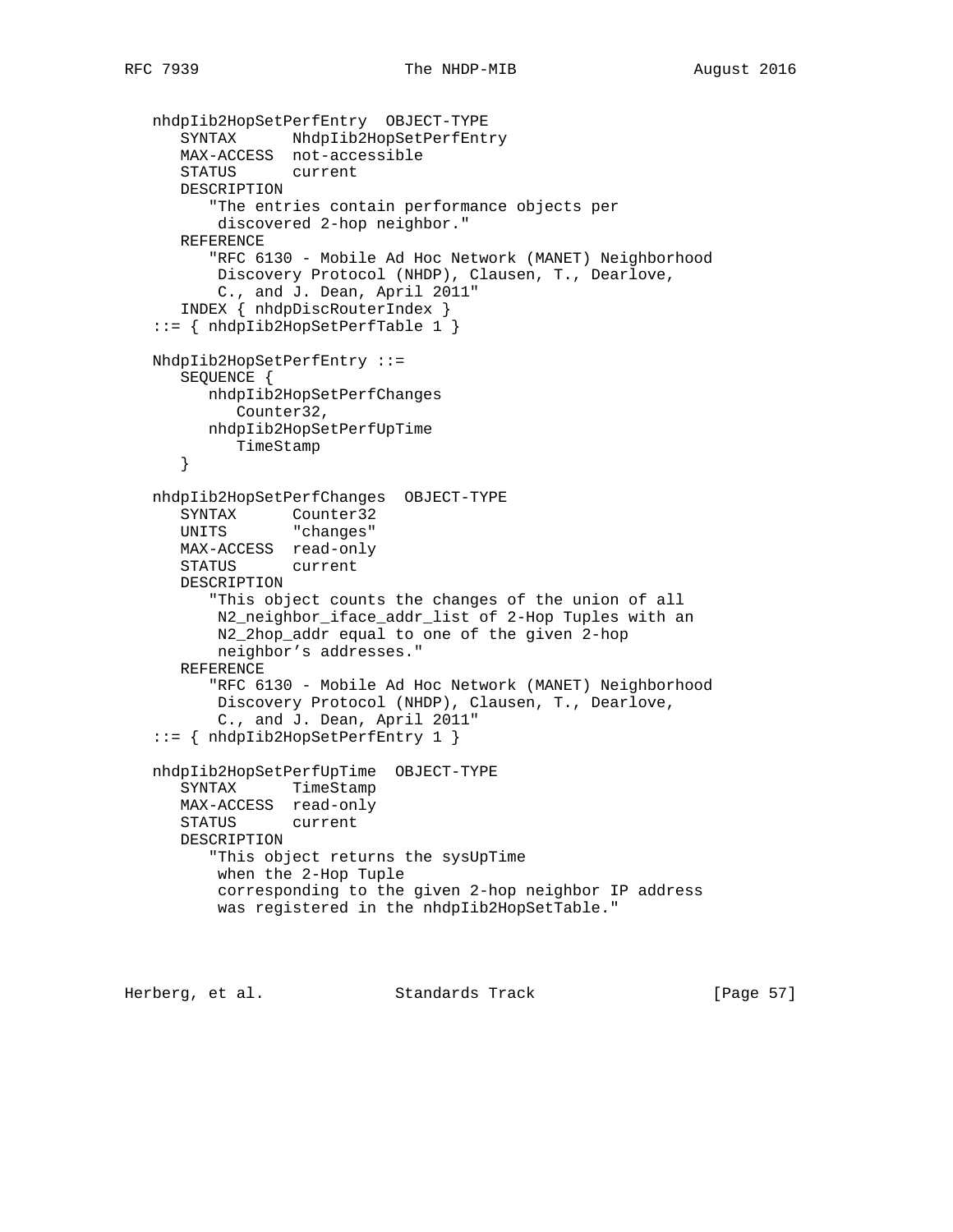```
   nhdpIib2HopSetPerfEntry  OBJECT-TYPE
      SYNTAX      NhdpIib2HopSetPerfEntry
      MAX-ACCESS  not-accessible
      STATUS      current
      DESCRIPTION
         "The entries contain performance objects per
          discovered 2-hop neighbor."
      REFERENCE
         "RFC 6130 - Mobile Ad Hoc Network (MANET) Neighborhood
          Discovery Protocol (NHDP), Clausen, T., Dearlove,
          C., and J. Dean, April 2011"
      INDEX { nhdpDiscRouterIndex }
   ::= { nhdpIib2HopSetPerfTable 1 }

   NhdpIib2HopSetPerfEntry ::=
      SEQUENCE {
         nhdpIib2HopSetPerfChanges
            Counter32,
         nhdpIib2HopSetPerfUpTime
            TimeStamp
      }

   nhdpIib2HopSetPerfChanges  OBJECT-TYPE
      SYNTAX      Counter32
      UNITS       "changes"
      MAX-ACCESS  read-only
      STATUS      current
      DESCRIPTION
         "This object counts the changes of the union of all
          N2_neighbor_iface_addr_list of 2-Hop Tuples with an
          N2_2hop_addr equal to one of the given 2-hop
          neighbor's addresses."
      REFERENCE
         "RFC 6130 - Mobile Ad Hoc Network (MANET) Neighborhood
          Discovery Protocol (NHDP), Clausen, T., Dearlove,
          C., and J. Dean, April 2011"
   ::= { nhdpIib2HopSetPerfEntry 1 }

   nhdpIib2HopSetPerfUpTime  OBJECT-TYPE
      SYNTAX      TimeStamp
      MAX-ACCESS  read-only
      STATUS      current
      DESCRIPTION
         "This object returns the sysUpTime
          when the 2-Hop Tuple
          corresponding to the given 2-hop neighbor IP address
          was registered in the nhdpIib2HopSetTable."
```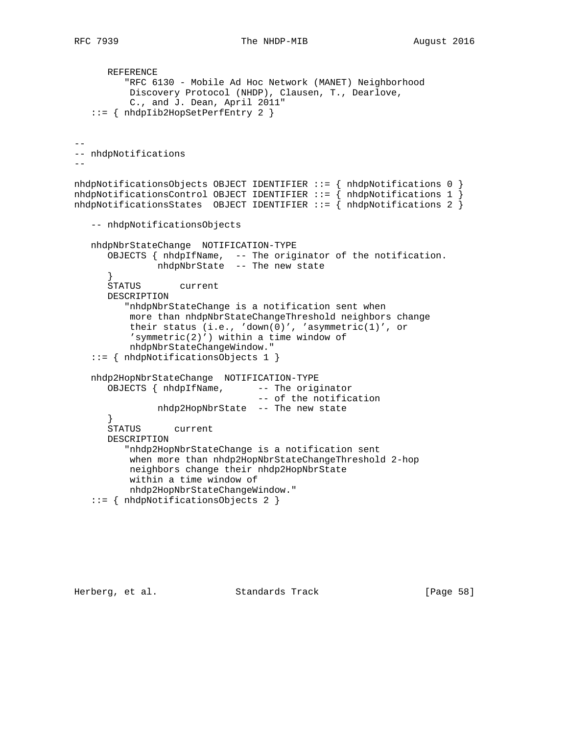```
      REFERENCE
         "RFC 6130 - Mobile Ad Hoc Network (MANET) Neighborhood
          Discovery Protocol (NHDP), Clausen, T., Dearlove,
          C., and J. Dean, April 2011"
   ::= { nhdpIib2HopSetPerfEntry 2 }


--
-- nhdpNotifications
--

nhdpNotificationsObjects OBJECT IDENTIFIER ::= { nhdpNotifications 0 }
nhdpNotificationsControl OBJECT IDENTIFIER ::= { nhdpNotifications 1 }
nhdpNotificationsStates  OBJECT IDENTIFIER ::= { nhdpNotifications 2 }

   -- nhdpNotificationsObjects

   nhdpNbrStateChange  NOTIFICATION-TYPE
      OBJECTS { nhdpIfName,  -- The originator of the notification.
                nhdpNbrState  -- The new state
      }
      STATUS       current
      DESCRIPTION
         "nhdpNbrStateChange is a notification sent when
          more than nhdpNbrStateChangeThreshold neighbors change
          their status (i.e., 'down(0)', 'asymmetric(1)', or
          'symmetric(2)') within a time window of
          nhdpNbrStateChangeWindow."
   ::= { nhdpNotificationsObjects 1 }

   nhdp2HopNbrStateChange  NOTIFICATION-TYPE
      OBJECTS { nhdpIfName,      -- The originator
                                 -- of the notification
                nhdp2HopNbrState  -- The new state
      }
      STATUS      current
      DESCRIPTION
         "nhdp2HopNbrStateChange is a notification sent
          when more than nhdp2HopNbrStateChangeThreshold 2-hop
          neighbors change their nhdp2HopNbrState
          within a time window of
          nhdp2HopNbrStateChangeWindow."
   ::= { nhdpNotificationsObjects 2 }
```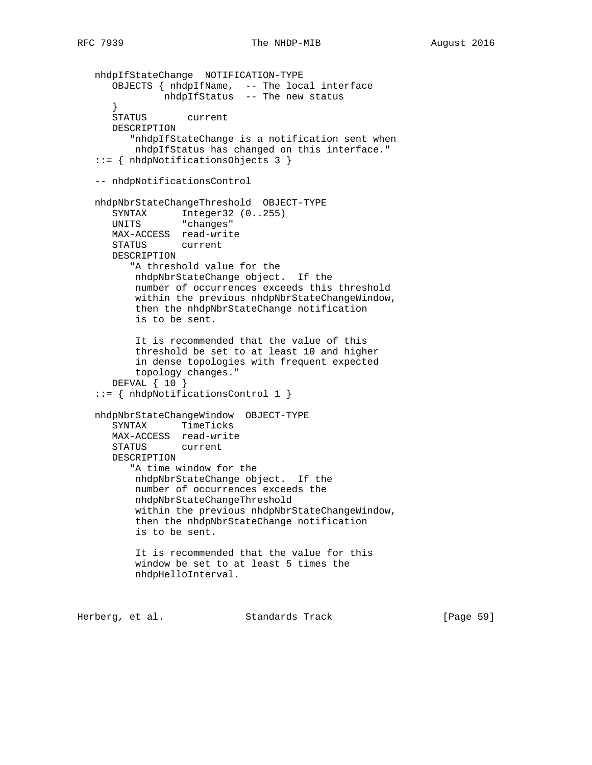```
   nhdpIfStateChange  NOTIFICATION-TYPE
      OBJECTS { nhdpIfName,  -- The local interface
                nhdpIfStatus  -- The new status
      }
      STATUS       current
      DESCRIPTION
         "nhdpIfStateChange is a notification sent when
          nhdpIfStatus has changed on this interface."
   ::= { nhdpNotificationsObjects 3 }

   -- nhdpNotificationsControl

   nhdpNbrStateChangeThreshold  OBJECT-TYPE
      SYNTAX      Integer32 (0..255)
      UNITS       "changes"
      MAX-ACCESS  read-write
      STATUS      current
      DESCRIPTION
         "A threshold value for the
          nhdpNbrStateChange object.  If the
          number of occurrences exceeds this threshold
          within the previous nhdpNbrStateChangeWindow,
          then the nhdpNbrStateChange notification
          is to be sent.

          It is recommended that the value of this
          threshold be set to at least 10 and higher
          in dense topologies with frequent expected
          topology changes."
      DEFVAL { 10 }
   ::= { nhdpNotificationsControl 1 }

   nhdpNbrStateChangeWindow  OBJECT-TYPE
      SYNTAX      TimeTicks
      MAX-ACCESS  read-write
      STATUS      current
      DESCRIPTION
         "A time window for the
          nhdpNbrStateChange object.  If the
          number of occurrences exceeds the
          nhdpNbrStateChangeThreshold
          within the previous nhdpNbrStateChangeWindow,
          then the nhdpNbrStateChange notification
          is to be sent.

          It is recommended that the value for this
          window be set to at least 5 times the
          nhdpHelloInterval.
```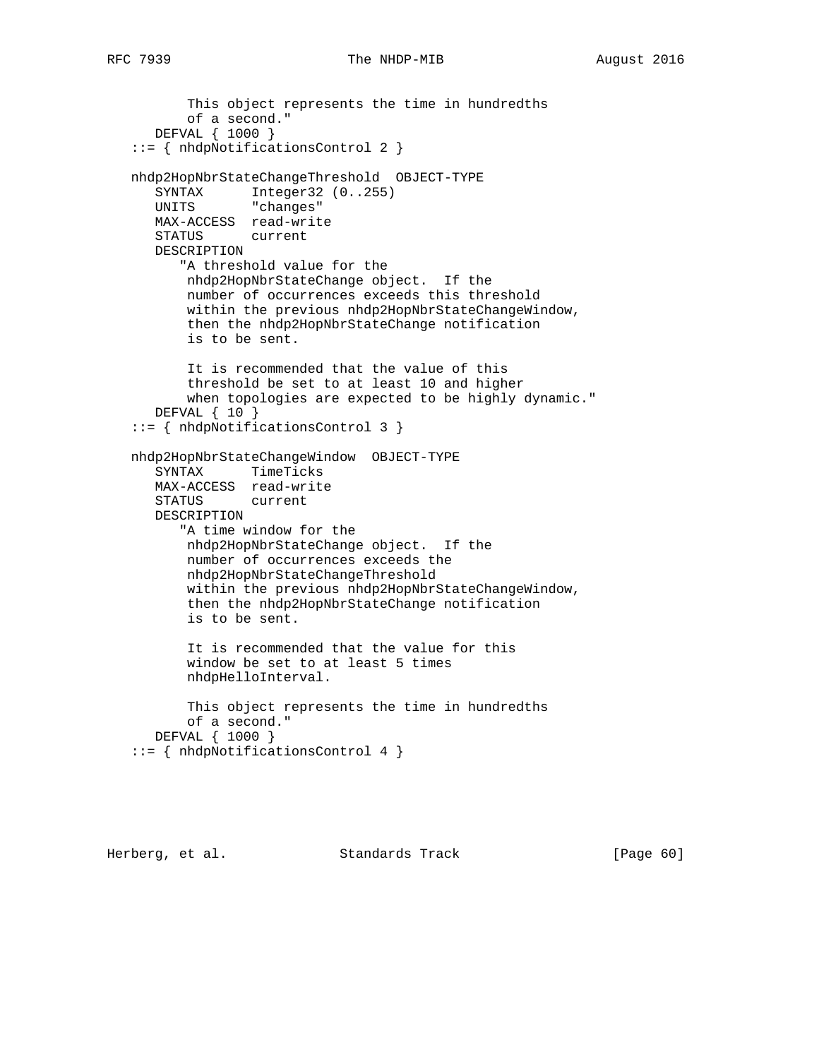```
          This object represents the time in hundredths
          of a second."
      DEFVAL { 1000 }
   ::= { nhdpNotificationsControl 2 }

   nhdp2HopNbrStateChangeThreshold  OBJECT-TYPE
      SYNTAX      Integer32 (0..255)
      UNITS       "changes"
      MAX-ACCESS  read-write
      STATUS      current
      DESCRIPTION
         "A threshold value for the
          nhdp2HopNbrStateChange object.  If the
          number of occurrences exceeds this threshold
          within the previous nhdp2HopNbrStateChangeWindow,
          then the nhdp2HopNbrStateChange notification
          is to be sent.

          It is recommended that the value of this
          threshold be set to at least 10 and higher
          when topologies are expected to be highly dynamic."
      DEFVAL { 10 }
   ::= { nhdpNotificationsControl 3 }

   nhdp2HopNbrStateChangeWindow  OBJECT-TYPE
      SYNTAX      TimeTicks
      MAX-ACCESS  read-write
      STATUS      current
      DESCRIPTION
         "A time window for the
          nhdp2HopNbrStateChange object.  If the
          number of occurrences exceeds the
          nhdp2HopNbrStateChangeThreshold
          within the previous nhdp2HopNbrStateChangeWindow,
          then the nhdp2HopNbrStateChange notification
          is to be sent.

          It is recommended that the value for this
          window be set to at least 5 times
          nhdpHelloInterval.

          This object represents the time in hundredths
          of a second."
      DEFVAL { 1000 }
   ::= { nhdpNotificationsControl 4 }
```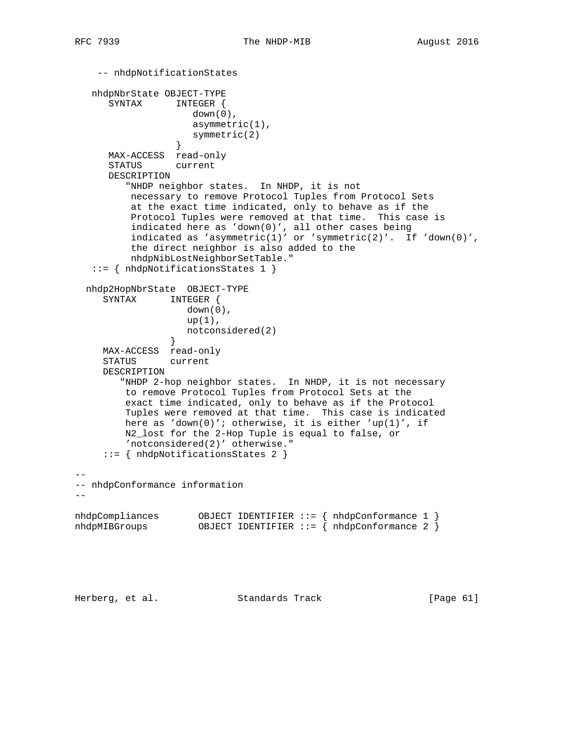```
    -- nhdpNotificationStates

   nhdpNbrState OBJECT-TYPE
      SYNTAX      INTEGER {
                     down(0),
                     asymmetric(1),
                     symmetric(2)
                  }
      MAX-ACCESS  read-only
      STATUS      current
      DESCRIPTION
         "NHDP neighbor states.  In NHDP, it is not
          necessary to remove Protocol Tuples from Protocol Sets
          at the exact time indicated, only to behave as if the
          Protocol Tuples were removed at that time.  This case is
          indicated here as 'down(0)', all other cases being
          indicated as 'asymmetric(1)' or 'symmetric(2)'.  If 'down(0)',
          the direct neighbor is also added to the
          nhdpNibLostNeighborSetTable."
   ::= { nhdpNotificationsStates 1 }

  nhdp2HopNbrState  OBJECT-TYPE
     SYNTAX      INTEGER {
                    down(0),
                    up(1),
                    notconsidered(2)
                 }
     MAX-ACCESS  read-only
     STATUS      current
     DESCRIPTION
        "NHDP 2-hop neighbor states.  In NHDP, it is not necessary
         to remove Protocol Tuples from Protocol Sets at the
         exact time indicated, only to behave as if the Protocol
         Tuples were removed at that time.  This case is indicated
         here as 'down(0)'; otherwise, it is either 'up(1)', if
         N2_lost for the 2-Hop Tuple is equal to false, or
         'notconsidered(2)' otherwise."
     ::= { nhdpNotificationsStates 2 }

--
-- nhdpConformance information
--

nhdpCompliances       OBJECT IDENTIFIER ::= { nhdpConformance 1 }
nhdpMIBGroups         OBJECT IDENTIFIER ::= { nhdpConformance 2 }
```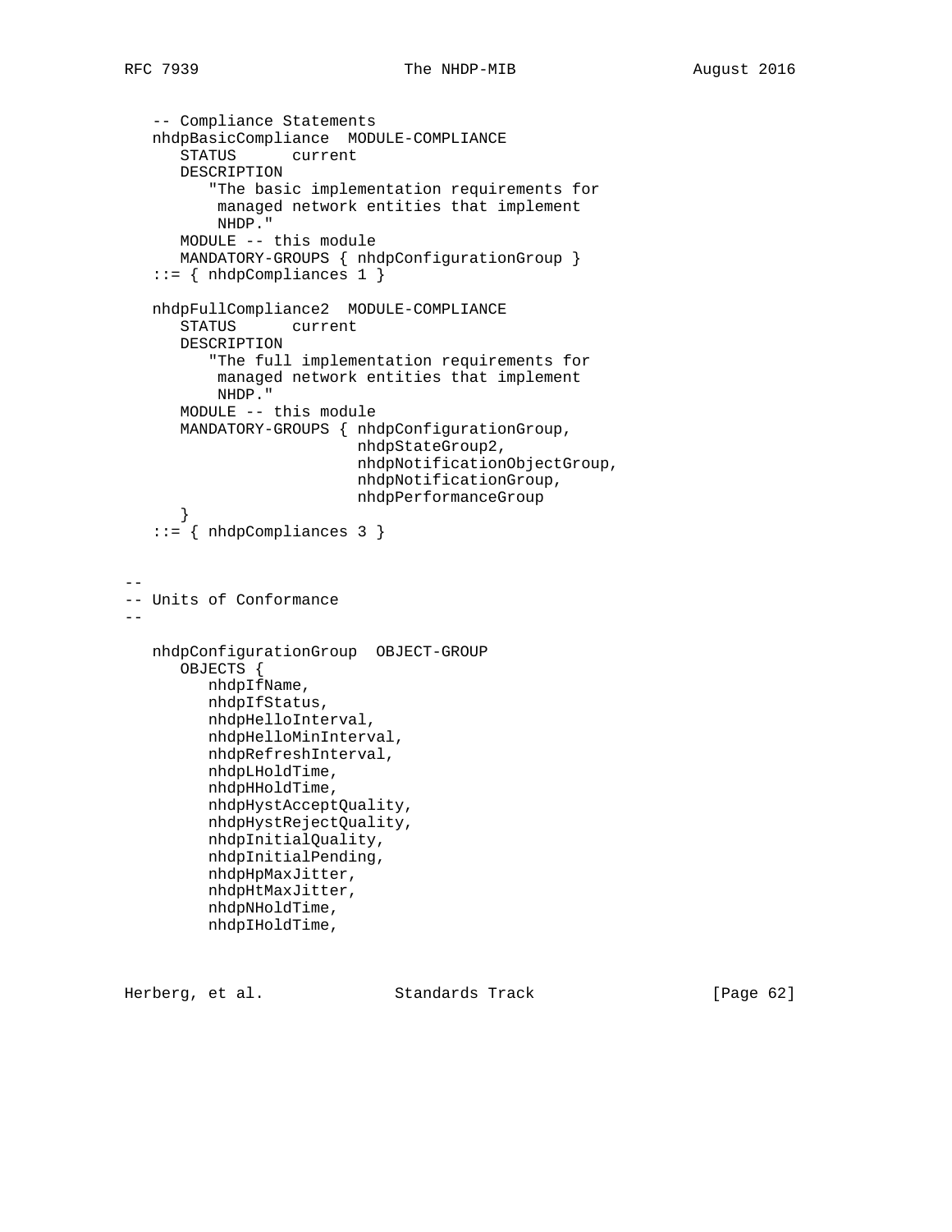```
   -- Compliance Statements
   nhdpBasicCompliance  MODULE-COMPLIANCE
      STATUS      current
      DESCRIPTION
         "The basic implementation requirements for
          managed network entities that implement
          NHDP."
      MODULE -- this module
      MANDATORY-GROUPS { nhdpConfigurationGroup }
   ::= { nhdpCompliances 1 }

   nhdpFullCompliance2  MODULE-COMPLIANCE
      STATUS      current
      DESCRIPTION
         "The full implementation requirements for
          managed network entities that implement
          NHDP."
      MODULE -- this module
      MANDATORY-GROUPS { nhdpConfigurationGroup,
                         nhdpStateGroup2,
                         nhdpNotificationObjectGroup,
                         nhdpNotificationGroup,
                         nhdpPerformanceGroup
      }
   ::= { nhdpCompliances 3 }


--
-- Units of Conformance
--

   nhdpConfigurationGroup  OBJECT-GROUP
      OBJECTS {
         nhdpIfName,
         nhdpIfStatus,
         nhdpHelloInterval,
         nhdpHelloMinInterval,
         nhdpRefreshInterval,
         nhdpLHoldTime,
         nhdpHHoldTime,
         nhdpHystAcceptQuality,
         nhdpHystRejectQuality,
         nhdpInitialQuality,
         nhdpInitialPending,
         nhdpHpMaxJitter,
         nhdpHtMaxJitter,
         nhdpNHoldTime,
         nhdpIHoldTime,
```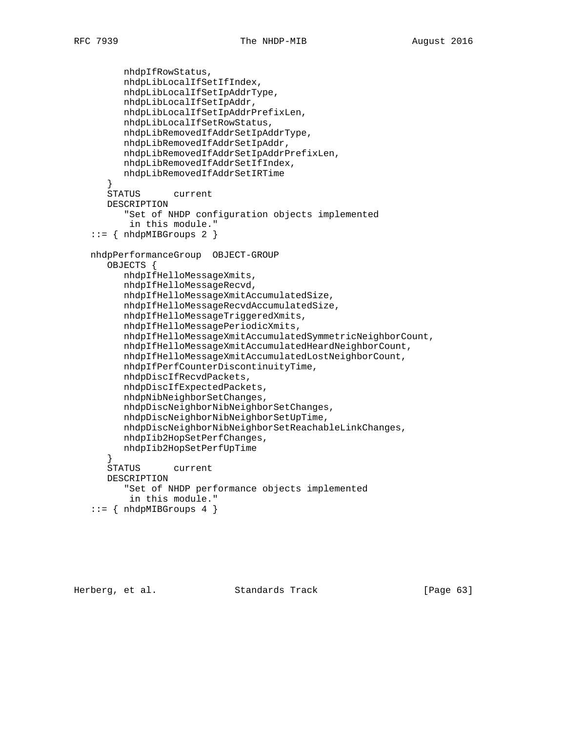```
         nhdpIfRowStatus,
         nhdpLibLocalIfSetIfIndex,
         nhdpLibLocalIfSetIpAddrType,
         nhdpLibLocalIfSetIpAddr,
         nhdpLibLocalIfSetIpAddrPrefixLen,
         nhdpLibLocalIfSetRowStatus,
         nhdpLibRemovedIfAddrSetIpAddrType,
         nhdpLibRemovedIfAddrSetIpAddr,
         nhdpLibRemovedIfAddrSetIpAddrPrefixLen,
         nhdpLibRemovedIfAddrSetIfIndex,
         nhdpLibRemovedIfAddrSetIRTime
      }
      STATUS      current
      DESCRIPTION
         "Set of NHDP configuration objects implemented
          in this module."
   ::= { nhdpMIBGroups 2 }

   nhdpPerformanceGroup  OBJECT-GROUP
      OBJECTS {
         nhdpIfHelloMessageXmits,
         nhdpIfHelloMessageRecvd,
         nhdpIfHelloMessageXmitAccumulatedSize,
         nhdpIfHelloMessageRecvdAccumulatedSize,
         nhdpIfHelloMessageTriggeredXmits,
         nhdpIfHelloMessagePeriodicXmits,
         nhdpIfHelloMessageXmitAccumulatedSymmetricNeighborCount,
         nhdpIfHelloMessageXmitAccumulatedHeardNeighborCount,
         nhdpIfHelloMessageXmitAccumulatedLostNeighborCount,
         nhdpIfPerfCounterDiscontinuityTime,
         nhdpDiscIfRecvdPackets,
         nhdpDiscIfExpectedPackets,
         nhdpNibNeighborSetChanges,
         nhdpDiscNeighborNibNeighborSetChanges,
         nhdpDiscNeighborNibNeighborSetUpTime,
         nhdpDiscNeighborNibNeighborSetReachableLinkChanges,
         nhdpIib2HopSetPerfChanges,
         nhdpIib2HopSetPerfUpTime
      }
      STATUS      current
      DESCRIPTION
         "Set of NHDP performance objects implemented
          in this module."
   ::= { nhdpMIBGroups 4 }
```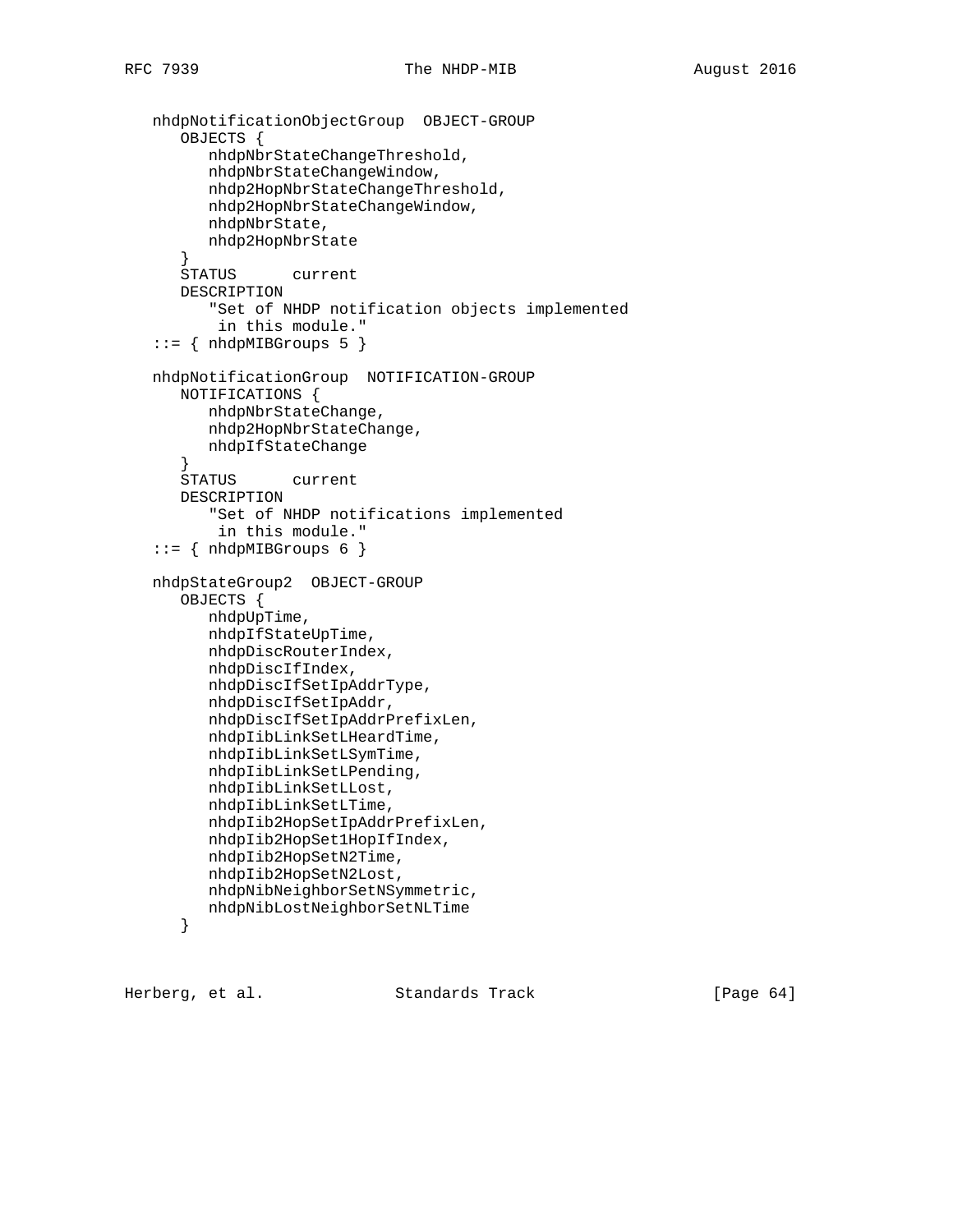```
   nhdpNotificationObjectGroup  OBJECT-GROUP
      OBJECTS {
         nhdpNbrStateChangeThreshold,
         nhdpNbrStateChangeWindow,
         nhdp2HopNbrStateChangeThreshold,
         nhdp2HopNbrStateChangeWindow,
         nhdpNbrState,
         nhdp2HopNbrState
      }
      STATUS      current
      DESCRIPTION
         "Set of NHDP notification objects implemented
          in this module."
   ::= { nhdpMIBGroups 5 }

   nhdpNotificationGroup  NOTIFICATION-GROUP
      NOTIFICATIONS {
         nhdpNbrStateChange,
         nhdp2HopNbrStateChange,
         nhdpIfStateChange
      }
      STATUS      current
      DESCRIPTION
         "Set of NHDP notifications implemented
          in this module."
   ::= { nhdpMIBGroups 6 }

   nhdpStateGroup2  OBJECT-GROUP
      OBJECTS {
         nhdpUpTime,
         nhdpIfStateUpTime,
         nhdpDiscRouterIndex,
         nhdpDiscIfIndex,
         nhdpDiscIfSetIpAddrType,
         nhdpDiscIfSetIpAddr,
         nhdpDiscIfSetIpAddrPrefixLen,
         nhdpIibLinkSetLHeardTime,
         nhdpIibLinkSetLSymTime,
         nhdpIibLinkSetLPending,
         nhdpIibLinkSetLLost,
         nhdpIibLinkSetLTime,
         nhdpIib2HopSetIpAddrPrefixLen,
         nhdpIib2HopSet1HopIfIndex,
         nhdpIib2HopSetN2Time,
         nhdpIib2HopSetN2Lost,
         nhdpNibNeighborSetNSymmetric,
         nhdpNibLostNeighborSetNLTime
      }
```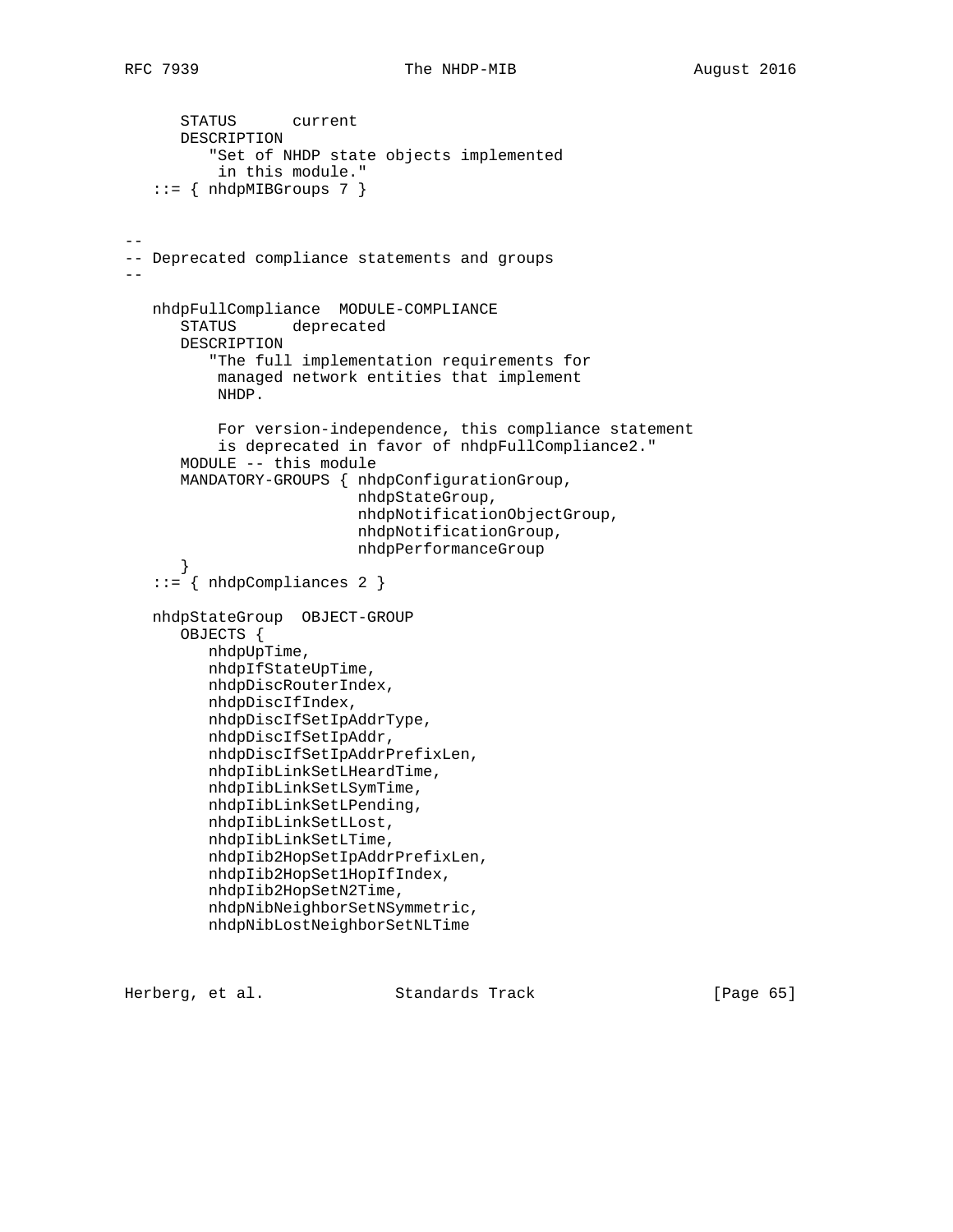```
      STATUS      current
      DESCRIPTION
         "Set of NHDP state objects implemented
          in this module."
   ::= { nhdpMIBGroups 7 }


--
-- Deprecated compliance statements and groups
--

   nhdpFullCompliance  MODULE-COMPLIANCE
      STATUS      deprecated
      DESCRIPTION
         "The full implementation requirements for
          managed network entities that implement
          NHDP.

          For version-independence, this compliance statement
          is deprecated in favor of nhdpFullCompliance2."
      MODULE -- this module
      MANDATORY-GROUPS { nhdpConfigurationGroup,
                         nhdpStateGroup,
                         nhdpNotificationObjectGroup,
                         nhdpNotificationGroup,
                         nhdpPerformanceGroup
      }
   ::= { nhdpCompliances 2 }

   nhdpStateGroup  OBJECT-GROUP
      OBJECTS {
         nhdpUpTime,
         nhdpIfStateUpTime,
         nhdpDiscRouterIndex,
         nhdpDiscIfIndex,
         nhdpDiscIfSetIpAddrType,
         nhdpDiscIfSetIpAddr,
         nhdpDiscIfSetIpAddrPrefixLen,
         nhdpIibLinkSetLHeardTime,
         nhdpIibLinkSetLSymTime,
         nhdpIibLinkSetLPending,
         nhdpIibLinkSetLLost,
         nhdpIibLinkSetLTime,
         nhdpIib2HopSetIpAddrPrefixLen,
         nhdpIib2HopSet1HopIfIndex,
         nhdpIib2HopSetN2Time,
         nhdpNibNeighborSetNSymmetric,
         nhdpNibLostNeighborSetNLTime
```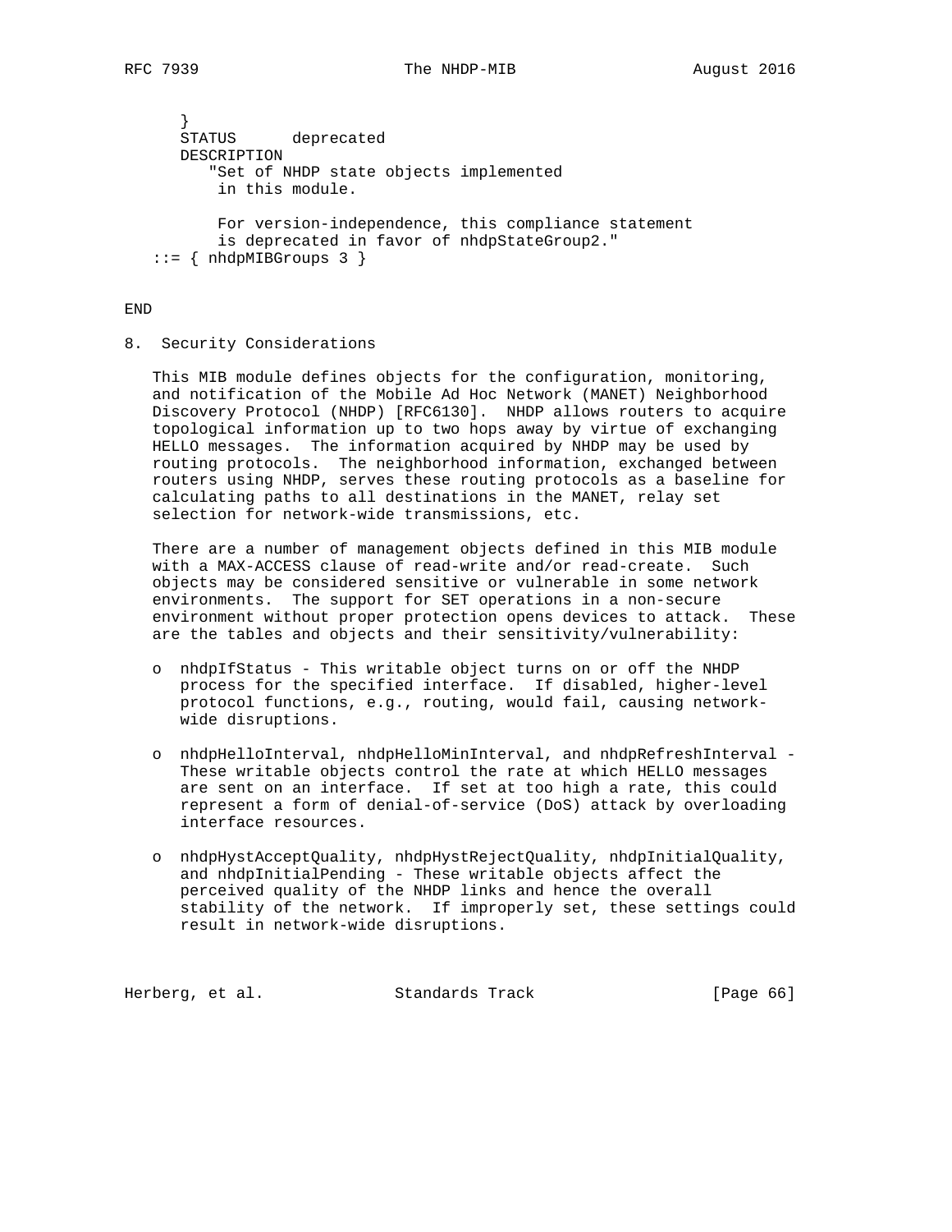```
      }
      STATUS      deprecated
      DESCRIPTION
         "Set of NHDP state objects implemented
          in this module.

          For version-independence, this compliance statement
          is deprecated in favor of nhdpStateGroup2."
   ::= { nhdpMIBGroups 3 }

END
```

## 8. Security Considerations

This MIB module defines objects for the configuration, monitoring, and notification of the Mobile Ad Hoc Network (MANET) Neighborhood Discovery Protocol (NHDP) [RFC6130]. NHDP allows routers to acquire topological information up to two hops away by virtue of exchanging HELLO messages. The information acquired by NHDP may be used by routing protocols. The neighborhood information, exchanged between routers using NHDP, serves these routing protocols as a baseline for calculating paths to all destinations in the MANET, relay set selection for network-wide transmissions, etc.

There are a number of management objects defined in this MIB module with a MAX-ACCESS clause of read-write and/or read-create. Such objects may be considered sensitive or vulnerable in some network environments. The support for SET operations in a non-secure environment without proper protection opens devices to attack. These are the tables and objects and their sensitivity/vulnerability:

- nhdpIfStatus - This writable object turns on or off the NHDP process for the specified interface. If disabled, higher-level protocol functions, e.g., routing, would fail, causing network-wide disruptions.

- nhdpHelloInterval, nhdpHelloMinInterval, and nhdpRefreshInterval - These writable objects control the rate at which HELLO messages are sent on an interface. If set at too high a rate, this could represent a form of denial-of-service (DoS) attack by overloading interface resources.

- nhdpHystAcceptQuality, nhdpHystRejectQuality, nhdpInitialQuality, and nhdpInitialPending - These writable objects affect the perceived quality of the NHDP links and hence the overall stability of the network. If improperly set, these settings could result in network-wide disruptions.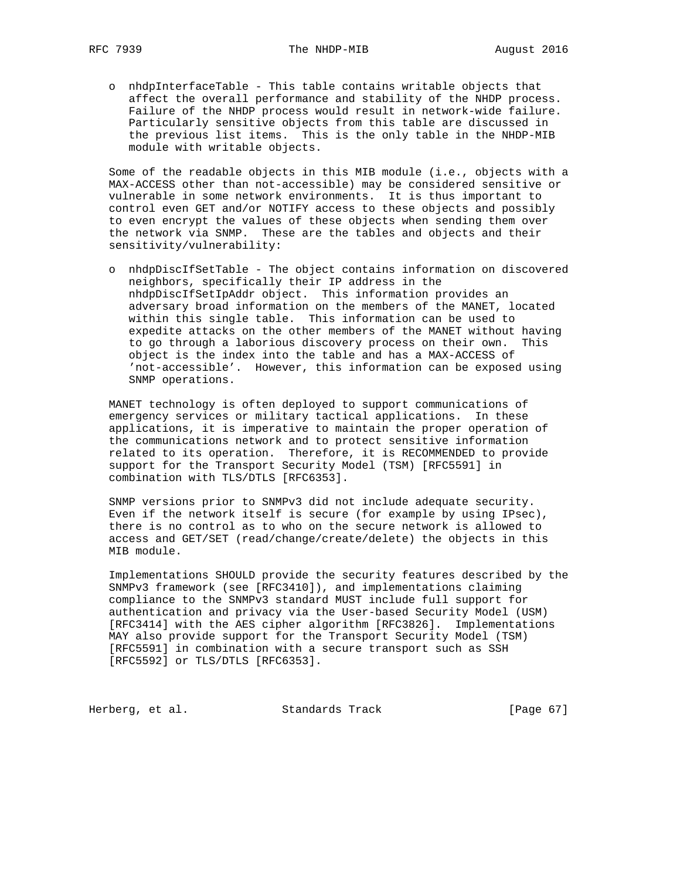- nhdpInterfaceTable - This table contains writable objects that affect the overall performance and stability of the NHDP process. Failure of the NHDP process would result in network-wide failure. Particularly sensitive objects from this table are discussed in the previous list items. This is the only table in the NHDP-MIB module with writable objects.

Some of the readable objects in this MIB module (i.e., objects with a MAX-ACCESS other than not-accessible) may be considered sensitive or vulnerable in some network environments. It is thus important to control even GET and/or NOTIFY access to these objects and possibly to even encrypt the values of these objects when sending them over the network via SNMP. These are the tables and objects and their sensitivity/vulnerability:

- nhdpDiscIfSetTable - The object contains information on discovered neighbors, specifically their IP address in the nhdpDiscIfSetIpAddr object. This information provides an adversary broad information on the members of the MANET, located within this single table. This information can be used to expedite attacks on the other members of the MANET without having to go through a laborious discovery process on their own. This object is the index into the table and has a MAX-ACCESS of 'not-accessible'. However, this information can be exposed using SNMP operations.

MANET technology is often deployed to support communications of emergency services or military tactical applications. In these applications, it is imperative to maintain the proper operation of the communications network and to protect sensitive information related to its operation. Therefore, it is RECOMMENDED to provide support for the Transport Security Model (TSM) [RFC5591] in combination with TLS/DTLS [RFC6353].

SNMP versions prior to SNMPv3 did not include adequate security. Even if the network itself is secure (for example by using IPsec), there is no control as to who on the secure network is allowed to access and GET/SET (read/change/create/delete) the objects in this MIB module.

Implementations SHOULD provide the security features described by the SNMPv3 framework (see [RFC3410]), and implementations claiming compliance to the SNMPv3 standard MUST include full support for authentication and privacy via the User-based Security Model (USM) [RFC3414] with the AES cipher algorithm [RFC3826]. Implementations MAY also provide support for the Transport Security Model (TSM) [RFC5591] in combination with a secure transport such as SSH [RFC5592] or TLS/DTLS [RFC6353].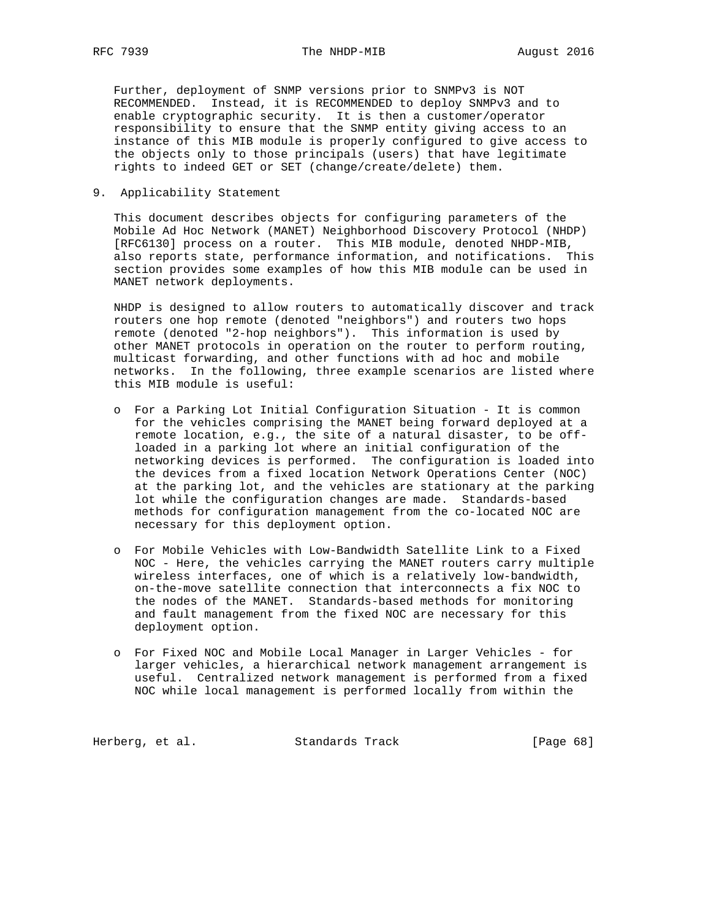Further, deployment of SNMP versions prior to SNMPv3 is NOT RECOMMENDED. Instead, it is RECOMMENDED to deploy SNMPv3 and to enable cryptographic security. It is then a customer/operator responsibility to ensure that the SNMP entity giving access to an instance of this MIB module is properly configured to give access to the objects only to those principals (users) that have legitimate rights to indeed GET or SET (change/create/delete) them.

## 9. Applicability Statement

This document describes objects for configuring parameters of the Mobile Ad Hoc Network (MANET) Neighborhood Discovery Protocol (NHDP) [RFC6130] process on a router. This MIB module, denoted NHDP-MIB, also reports state, performance information, and notifications. This section provides some examples of how this MIB module can be used in MANET network deployments.

NHDP is designed to allow routers to automatically discover and track routers one hop remote (denoted "neighbors") and routers two hops remote (denoted "2-hop neighbors"). This information is used by other MANET protocols in operation on the router to perform routing, multicast forwarding, and other functions with ad hoc and mobile networks. In the following, three example scenarios are listed where this MIB module is useful:

- For a Parking Lot Initial Configuration Situation - It is common for the vehicles comprising the MANET being forward deployed at a remote location, e.g., the site of a natural disaster, to be off-loaded in a parking lot where an initial configuration of the networking devices is performed. The configuration is loaded into the devices from a fixed location Network Operations Center (NOC) at the parking lot, and the vehicles are stationary at the parking lot while the configuration changes are made. Standards-based methods for configuration management from the co-located NOC are necessary for this deployment option.

- For Mobile Vehicles with Low-Bandwidth Satellite Link to a Fixed NOC - Here, the vehicles carrying the MANET routers carry multiple wireless interfaces, one of which is a relatively low-bandwidth, on-the-move satellite connection that interconnects a fix NOC to the nodes of the MANET. Standards-based methods for monitoring and fault management from the fixed NOC are necessary for this deployment option.

- For Fixed NOC and Mobile Local Manager in Larger Vehicles - for larger vehicles, a hierarchical network management arrangement is useful. Centralized network management is performed from a fixed NOC while local management is performed locally from within the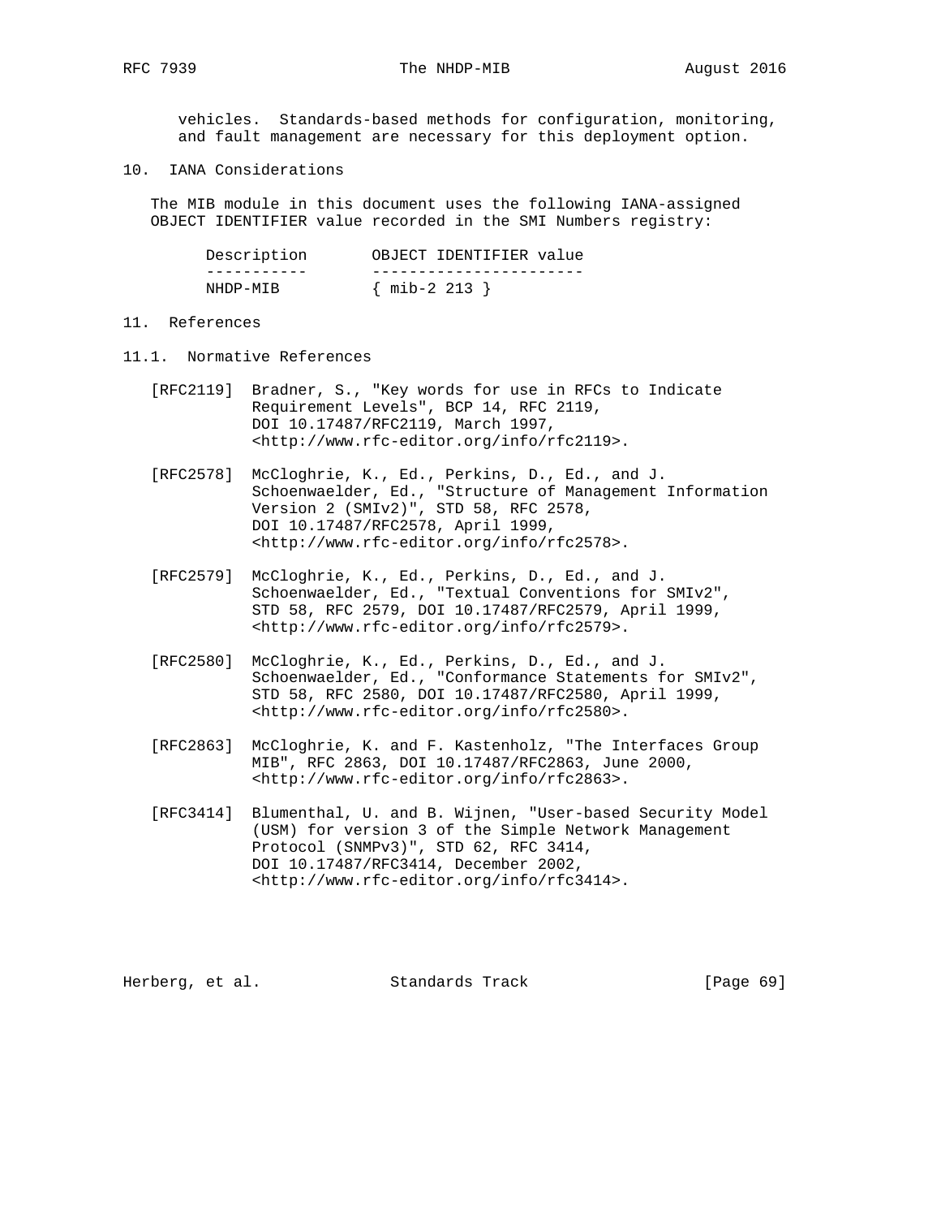vehicles. Standards-based methods for configuration, monitoring, and fault management are necessary for this deployment option.

## 10. IANA Considerations

The MIB module in this document uses the following IANA-assigned OBJECT IDENTIFIER value recorded in the SMI Numbers registry:

| Description | OBJECT IDENTIFIER value |
|---|---|
| NHDP-MIB | { mib-2 213 } |

## 11. References

### 11.1. Normative References

[RFC2119] Bradner, S., "Key words for use in RFCs to Indicate Requirement Levels", BCP 14, RFC 2119, DOI 10.17487/RFC2119, March 1997, <http://www.rfc-editor.org/info/rfc2119>.

[RFC2578] McCloghrie, K., Ed., Perkins, D., Ed., and J. Schoenwaelder, Ed., "Structure of Management Information Version 2 (SMIv2)", STD 58, RFC 2578, DOI 10.17487/RFC2578, April 1999, <http://www.rfc-editor.org/info/rfc2578>.

[RFC2579] McCloghrie, K., Ed., Perkins, D., Ed., and J. Schoenwaelder, Ed., "Textual Conventions for SMIv2", STD 58, RFC 2579, DOI 10.17487/RFC2579, April 1999, <http://www.rfc-editor.org/info/rfc2579>.

[RFC2580] McCloghrie, K., Ed., Perkins, D., Ed., and J. Schoenwaelder, Ed., "Conformance Statements for SMIv2", STD 58, RFC 2580, DOI 10.17487/RFC2580, April 1999, <http://www.rfc-editor.org/info/rfc2580>.

[RFC2863] McCloghrie, K. and F. Kastenholz, "The Interfaces Group MIB", RFC 2863, DOI 10.17487/RFC2863, June 2000, <http://www.rfc-editor.org/info/rfc2863>.

[RFC3414] Blumenthal, U. and B. Wijnen, "User-based Security Model (USM) for version 3 of the Simple Network Management Protocol (SNMPv3)", STD 62, RFC 3414, DOI 10.17487/RFC3414, December 2002, <http://www.rfc-editor.org/info/rfc3414>.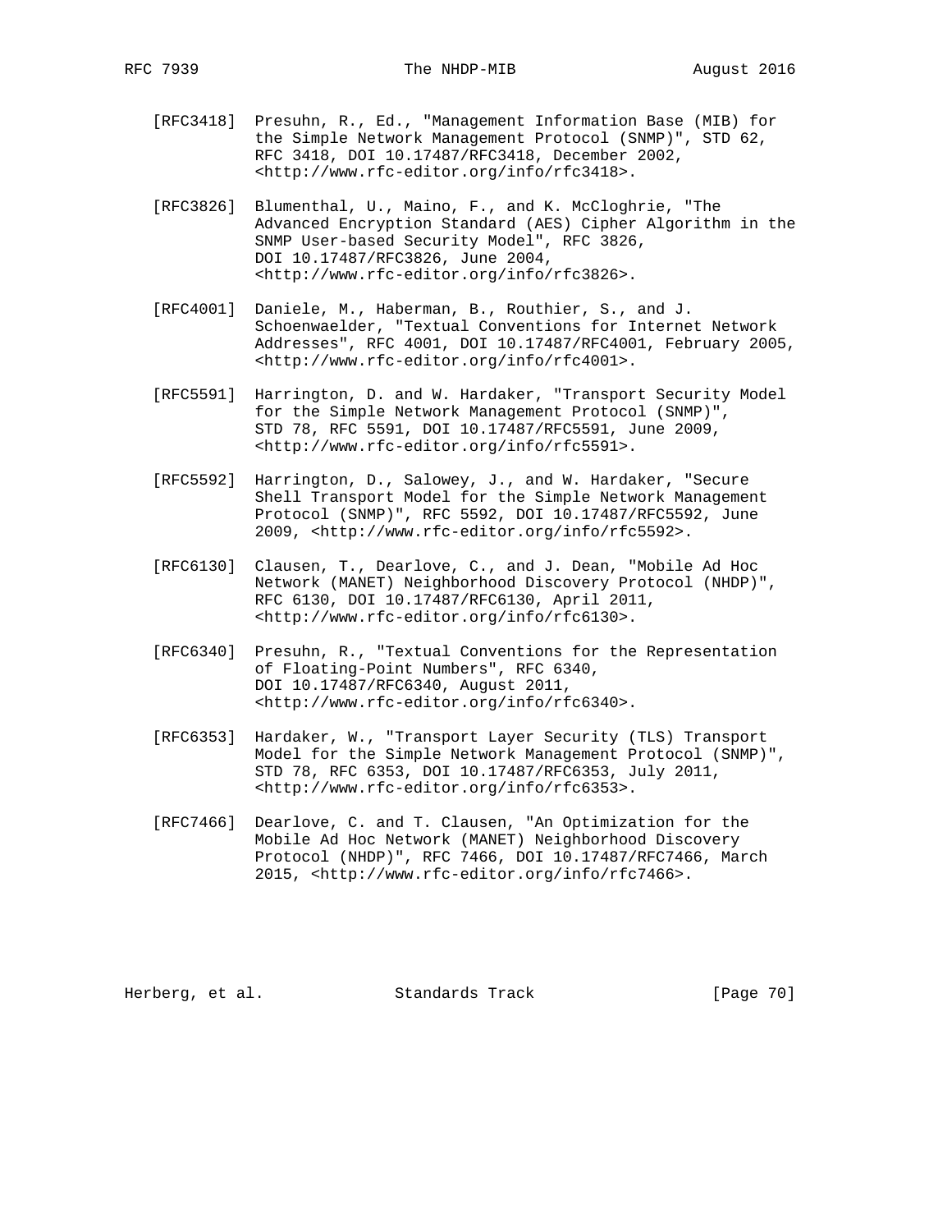[RFC3418] Presuhn, R., Ed., "Management Information Base (MIB) for the Simple Network Management Protocol (SNMP)", STD 62, RFC 3418, DOI 10.17487/RFC3418, December 2002, <http://www.rfc-editor.org/info/rfc3418>.

[RFC3826] Blumenthal, U., Maino, F., and K. McCloghrie, "The Advanced Encryption Standard (AES) Cipher Algorithm in the SNMP User-based Security Model", RFC 3826, DOI 10.17487/RFC3826, June 2004, <http://www.rfc-editor.org/info/rfc3826>.

[RFC4001] Daniele, M., Haberman, B., Routhier, S., and J. Schoenwaelder, "Textual Conventions for Internet Network Addresses", RFC 4001, DOI 10.17487/RFC4001, February 2005, <http://www.rfc-editor.org/info/rfc4001>.

[RFC5591] Harrington, D. and W. Hardaker, "Transport Security Model for the Simple Network Management Protocol (SNMP)", STD 78, RFC 5591, DOI 10.17487/RFC5591, June 2009, <http://www.rfc-editor.org/info/rfc5591>.

[RFC5592] Harrington, D., Salowey, J., and W. Hardaker, "Secure Shell Transport Model for the Simple Network Management Protocol (SNMP)", RFC 5592, DOI 10.17487/RFC5592, June 2009, <http://www.rfc-editor.org/info/rfc5592>.

[RFC6130] Clausen, T., Dearlove, C., and J. Dean, "Mobile Ad Hoc Network (MANET) Neighborhood Discovery Protocol (NHDP)", RFC 6130, DOI 10.17487/RFC6130, April 2011, <http://www.rfc-editor.org/info/rfc6130>.

[RFC6340] Presuhn, R., "Textual Conventions for the Representation of Floating-Point Numbers", RFC 6340, DOI 10.17487/RFC6340, August 2011, <http://www.rfc-editor.org/info/rfc6340>.

[RFC6353] Hardaker, W., "Transport Layer Security (TLS) Transport Model for the Simple Network Management Protocol (SNMP)", STD 78, RFC 6353, DOI 10.17487/RFC6353, July 2011, <http://www.rfc-editor.org/info/rfc6353>.

[RFC7466] Dearlove, C. and T. Clausen, "An Optimization for the Mobile Ad Hoc Network (MANET) Neighborhood Discovery Protocol (NHDP)", RFC 7466, DOI 10.17487/RFC7466, March 2015, <http://www.rfc-editor.org/info/rfc7466>.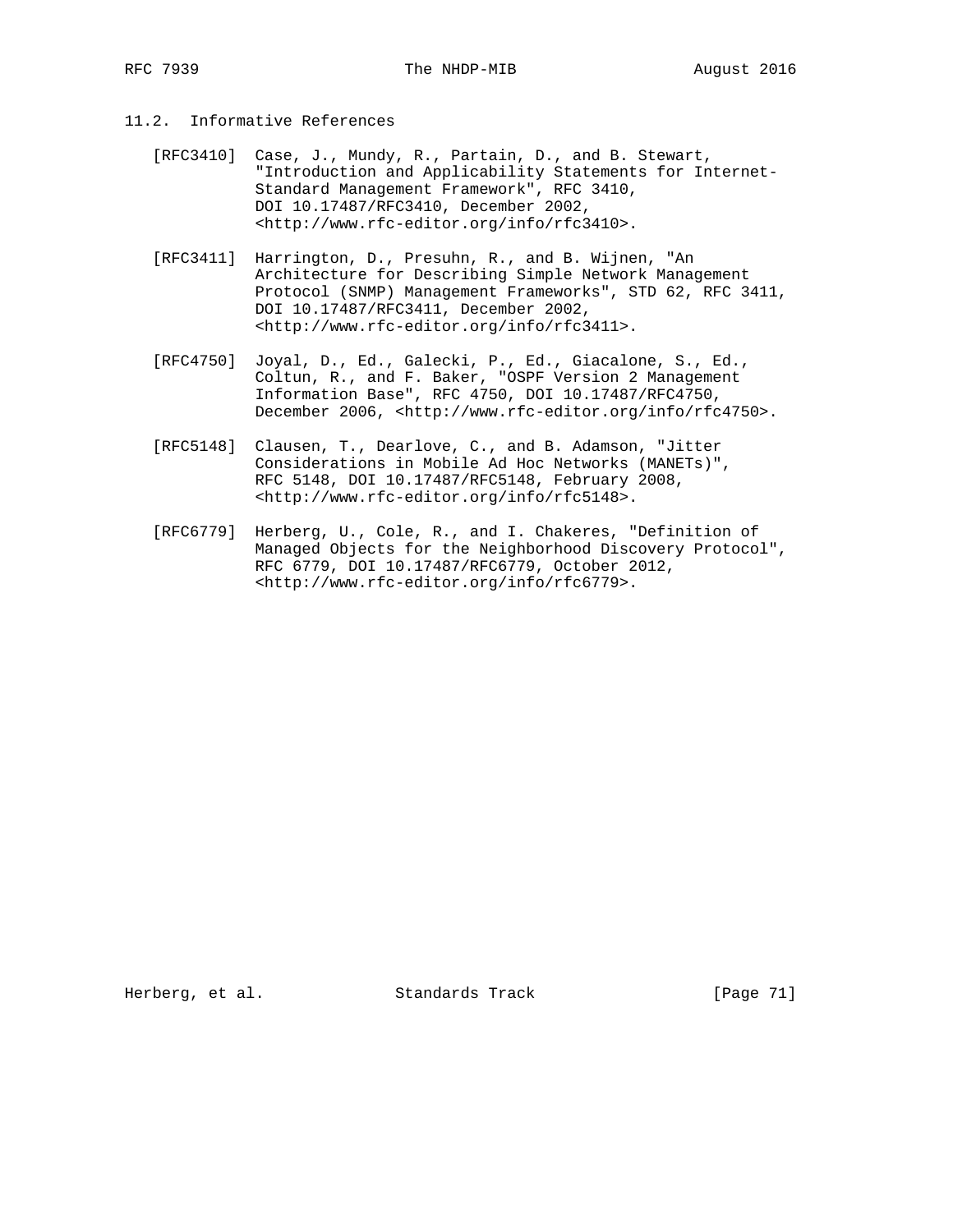### 11.2. Informative References

[RFC3410] Case, J., Mundy, R., Partain, D., and B. Stewart, "Introduction and Applicability Statements for Internet-Standard Management Framework", RFC 3410, DOI 10.17487/RFC3410, December 2002, <http://www.rfc-editor.org/info/rfc3410>.

[RFC3411] Harrington, D., Presuhn, R., and B. Wijnen, "An Architecture for Describing Simple Network Management Protocol (SNMP) Management Frameworks", STD 62, RFC 3411, DOI 10.17487/RFC3411, December 2002, <http://www.rfc-editor.org/info/rfc3411>.

[RFC4750] Joyal, D., Ed., Galecki, P., Ed., Giacalone, S., Ed., Coltun, R., and F. Baker, "OSPF Version 2 Management Information Base", RFC 4750, DOI 10.17487/RFC4750, December 2006, <http://www.rfc-editor.org/info/rfc4750>.

[RFC5148] Clausen, T., Dearlove, C., and B. Adamson, "Jitter Considerations in Mobile Ad Hoc Networks (MANETs)", RFC 5148, DOI 10.17487/RFC5148, February 2008, <http://www.rfc-editor.org/info/rfc5148>.

[RFC6779] Herberg, U., Cole, R., and I. Chakeres, "Definition of Managed Objects for the Neighborhood Discovery Protocol", RFC 6779, DOI 10.17487/RFC6779, October 2012, <http://www.rfc-editor.org/info/rfc6779>.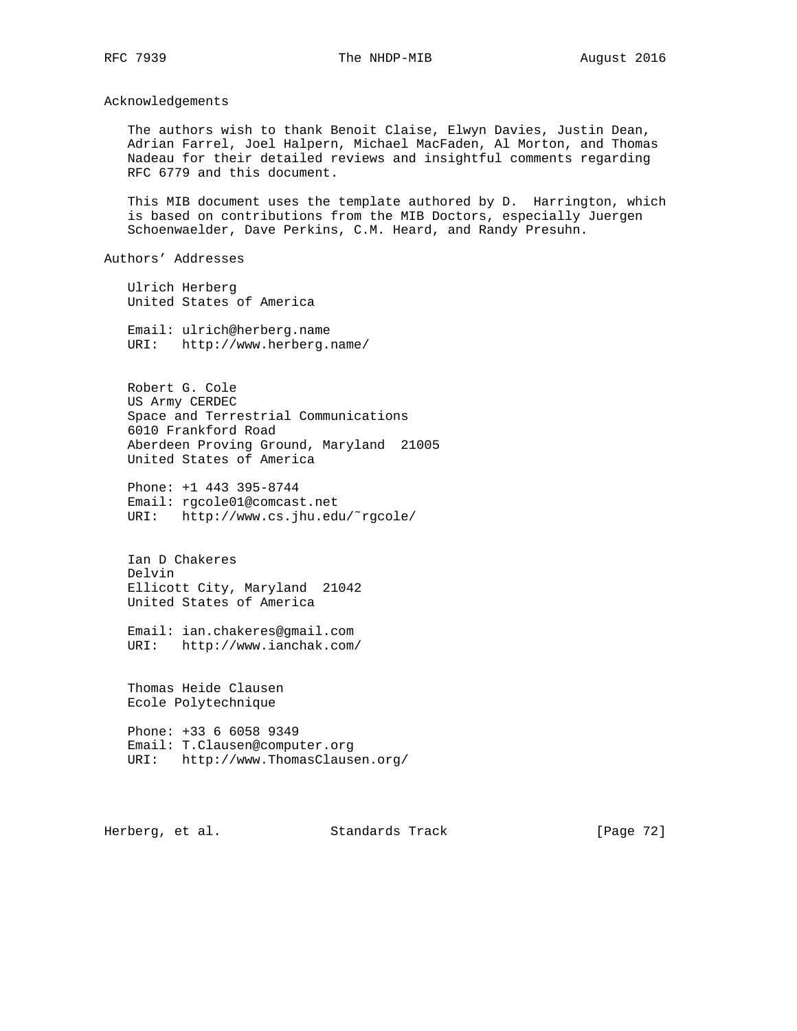## Acknowledgements

The authors wish to thank Benoit Claise, Elwyn Davies, Justin Dean, Adrian Farrel, Joel Halpern, Michael MacFaden, Al Morton, and Thomas Nadeau for their detailed reviews and insightful comments regarding RFC 6779 and this document.

This MIB document uses the template authored by D. Harrington, which is based on contributions from the MIB Doctors, especially Juergen Schoenwaelder, Dave Perkins, C.M. Heard, and Randy Presuhn.

## Authors' Addresses

Ulrich Herberg
United States of America

Email: ulrich@herberg.name
URI: http://www.herberg.name/

Robert G. Cole
US Army CERDEC
Space and Terrestrial Communications
6010 Frankford Road
Aberdeen Proving Ground, Maryland 21005
United States of America

Phone: +1 443 395-8744
Email: rgcole01@comcast.net
URI: http://www.cs.jhu.edu/~rgcole/

Ian D Chakeres
Delvin
Ellicott City, Maryland 21042
United States of America

Email: ian.chakeres@gmail.com
URI: http://www.ianchak.com/

Thomas Heide Clausen
Ecole Polytechnique

Phone: +33 6 6058 9349
Email: T.Clausen@computer.org
URI: http://www.ThomasClausen.org/